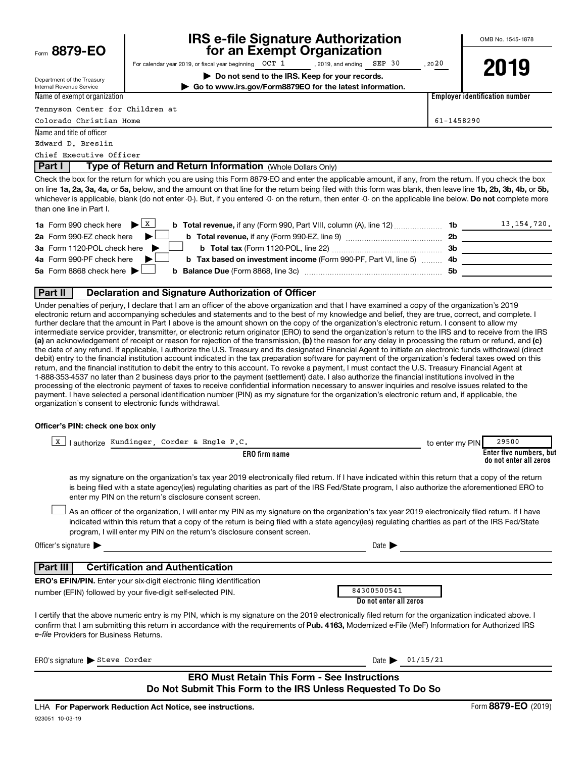Form **8879-EO**

Department of the Treasury
Internal Revenue Service

# IRS e-file Signature Authorization for an Exempt Organization

For calendar year 2019, or fiscal year beginning OCT 1, 2019, and ending SEP 30, 2020

▶ **Do not send to the IRS. Keep for your records.**

▶ **Go to www.irs.gov/Form8879EO for the latest information.**

OMB No. 1545-1878

**2019**

| Name of exempt organization | Employer identification number |
|---|---|
| Tennyson Center for Children at Colorado Christian Home | 61-1458290 |

Name and title of officer
Edward D. Breslin
Chief Executive Officer

## Part I — Type of Return and Return Information (Whole Dollars Only)

Check the box for the return for which you are using this Form 8879-EO and enter the applicable amount, if any, from the return. If you check the box on line **1a, 2a, 3a, 4a,** or **5a,** below, and the amount on that line for the return being filed with this form was blank, then leave line **1b, 2b, 3b, 4b,** or **5b,** whichever is applicable, blank (do not enter -0-). But, if you entered -0- on the return, then enter -0- on the applicable line below. **Do not** complete more than one line in Part I.

| | | | |
|---|---|---|---|
| **1a** Form 990 check here ▶ [X] | **b Total revenue,** if any (Form 990, Part VIII, column (A), line 12) | **1b** | 13,154,720. |
| **2a** Form 990-EZ check here ▶ [ ] | **b Total revenue,** if any (Form 990-EZ, line 9) | **2b** | |
| **3a** Form 1120-POL check here ▶ [ ] | **b Total tax** (Form 1120-POL, line 22) | **3b** | |
| **4a** Form 990-PF check here ▶ [ ] | **b Tax based on investment income** (Form 990-PF, Part VI, line 5) | **4b** | |
| **5a** Form 8868 check here ▶ [ ] | **b Balance Due** (Form 8868, line 3c) | **5b** | |

## Part II — Declaration and Signature Authorization of Officer

Under penalties of perjury, I declare that I am an officer of the above organization and that I have examined a copy of the organization's 2019 electronic return and accompanying schedules and statements and to the best of my knowledge and belief, they are true, correct, and complete. I further declare that the amount in Part I above is the amount shown on the copy of the organization's electronic return. I consent to allow my intermediate service provider, transmitter, or electronic return originator (ERO) to send the organization's return to the IRS and to receive from the IRS **(a)** an acknowledgement of receipt or reason for rejection of the transmission, **(b)** the reason for any delay in processing the return or refund, and **(c)** the date of any refund. If applicable, I authorize the U.S. Treasury and its designated Financial Agent to initiate an electronic funds withdrawal (direct debit) entry to the financial institution account indicated in the tax preparation software for payment of the organization's federal taxes owed on this return, and the financial institution to debit the entry to this account. To revoke a payment, I must contact the U.S. Treasury Financial Agent at 1-888-353-4537 no later than 2 business days prior to the payment (settlement) date. I also authorize the financial institutions involved in the processing of the electronic payment of taxes to receive confidential information necessary to answer inquiries and resolve issues related to the payment. I have selected a personal identification number (PIN) as my signature for the organization's electronic return and, if applicable, the organization's consent to electronic funds withdrawal.

**Officer's PIN: check one box only**

[X] I authorize Kundinger, Corder & Engle P.C. (**ERO firm name**) to enter my PIN 29500 (**Enter five numbers, but do not enter all zeros**)

as my signature on the organization's tax year 2019 electronically filed return. If I have indicated within this return that a copy of the return is being filed with a state agency(ies) regulating charities as part of the IRS Fed/State program, I also authorize the aforementioned ERO to enter my PIN on the return's disclosure consent screen.

[ ] As an officer of the organization, I will enter my PIN as my signature on the organization's tax year 2019 electronically filed return. If I have indicated within this return that a copy of the return is being filed with a state agency(ies) regulating charities as part of the IRS Fed/State program, I will enter my PIN on the return's disclosure consent screen.

Officer's signature ▶ ______________________ Date ▶ ______________

## Part III — Certification and Authentication

**ERO's EFIN/PIN.** Enter your six-digit electronic filing identification number (EFIN) followed by your five-digit self-selected PIN.

84300500541
**Do not enter all zeros**

I certify that the above numeric entry is my PIN, which is my signature on the 2019 electronically filed return for the organization indicated above. I confirm that I am submitting this return in accordance with the requirements of **Pub. 4163,** Modernized e-File (MeF) Information for Authorized IRS *e-file* Providers for Business Returns.

ERO's signature ▶ Steve Corder Date ▶ 01/15/21

**ERO Must Retain This Form - See Instructions**
**Do Not Submit This Form to the IRS Unless Requested To Do So**

LHA **For Paperwork Reduction Act Notice, see instructions.** Form **8879-EO** (2019)

923051 10-03-19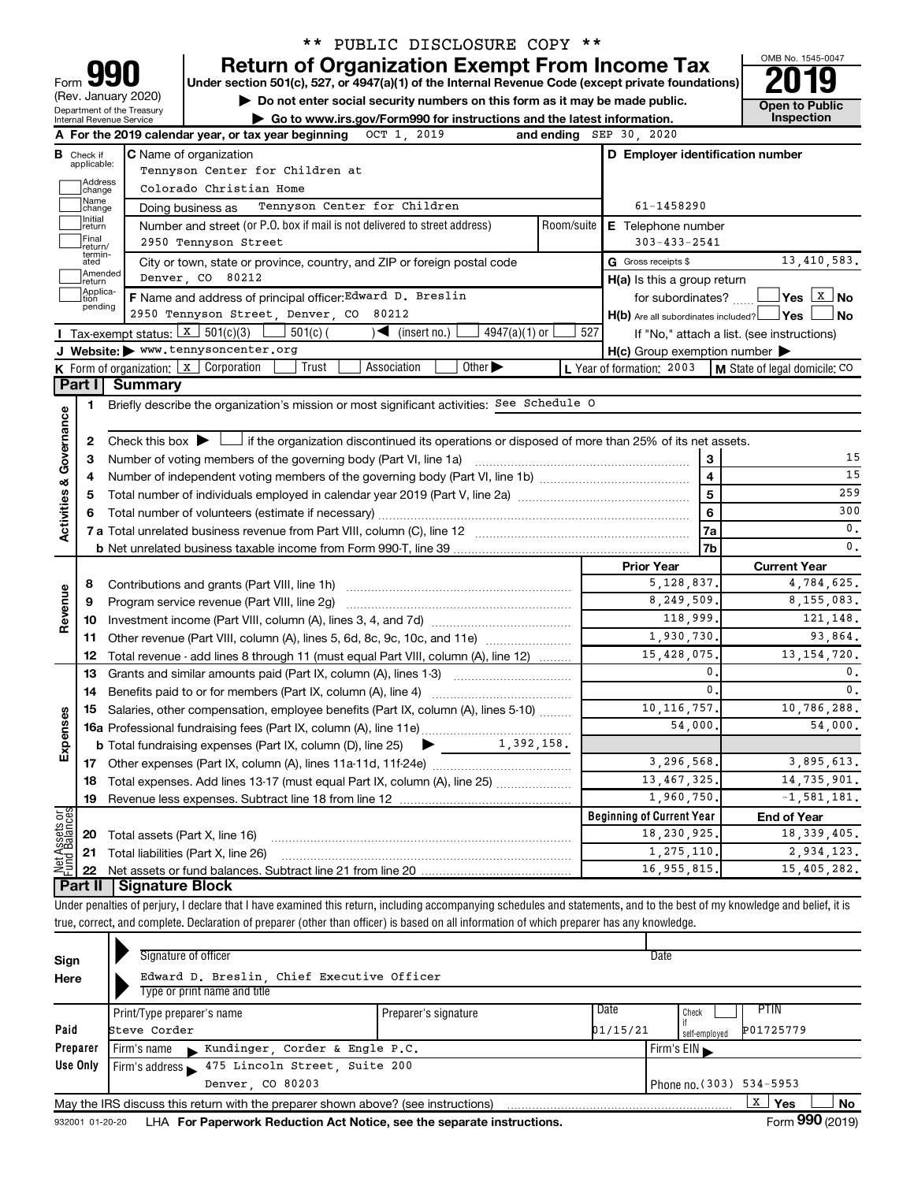\*\* PUBLIC DISCLOSURE COPY \*\*

# Form 990 — Return of Organization Exempt From Income Tax — 2019

Under section 501(c), 527, or 4947(a)(1) of the Internal Revenue Code (except private foundations)

Form 990 (Rev. January 2020)

Department of the Treasury
Internal Revenue Service

▶ Do not enter social security numbers on this form as it may be made public.

▶ Go to www.irs.gov/Form990 for instructions and the latest information.

OMB No. 1545-0047

Open to Public Inspection

**A** For the 2019 calendar year, or tax year beginning OCT 1, 2019 and ending SEP 30, 2020

**B** Check if applicable: Address change / Name change / Initial return / Final return/terminated / Amended return / Application pending

**C** Name of organization: Tennyson Center for Children at Colorado Christian Home

Doing business as: Tennyson Center for Children

Number and street (or P.O. box if mail is not delivered to street address): 2950 Tennyson Street — Room/suite:

City or town, state or province, country, and ZIP or foreign postal code: Denver, CO 80212

**D** Employer identification number: 61-1458290

**E** Telephone number: 303-433-2541

**G** Gross receipts $ 13,410,583.

**F** Name and address of principal officer: Edward D. Breslin, 2950 Tennyson Street, Denver, CO 80212

**H(a)** Is this a group return for subordinates? ☐ Yes ☒ No

**H(b)** Are all subordinates included? ☐ Yes ☐ No — If "No," attach a list. (see instructions)

**H(c)** Group exemption number ▶

**I** Tax-exempt status: ☒ 501(c)(3) ☐ 501(c) ( ) ◀ (insert no.) ☐ 4947(a)(1) or ☐ 527

**J** Website: ▶ www.tennysoncenter.org

**K** Form of organization: ☒ Corporation ☐ Trust ☐ Association ☐ Other ▶

**L** Year of formation: 2003

**M** State of legal domicile: CO

## Part I Summary

### Activities & Governance

1 Briefly describe the organization's mission or most significant activities: See Schedule O

2 Check this box ▶ ☐ if the organization discontinued its operations or disposed of more than 25% of its net assets.

| | | | |
|---|---|---|---|
| 3 | Number of voting members of the governing body (Part VI, line 1a) | 3 | 15 |
| 4 | Number of independent voting members of the governing body (Part VI, line 1b) | 4 | 15 |
| 5 | Total number of individuals employed in calendar year 2019 (Part V, line 2a) | 5 | 259 |
| 6 | Total number of volunteers (estimate if necessary) | 6 | 300 |
| 7a | Total unrelated business revenue from Part VIII, column (C), line 12 | 7a | 0. |
| b | Net unrelated business taxable income from Form 990-T, line 39 | 7b | 0. |

### Revenue / Expenses

| | | Prior Year | Current Year |
|---|---|---|---|
| 8 | Contributions and grants (Part VIII, line 1h) | 5,128,837. | 4,784,625. |
| 9 | Program service revenue (Part VIII, line 2g) | 8,249,509. | 8,155,083. |
| 10 | Investment income (Part VIII, column (A), lines 3, 4, and 7d) | 118,999. | 121,148. |
| 11 | Other revenue (Part VIII, column (A), lines 5, 6d, 8c, 9c, 10c, and 11e) | 1,930,730. | 93,864. |
| 12 | Total revenue - add lines 8 through 11 (must equal Part VIII, column (A), line 12) | 15,428,075. | 13,154,720. |
| 13 | Grants and similar amounts paid (Part IX, column (A), lines 1-3) | 0. | 0. |
| 14 | Benefits paid to or for members (Part IX, column (A), line 4) | 0. | 0. |
| 15 | Salaries, other compensation, employee benefits (Part IX, column (A), lines 5-10) | 10,116,757. | 10,786,288. |
| 16a | Professional fundraising fees (Part IX, column (A), line 11e) | 54,000. | 54,000. |
| b | Total fundraising expenses (Part IX, column (D), line 25) ▶ 1,392,158. | | |
| 17 | Other expenses (Part IX, column (A), lines 11a-11d, 11f-24e) | 3,296,568. | 3,895,613. |
| 18 | Total expenses. Add lines 13-17 (must equal Part IX, column (A), line 25) | 13,467,325. | 14,735,901. |
| 19 | Revenue less expenses. Subtract line 18 from line 12 | 1,960,750. | -1,581,181. |

### Net Assets or Fund Balances

| | | Beginning of Current Year | End of Year |
|---|---|---|---|
| 20 | Total assets (Part X, line 16) | 18,230,925. | 18,339,405. |
| 21 | Total liabilities (Part X, line 26) | 1,275,110. | 2,934,123. |
| 22 | Net assets or fund balances. Subtract line 21 from line 20 | 16,955,815. | 15,405,282. |

## Part II Signature Block

Under penalties of perjury, I declare that I have examined this return, including accompanying schedules and statements, and to the best of my knowledge and belief, it is true, correct, and complete. Declaration of preparer (other than officer) is based on all information of which preparer has any knowledge.

**Sign Here**

Signature of officer — Date

Edward D. Breslin, Chief Executive Officer
Type or print name and title

**Paid Preparer Use Only**

| Print/Type preparer's name | Preparer's signature | Date | Check ☐ if self-employed | PTIN |
|---|---|---|---|---|
| Steve Corder | | 01/15/21 | | P01725779 |

Firm's name ▶ Kundinger, Corder & Engle P.C. — Firm's EIN ▶

Firm's address ▶ 475 Lincoln Street, Suite 200, Denver, CO 80203 — Phone no. (303) 534-5953

May the IRS discuss this return with the preparer shown above? (see instructions) ☒ Yes ☐ No

932001 01-20-20 LHA For Paperwork Reduction Act Notice, see the separate instructions. Form 990 (2019)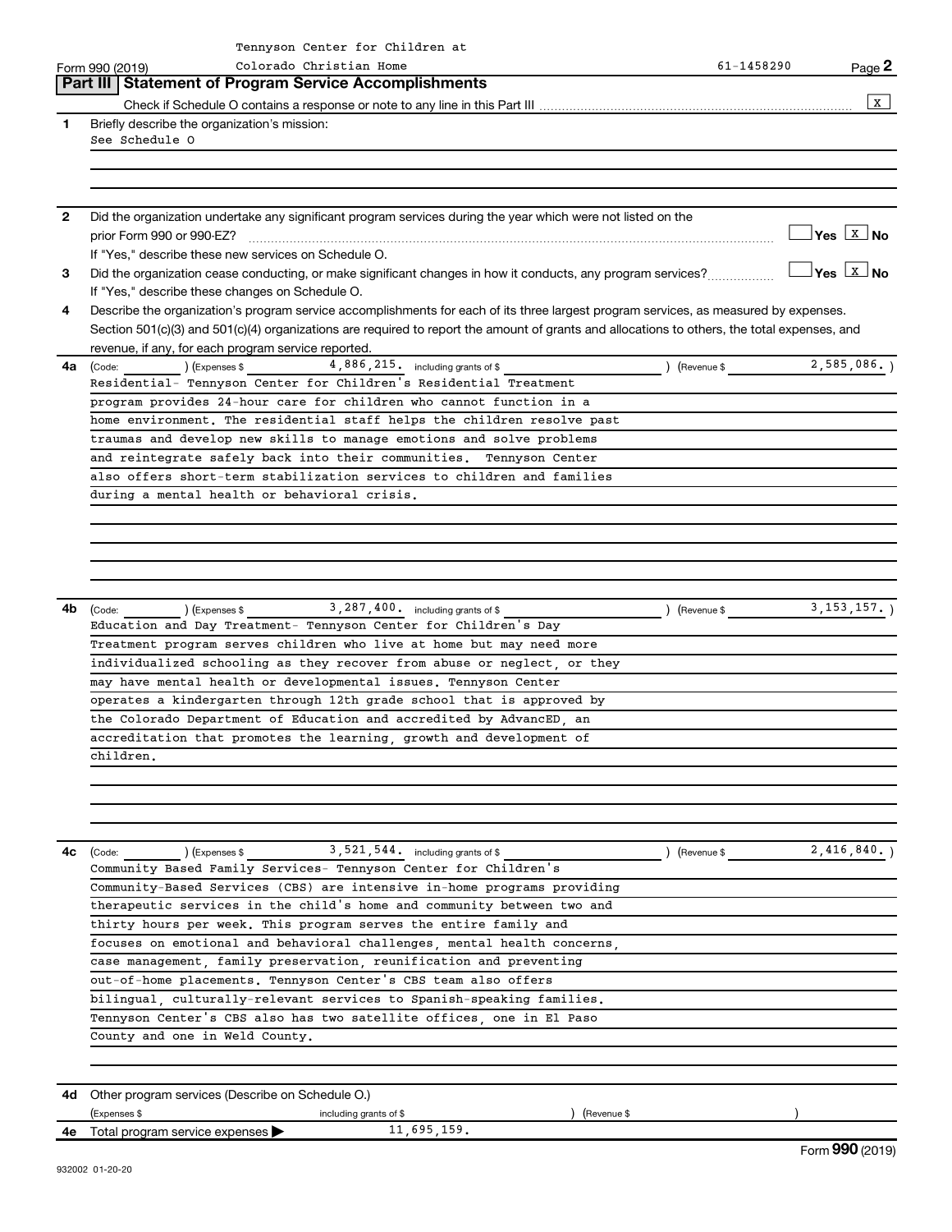Tennyson Center for Children at Colorado Christian Home 61-1458290

Form 990 (2019)

## Part III | Statement of Program Service Accomplishments

Check if Schedule O contains a response or note to any line in this Part III .......... [X]

**1** Briefly describe the organization's mission:

See Schedule O

**2** Did the organization undertake any significant program services during the year which were not listed on the prior Form 990 or 990-EZ? .......... [ ] Yes [X] No

If "Yes," describe these new services on Schedule O.

**3** Did the organization cease conducting, or make significant changes in how it conducts, any program services? .......... [ ] Yes [X] No

If "Yes," describe these changes on Schedule O.

**4** Describe the organization's program service accomplishments for each of its three largest program services, as measured by expenses. Section 501(c)(3) and 501(c)(4) organizations are required to report the amount of grants and allocations to others, the total expenses, and revenue, if any, for each program service reported.

**4a** (Code: ) (Expenses $ 4,886,215. including grants of $ ) (Revenue $ 2,585,086. )

Residential- Tennyson Center for Children's Residential Treatment program provides 24-hour care for children who cannot function in a home environment. The residential staff helps the children resolve past traumas and develop new skills to manage emotions and solve problems and reintegrate safely back into their communities. Tennyson Center also offers short-term stabilization services to children and families during a mental health or behavioral crisis.

**4b** (Code: ) (Expenses $ 3,287,400. including grants of $ ) (Revenue $ 3,153,157. )

Education and Day Treatment- Tennyson Center for Children's Day Treatment program serves children who live at home but may need more individualized schooling as they recover from abuse or neglect, or they may have mental health or developmental issues. Tennyson Center operates a kindergarten through 12th grade school that is approved by the Colorado Department of Education and accredited by AdvancED, an accreditation that promotes the learning, growth and development of children.

**4c** (Code: ) (Expenses $ 3,521,544. including grants of $ ) (Revenue $ 2,416,840. )

Community Based Family Services- Tennyson Center for Children's Community-Based Services (CBS) are intensive in-home programs providing therapeutic services in the child's home and community between two and thirty hours per week. This program serves the entire family and focuses on emotional and behavioral challenges, mental health concerns, case management, family preservation, reunification and preventing out-of-home placements. Tennyson Center's CBS team also offers bilingual, culturally-relevant services to Spanish-speaking families. Tennyson Center's CBS also has two satellite offices, one in El Paso County and one in Weld County.

**4d** Other program services (Describe on Schedule O.)

(Expenses $ including grants of $ ) (Revenue $ )

**4e** Total program service expenses ▶ 11,695,159.

Form **990** (2019)

932002 01-20-20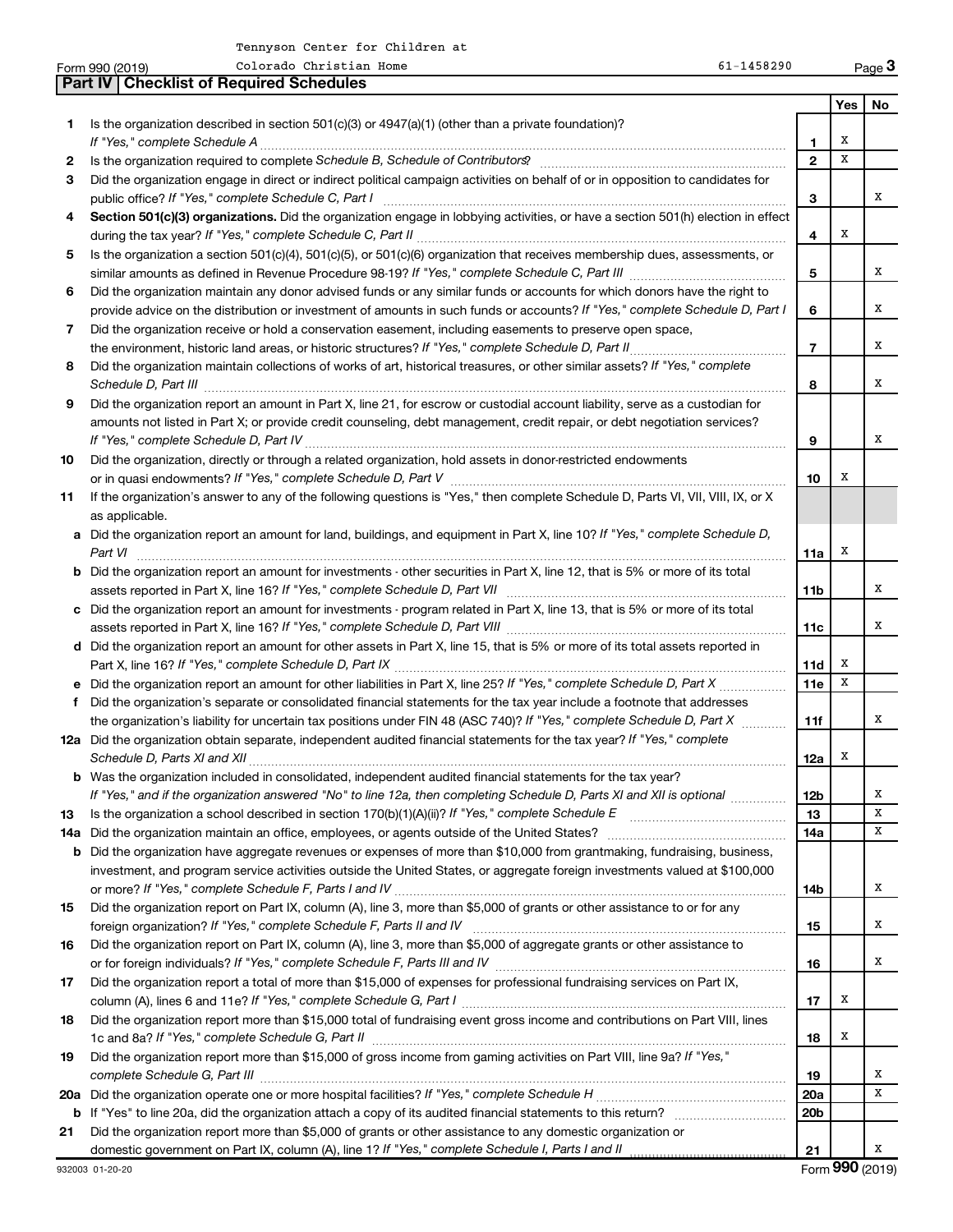Tennyson Center for Children at
Form 990 (2019) Colorado Christian Home 61-1458290

## Part IV Checklist of Required Schedules

| | | | Yes | No |
|---|---|---|---|---|
| 1 | Is the organization described in section 501(c)(3) or 4947(a)(1) (other than a private foundation)? *If "Yes," complete Schedule A* | 1 | X | |
| 2 | Is the organization required to complete *Schedule B, Schedule of Contributors*? | 2 | X | |
| 3 | Did the organization engage in direct or indirect political campaign activities on behalf of or in opposition to candidates for public office? *If "Yes," complete Schedule C, Part I* | 3 | | X |
| 4 | **Section 501(c)(3) organizations.** Did the organization engage in lobbying activities, or have a section 501(h) election in effect during the tax year? *If "Yes," complete Schedule C, Part II* | 4 | X | |
| 5 | Is the organization a section 501(c)(4), 501(c)(5), or 501(c)(6) organization that receives membership dues, assessments, or similar amounts as defined in Revenue Procedure 98-19? *If "Yes," complete Schedule C, Part III* | 5 | | X |
| 6 | Did the organization maintain any donor advised funds or any similar funds or accounts for which donors have the right to provide advice on the distribution or investment of amounts in such funds or accounts? *If "Yes," complete Schedule D, Part I* | 6 | | X |
| 7 | Did the organization receive or hold a conservation easement, including easements to preserve open space, the environment, historic land areas, or historic structures? *If "Yes," complete Schedule D, Part II* | 7 | | X |
| 8 | Did the organization maintain collections of works of art, historical treasures, or other similar assets? *If "Yes," complete Schedule D, Part III* | 8 | | X |
| 9 | Did the organization report an amount in Part X, line 21, for escrow or custodial account liability, serve as a custodian for amounts not listed in Part X; or provide credit counseling, debt management, credit repair, or debt negotiation services? *If "Yes," complete Schedule D, Part IV* | 9 | | X |
| 10 | Did the organization, directly or through a related organization, hold assets in donor-restricted endowments or in quasi endowments? *If "Yes," complete Schedule D, Part V* | 10 | X | |
| 11 | If the organization's answer to any of the following questions is "Yes," then complete Schedule D, Parts VI, VII, VIII, IX, or X as applicable. | | | |
| a | Did the organization report an amount for land, buildings, and equipment in Part X, line 10? *If "Yes," complete Schedule D, Part VI* | 11a | X | |
| b | Did the organization report an amount for investments - other securities in Part X, line 12, that is 5% or more of its total assets reported in Part X, line 16? *If "Yes," complete Schedule D, Part VII* | 11b | | X |
| c | Did the organization report an amount for investments - program related in Part X, line 13, that is 5% or more of its total assets reported in Part X, line 16? *If "Yes," complete Schedule D, Part VIII* | 11c | | X |
| d | Did the organization report an amount for other assets in Part X, line 15, that is 5% or more of its total assets reported in Part X, line 16? *If "Yes," complete Schedule D, Part IX* | 11d | X | |
| e | Did the organization report an amount for other liabilities in Part X, line 25? *If "Yes," complete Schedule D, Part X* | 11e | X | |
| f | Did the organization's separate or consolidated financial statements for the tax year include a footnote that addresses the organization's liability for uncertain tax positions under FIN 48 (ASC 740)? *If "Yes," complete Schedule D, Part X* | 11f | | X |
| 12a | Did the organization obtain separate, independent audited financial statements for the tax year? *If "Yes," complete Schedule D, Parts XI and XII* | 12a | X | |
| b | Was the organization included in consolidated, independent audited financial statements for the tax year? *If "Yes," and if the organization answered "No" to line 12a, then completing Schedule D, Parts XI and XII is optional* | 12b | | X |
| 13 | Is the organization a school described in section 170(b)(1)(A)(ii)? *If "Yes," complete Schedule E* | 13 | | X |
| 14a | Did the organization maintain an office, employees, or agents outside of the United States? | 14a | | X |
| b | Did the organization have aggregate revenues or expenses of more than $10,000 from grantmaking, fundraising, business, investment, and program service activities outside the United States, or aggregate foreign investments valued at $100,000 or more? *If "Yes," complete Schedule F, Parts I and IV* | 14b | | X |
| 15 | Did the organization report on Part IX, column (A), line 3, more than $5,000 of grants or other assistance to or for any foreign organization? *If "Yes," complete Schedule F, Parts II and IV* | 15 | | X |
| 16 | Did the organization report on Part IX, column (A), line 3, more than $5,000 of aggregate grants or other assistance to or for foreign individuals? *If "Yes," complete Schedule F, Parts III and IV* | 16 | | X |
| 17 | Did the organization report a total of more than $15,000 of expenses for professional fundraising services on Part IX, column (A), lines 6 and 11e? *If "Yes," complete Schedule G, Part I* | 17 | X | |
| 18 | Did the organization report more than $15,000 total of fundraising event gross income and contributions on Part VIII, lines 1c and 8a? *If "Yes," complete Schedule G, Part II* | 18 | X | |
| 19 | Did the organization report more than $15,000 of gross income from gaming activities on Part VIII, line 9a? *If "Yes," complete Schedule G, Part III* | 19 | | X |
| 20a | Did the organization operate one or more hospital facilities? *If "Yes," complete Schedule H* | 20a | | X |
| b | If "Yes" to line 20a, did the organization attach a copy of its audited financial statements to this return? | 20b | | |
| 21 | Did the organization report more than $5,000 of grants or other assistance to any domestic organization or domestic government on Part IX, column (A), line 1? *If "Yes," complete Schedule I, Parts I and II* | 21 | | X |

932003 01-20-20 Form **990** (2019)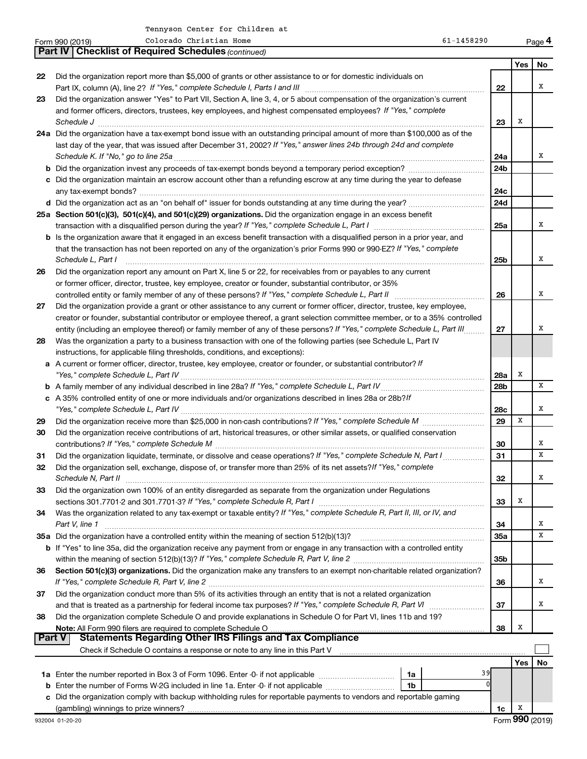Tennyson Center for Children at Colorado Christian Home — 61-1458290

Form 990 (2019)

## Part IV | Checklist of Required Schedules *(continued)*

| | | | Yes | No |
|---|---|---|---|---|
| 22 | Did the organization report more than $5,000 of grants or other assistance to or for domestic individuals on Part IX, column (A), line 2? *If "Yes," complete Schedule I, Parts I and III* | 22 | | X |
| 23 | Did the organization answer "Yes" to Part VII, Section A, line 3, 4, or 5 about compensation of the organization's current and former officers, directors, trustees, key employees, and highest compensated employees? *If "Yes," complete Schedule J* | 23 | X | |
| 24a | Did the organization have a tax-exempt bond issue with an outstanding principal amount of more than $100,000 as of the last day of the year, that was issued after December 31, 2002? *If "Yes," answer lines 24b through 24d and complete Schedule K. If "No," go to line 25a* | 24a | | X |
| b | Did the organization invest any proceeds of tax-exempt bonds beyond a temporary period exception? | 24b | | |
| c | Did the organization maintain an escrow account other than a refunding escrow at any time during the year to defease any tax-exempt bonds? | 24c | | |
| d | Did the organization act as an "on behalf of" issuer for bonds outstanding at any time during the year? | 24d | | |
| 25a | **Section 501(c)(3), 501(c)(4), and 501(c)(29) organizations.** Did the organization engage in an excess benefit transaction with a disqualified person during the year? *If "Yes," complete Schedule L, Part I* | 25a | | X |
| b | Is the organization aware that it engaged in an excess benefit transaction with a disqualified person in a prior year, and that the transaction has not been reported on any of the organization's prior Forms 990 or 990-EZ? *If "Yes," complete Schedule L, Part I* | 25b | | X |
| 26 | Did the organization report any amount on Part X, line 5 or 22, for receivables from or payables to any current or former officer, director, trustee, key employee, creator or founder, substantial contributor, or 35% controlled entity or family member of any of these persons? *If "Yes," complete Schedule L, Part II* | 26 | | X |
| 27 | Did the organization provide a grant or other assistance to any current or former officer, director, trustee, key employee, creator or founder, substantial contributor or employee thereof, a grant selection committee member, or to a 35% controlled entity (including an employee thereof) or family member of any of these persons? *If "Yes," complete Schedule L, Part III* | 27 | | X |
| 28 | Was the organization a party to a business transaction with one of the following parties (see Schedule L, Part IV instructions, for applicable filing thresholds, conditions, and exceptions): | | | |
| a | A current or former officer, director, trustee, key employee, creator or founder, or substantial contributor? *If "Yes," complete Schedule L, Part IV* | 28a | X | |
| b | A family member of any individual described in line 28a? *If "Yes," complete Schedule L, Part IV* | 28b | | X |
| c | A 35% controlled entity of one or more individuals and/or organizations described in lines 28a or 28b? *If "Yes," complete Schedule L, Part IV* | 28c | | X |
| 29 | Did the organization receive more than $25,000 in non-cash contributions? *If "Yes," complete Schedule M* | 29 | X | |
| 30 | Did the organization receive contributions of art, historical treasures, or other similar assets, or qualified conservation contributions? *If "Yes," complete Schedule M* | 30 | | X |
| 31 | Did the organization liquidate, terminate, or dissolve and cease operations? *If "Yes," complete Schedule N, Part I* | 31 | | X |
| 32 | Did the organization sell, exchange, dispose of, or transfer more than 25% of its net assets? *If "Yes," complete Schedule N, Part II* | 32 | | X |
| 33 | Did the organization own 100% of an entity disregarded as separate from the organization under Regulations sections 301.7701-2 and 301.7701-3? *If "Yes," complete Schedule R, Part I* | 33 | X | |
| 34 | Was the organization related to any tax-exempt or taxable entity? *If "Yes," complete Schedule R, Part II, III, or IV, and Part V, line 1* | 34 | | X |
| 35a | Did the organization have a controlled entity within the meaning of section 512(b)(13)? | 35a | | X |
| b | If "Yes" to line 35a, did the organization receive any payment from or engage in any transaction with a controlled entity within the meaning of section 512(b)(13)? *If "Yes," complete Schedule R, Part V, line 2* | 35b | | |
| 36 | **Section 501(c)(3) organizations.** Did the organization make any transfers to an exempt non-charitable related organization? *If "Yes," complete Schedule R, Part V, line 2* | 36 | | X |
| 37 | Did the organization conduct more than 5% of its activities through an entity that is not a related organization and that is treated as a partnership for federal income tax purposes? *If "Yes," complete Schedule R, Part VI* | 37 | | X |
| 38 | Did the organization complete Schedule O and provide explanations in Schedule O for Part VI, lines 11b and 19? **Note:** All Form 990 filers are required to complete Schedule O | 38 | X | |

## Part V | Statements Regarding Other IRS Filings and Tax Compliance

Check if Schedule O contains a response or note to any line in this Part V ☐

| | | | | | Yes | No |
|---|---|---|---|---|---|---|
| 1a | Enter the number reported in Box 3 of Form 1096. Enter -0- if not applicable | 1a | 39 | | | |
| b | Enter the number of Forms W-2G included in line 1a. Enter -0- if not applicable | 1b | 0 | | | |
| c | Did the organization comply with backup withholding rules for reportable payments to vendors and reportable gaming (gambling) winnings to prize winners? | | | 1c | X | |

932004 01-20-20

Form **990** (2019)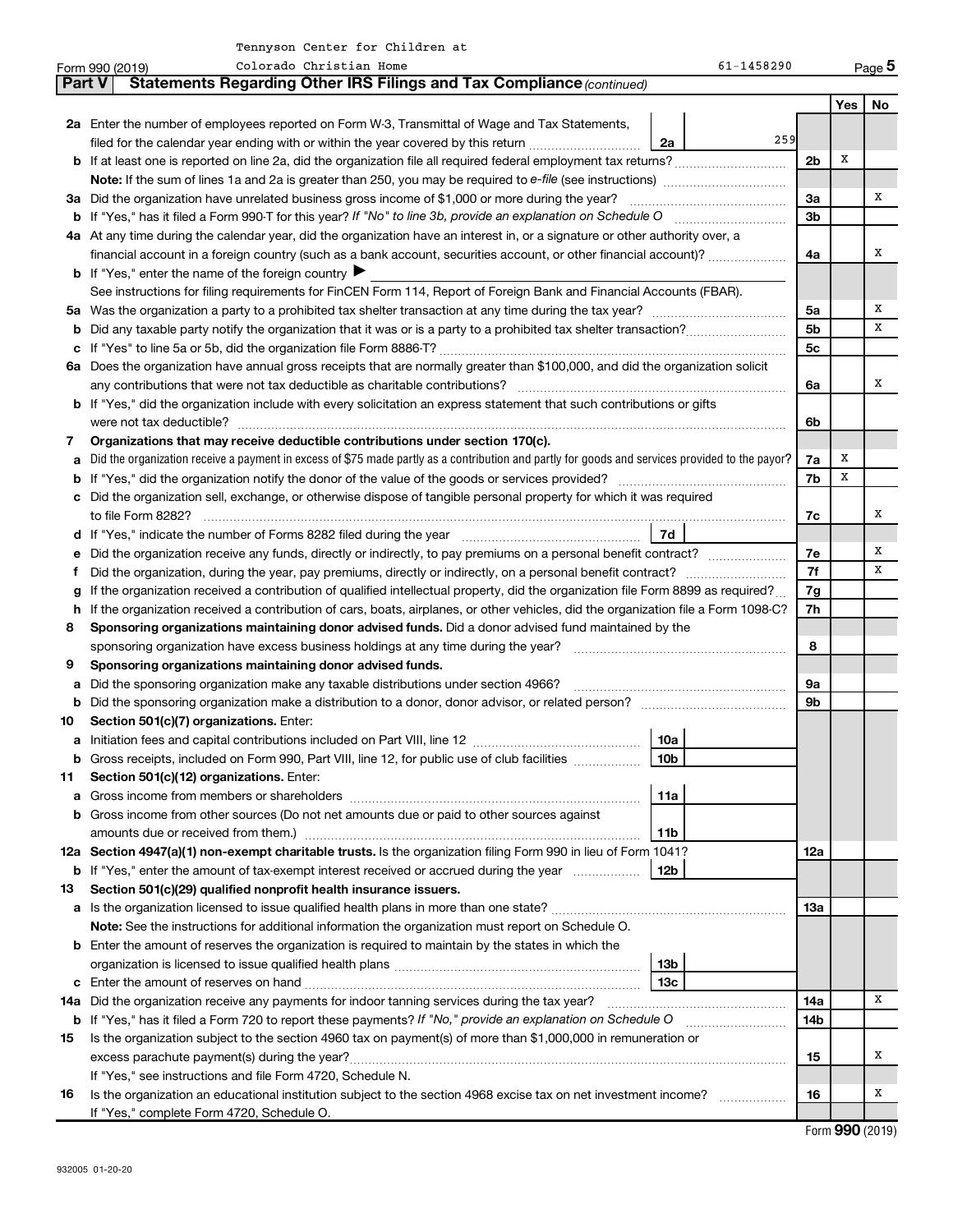Tennyson Center for Children at Colorado Christian Home — 61-1458290

Form 990 (2019) Page 5

## Part V Statements Regarding Other IRS Filings and Tax Compliance *(continued)*

| | | | | Yes | No |
|---|---|---|---|---|---|
| **2a** | Enter the number of employees reported on Form W-3, Transmittal of Wage and Tax Statements, filed for the calendar year ending with or within the year covered by this return | 2a: 259 | | | |
| **b** | If at least one is reported on line 2a, did the organization file all required federal employment tax returns? | | 2b | X | |
| | **Note:** If the sum of lines 1a and 2a is greater than 250, you may be required to *e-file* (see instructions) | | | | |
| **3a** | Did the organization have unrelated business gross income of $1,000 or more during the year? | | 3a | | X |
| **b** | If "Yes," has it filed a Form 990-T for this year? *If "No" to line 3b, provide an explanation on Schedule O* | | 3b | | |
| **4a** | At any time during the calendar year, did the organization have an interest in, or a signature or other authority over, a financial account in a foreign country (such as a bank account, securities account, or other financial account)? | | 4a | | X |
| **b** | If "Yes," enter the name of the foreign country ▶ | | | | |
| | See instructions for filing requirements for FinCEN Form 114, Report of Foreign Bank and Financial Accounts (FBAR). | | | | |
| **5a** | Was the organization a party to a prohibited tax shelter transaction at any time during the tax year? | | 5a | | X |
| **b** | Did any taxable party notify the organization that it was or is a party to a prohibited tax shelter transaction? | | 5b | | X |
| **c** | If "Yes" to line 5a or 5b, did the organization file Form 8886-T? | | 5c | | |
| **6a** | Does the organization have annual gross receipts that are normally greater than $100,000, and did the organization solicit any contributions that were not tax deductible as charitable contributions? | | 6a | | X |
| **b** | If "Yes," did the organization include with every solicitation an express statement that such contributions or gifts were not tax deductible? | | 6b | | |
| **7** | **Organizations that may receive deductible contributions under section 170(c).** | | | | |
| **a** | Did the organization receive a payment in excess of $75 made partly as a contribution and partly for goods and services provided to the payor? | | 7a | X | |
| **b** | If "Yes," did the organization notify the donor of the value of the goods or services provided? | | 7b | X | |
| **c** | Did the organization sell, exchange, or otherwise dispose of tangible personal property for which it was required to file Form 8282? | | 7c | | X |
| **d** | If "Yes," indicate the number of Forms 8282 filed during the year | 7d | | | |
| **e** | Did the organization receive any funds, directly or indirectly, to pay premiums on a personal benefit contract? | | 7e | | X |
| **f** | Did the organization, during the year, pay premiums, directly or indirectly, on a personal benefit contract? | | 7f | | X |
| **g** | If the organization received a contribution of qualified intellectual property, did the organization file Form 8899 as required? | | 7g | | |
| **h** | If the organization received a contribution of cars, boats, airplanes, or other vehicles, did the organization file a Form 1098-C? | | 7h | | |
| **8** | **Sponsoring organizations maintaining donor advised funds.** Did a donor advised fund maintained by the sponsoring organization have excess business holdings at any time during the year? | | 8 | | |
| **9** | **Sponsoring organizations maintaining donor advised funds.** | | | | |
| **a** | Did the sponsoring organization make any taxable distributions under section 4966? | | 9a | | |
| **b** | Did the sponsoring organization make a distribution to a donor, donor advisor, or related person? | | 9b | | |
| **10** | **Section 501(c)(7) organizations.** Enter: | | | | |
| **a** | Initiation fees and capital contributions included on Part VIII, line 12 | 10a | | | |
| **b** | Gross receipts, included on Form 990, Part VIII, line 12, for public use of club facilities | 10b | | | |
| **11** | **Section 501(c)(12) organizations.** Enter: | | | | |
| **a** | Gross income from members or shareholders | 11a | | | |
| **b** | Gross income from other sources (Do not net amounts due or paid to other sources against amounts due or received from them.) | 11b | | | |
| **12a** | **Section 4947(a)(1) non-exempt charitable trusts.** Is the organization filing Form 990 in lieu of Form 1041? | | 12a | | |
| **b** | If "Yes," enter the amount of tax-exempt interest received or accrued during the year | 12b | | | |
| **13** | **Section 501(c)(29) qualified nonprofit health insurance issuers.** | | | | |
| **a** | Is the organization licensed to issue qualified health plans in more than one state? | | 13a | | |
| | **Note:** See the instructions for additional information the organization must report on Schedule O. | | | | |
| **b** | Enter the amount of reserves the organization is required to maintain by the states in which the organization is licensed to issue qualified health plans | 13b | | | |
| **c** | Enter the amount of reserves on hand | 13c | | | |
| **14a** | Did the organization receive any payments for indoor tanning services during the tax year? | | 14a | | X |
| **b** | If "Yes," has it filed a Form 720 to report these payments? *If "No," provide an explanation on Schedule O* | | 14b | | |
| **15** | Is the organization subject to the section 4960 tax on payment(s) of more than $1,000,000 in remuneration or excess parachute payment(s) during the year? | | 15 | | X |
| | If "Yes," see instructions and file Form 4720, Schedule N. | | | | |
| **16** | Is the organization an educational institution subject to the section 4968 excise tax on net investment income? | | 16 | | X |
| | If "Yes," complete Form 4720, Schedule O. | | | | |

Form **990** (2019)

932005 01-20-20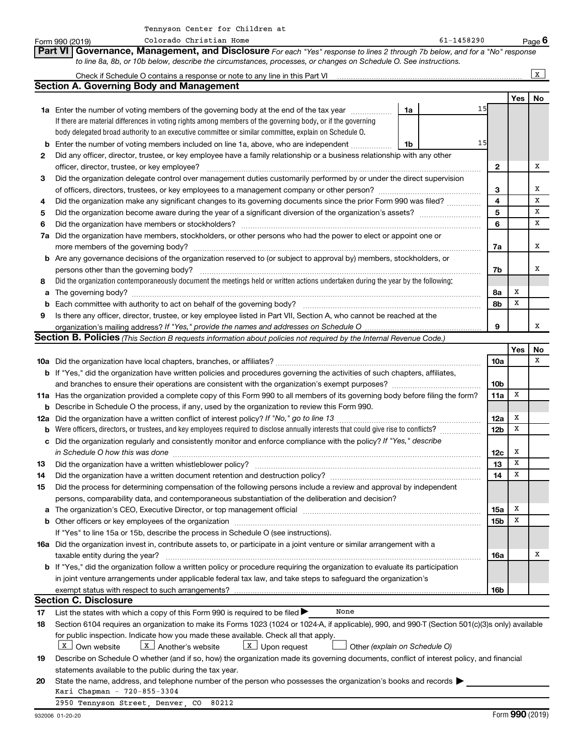Tennyson Center for Children at Colorado Christian Home — 61-1458290

Form 990 (2019)

## Part VI Governance, Management, and Disclosure

*For each "Yes" response to lines 2 through 7b below, and for a "No" response to line 8a, 8b, or 10b below, describe the circumstances, processes, or changes on Schedule O. See instructions.*

Check if Schedule O contains a response or note to any line in this Part VI ..... [X]

### Section A. Governing Body and Management

| | | Line | Yes | No |
|---|---|---|---|---|
| **1a** | Enter the number of voting members of the governing body at the end of the tax year ..... 1a: 15. If there are material differences in voting rights among members of the governing body, or if the governing body delegated broad authority to an executive committee or similar committee, explain on Schedule O. | | | |
| **b** | Enter the number of voting members included on line 1a, above, who are independent ..... 1b: 15 | | | |
| **2** | Did any officer, director, trustee, or key employee have a family relationship or a business relationship with any other officer, director, trustee, or key employee? | 2 | | X |
| **3** | Did the organization delegate control over management duties customarily performed by or under the direct supervision of officers, directors, trustees, or key employees to a management company or other person? | 3 | | X |
| **4** | Did the organization make any significant changes to its governing documents since the prior Form 990 was filed? | 4 | | X |
| **5** | Did the organization become aware during the year of a significant diversion of the organization's assets? | 5 | | X |
| **6** | Did the organization have members or stockholders? | 6 | | X |
| **7a** | Did the organization have members, stockholders, or other persons who had the power to elect or appoint one or more members of the governing body? | 7a | | X |
| **b** | Are any governance decisions of the organization reserved to (or subject to approval by) members, stockholders, or persons other than the governing body? | 7b | | X |
| **8** | Did the organization contemporaneously document the meetings held or written actions undertaken during the year by the following: | | | |
| **a** | The governing body? | 8a | X | |
| **b** | Each committee with authority to act on behalf of the governing body? | 8b | X | |
| **9** | Is there any officer, director, trustee, or key employee listed in Part VII, Section A, who cannot be reached at the organization's mailing address? *If "Yes," provide the names and addresses on Schedule O* | 9 | | X |

### Section B. Policies *(This Section B requests information about policies not required by the Internal Revenue Code.)*

| | | Line | Yes | No |
|---|---|---|---|---|
| **10a** | Did the organization have local chapters, branches, or affiliates? | 10a | | X |
| **b** | If "Yes," did the organization have written policies and procedures governing the activities of such chapters, affiliates, and branches to ensure their operations are consistent with the organization's exempt purposes? | 10b | | |
| **11a** | Has the organization provided a complete copy of this Form 990 to all members of its governing body before filing the form? | 11a | X | |
| **b** | Describe in Schedule O the process, if any, used by the organization to review this Form 990. | | | |
| **12a** | Did the organization have a written conflict of interest policy? *If "No," go to line 13* | 12a | X | |
| **b** | Were officers, directors, or trustees, and key employees required to disclose annually interests that could give rise to conflicts? | 12b | X | |
| **c** | Did the organization regularly and consistently monitor and enforce compliance with the policy? *If "Yes," describe in Schedule O how this was done* | 12c | X | |
| **13** | Did the organization have a written whistleblower policy? | 13 | X | |
| **14** | Did the organization have a written document retention and destruction policy? | 14 | X | |
| **15** | Did the process for determining compensation of the following persons include a review and approval by independent persons, comparability data, and contemporaneous substantiation of the deliberation and decision? | | | |
| **a** | The organization's CEO, Executive Director, or top management official | 15a | X | |
| **b** | Other officers or key employees of the organization | 15b | X | |
| | If "Yes" to line 15a or 15b, describe the process in Schedule O (see instructions). | | | |
| **16a** | Did the organization invest in, contribute assets to, or participate in a joint venture or similar arrangement with a taxable entity during the year? | 16a | | X |
| **b** | If "Yes," did the organization follow a written policy or procedure requiring the organization to evaluate its participation in joint venture arrangements under applicable federal tax law, and take steps to safeguard the organization's exempt status with respect to such arrangements? | 16b | | |

### Section C. Disclosure

**17** List the states with which a copy of this Form 990 is required to be filed ▶ None

**18** Section 6104 requires an organization to make its Forms 1023 (1024 or 1024-A, if applicable), 990, and 990-T (Section 501(c)(3)s only) available for public inspection. Indicate how you made these available. Check all that apply.

[X] Own website  [X] Another's website  [X] Upon request  [ ] Other *(explain on Schedule O)*

**19** Describe on Schedule O whether (and if so, how) the organization made its governing documents, conflict of interest policy, and financial statements available to the public during the tax year.

**20** State the name, address, and telephone number of the person who possesses the organization's books and records ▶

Kari Chapman - 720-855-3304
2950 Tennyson Street, Denver, CO 80212

932006 01-20-20 — Form **990** (2019)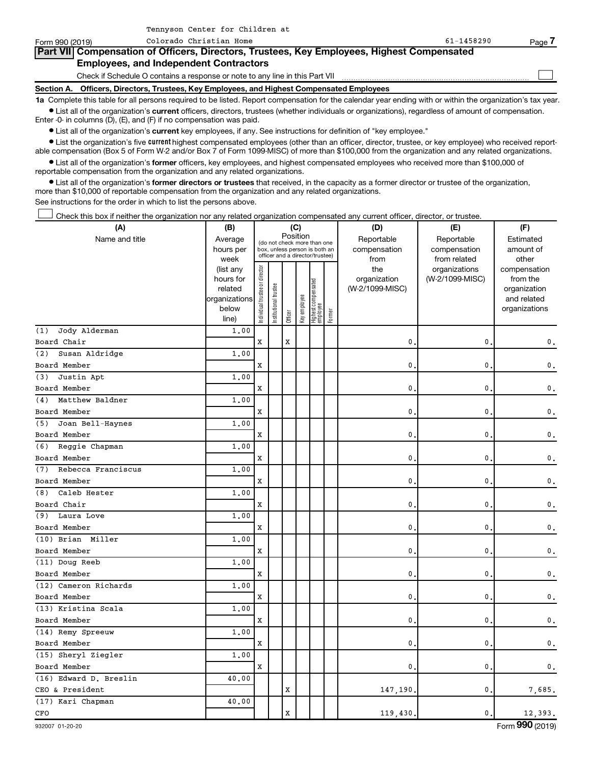Tennyson Center for Children at Colorado Christian Home 61-1458290

Form 990 (2019) Page 7

## Part VII Compensation of Officers, Directors, Trustees, Key Employees, Highest Compensated Employees, and Independent Contractors

Check if Schedule O contains a response or note to any line in this Part VII ☐

**Section A. Officers, Directors, Trustees, Key Employees, and Highest Compensated Employees**

**1a** Complete this table for all persons required to be listed. Report compensation for the calendar year ending with or within the organization's tax year.

- List all of the organization's **current** officers, directors, trustees (whether individuals or organizations), regardless of amount of compensation. Enter -0- in columns (D), (E), and (F) if no compensation was paid.
- List all of the organization's **current** key employees, if any. See instructions for definition of "key employee."
- List the organization's five **current** highest compensated employees (other than an officer, director, trustee, or key employee) who received reportable compensation (Box 5 of Form W-2 and/or Box 7 of Form 1099-MISC) of more than $100,000 from the organization and any related organizations.
- List all of the organization's **former** officers, key employees, and highest compensated employees who received more than $100,000 of reportable compensation from the organization and any related organizations.
- List all of the organization's **former directors or trustees** that received, in the capacity as a former director or trustee of the organization, more than $10,000 of reportable compensation from the organization and any related organizations.

See instructions for the order in which to list the persons above.

☐ Check this box if neither the organization nor any related organization compensated any current officer, director, or trustee.

| (A) Name and title | (B) Average hours per week (list any hours for related organizations below line) | (C) Position (do not check more than one box, unless person is both an officer and a director/trustee) | | | | | | (D) Reportable compensation from the organization (W-2/1099-MISC) | (E) Reportable compensation from related organizations (W-2/1099-MISC) | (F) Estimated amount of other compensation from the organization and related organizations |
|---|---|---|---|---|---|---|---|---|---|---|
| | | Individual trustee or director | Institutional trustee | Officer | Key employee | Highest compensated employee | Former | | | |
| (1) Jody Alderman<br>Board Chair | 1.00 | X | | X | | | | 0. | 0. | 0. |
| (2) Susan Aldridge<br>Board Member | 1.00 | X | | | | | | 0. | 0. | 0. |
| (3) Justin Apt<br>Board Member | 1.00 | X | | | | | | 0. | 0. | 0. |
| (4) Matthew Baldner<br>Board Member | 1.00 | X | | | | | | 0. | 0. | 0. |
| (5) Joan Bell-Haynes<br>Board Member | 1.00 | X | | | | | | 0. | 0. | 0. |
| (6) Reggie Chapman<br>Board Member | 1.00 | X | | | | | | 0. | 0. | 0. |
| (7) Rebecca Franciscus<br>Board Member | 1.00 | X | | | | | | 0. | 0. | 0. |
| (8) Caleb Hester<br>Board Chair | 1.00 | X | | | | | | 0. | 0. | 0. |
| (9) Laura Love<br>Board Member | 1.00 | X | | | | | | 0. | 0. | 0. |
| (10) Brian Miller<br>Board Member | 1.00 | X | | | | | | 0. | 0. | 0. |
| (11) Doug Reeb<br>Board Member | 1.00 | X | | | | | | 0. | 0. | 0. |
| (12) Cameron Richards<br>Board Member | 1.00 | X | | | | | | 0. | 0. | 0. |
| (13) Kristina Scala<br>Board Member | 1.00 | X | | | | | | 0. | 0. | 0. |
| (14) Remy Spreeuw<br>Board Member | 1.00 | X | | | | | | 0. | 0. | 0. |
| (15) Sheryl Ziegler<br>Board Member | 1.00 | X | | | | | | 0. | 0. | 0. |
| (16) Edward D. Breslin<br>CEO & President | 40.00 | | | X | | | | 147,190. | 0. | 7,685. |
| (17) Kari Chapman<br>CFO | 40.00 | | | X | | | | 119,430. | 0. | 12,393. |

932007 01-20-20

Form **990** (2019)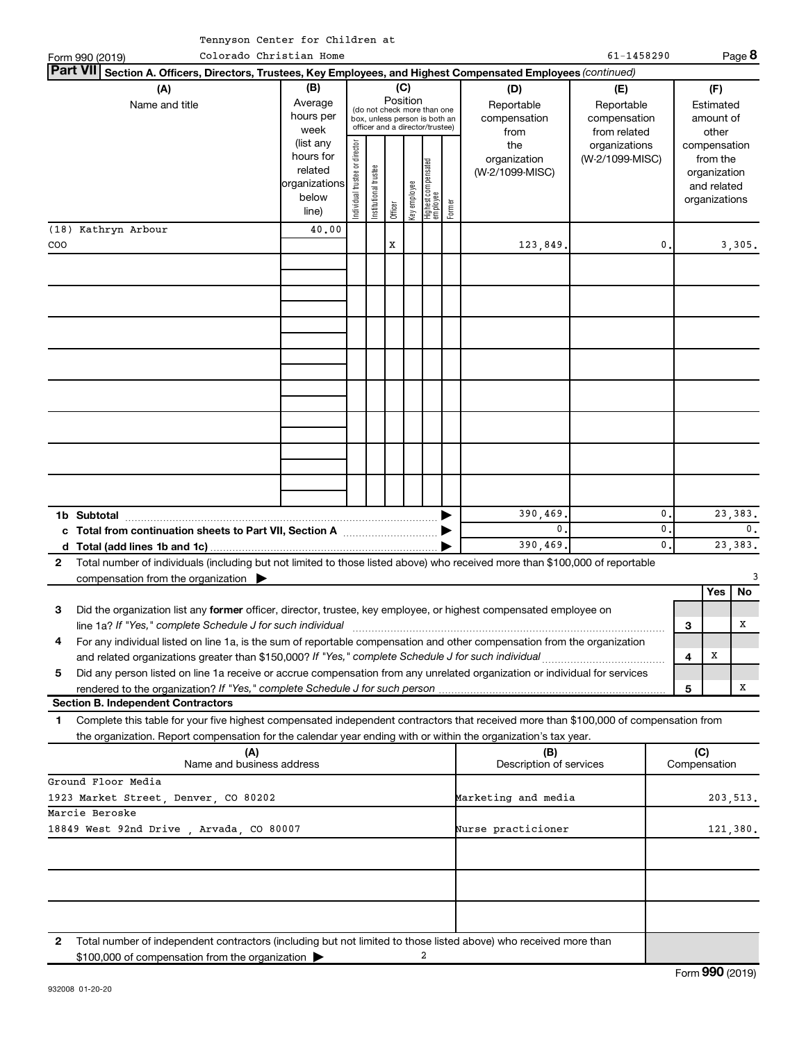Tennyson Center for Children at
Colorado Christian Home

Form 990 (2019) 61-1458290

## Part VII Section A. Officers, Directors, Trustees, Key Employees, and Highest Compensated Employees *(continued)*

| (A) Name and title | (B) Average hours per week (list any hours for related organizations below line) | (C) Position: Individual trustee or director | Institutional trustee | Officer | Key employee | Highest compensated employee | Former | (D) Reportable compensation from the organization (W-2/1099-MISC) | (E) Reportable compensation from related organizations (W-2/1099-MISC) | (F) Estimated amount of other compensation from the organization and related organizations |
|---|---|---|---|---|---|---|---|---|---|---|
| (18) Kathryn Arbour COO | 40.00 | | | X | | | | 123,849. | 0. | 3,305. |
| | | | | | | | | | | |
| | | | | | | | | | | |
| | | | | | | | | | | |
| | | | | | | | | | | |
| | | | | | | | | | | |
| | | | | | | | | | | |
| | | | | | | | | | | |
| | | | | | | | | | | |
| **1b Subtotal** | | | | | | | | 390,469. | 0. | 23,383. |
| **c Total from continuation sheets to Part VII, Section A** | | | | | | | | 0. | 0. | 0. |
| **d Total (add lines 1b and 1c)** | | | | | | | | 390,469. | 0. | 23,383. |

**2** Total number of individuals (including but not limited to those listed above) who received more than $100,000 of reportable compensation from the organization ▶ 3

| | | | Yes | No |
|---|---|---|---|---|
| **3** | Did the organization list any **former** officer, director, trustee, key employee, or highest compensated employee on line 1a? *If "Yes," complete Schedule J for such individual* | 3 | | X |
| **4** | For any individual listed on line 1a, is the sum of reportable compensation and other compensation from the organization and related organizations greater than $150,000? *If "Yes," complete Schedule J for such individual* | 4 | X | |
| **5** | Did any person listed on line 1a receive or accrue compensation from any unrelated organization or individual for services rendered to the organization? *If "Yes," complete Schedule J for such person* | 5 | | X |

### Section B. Independent Contractors

**1** Complete this table for your five highest compensated independent contractors that received more than $100,000 of compensation from the organization. Report compensation for the calendar year ending with or within the organization's tax year.

| (A) Name and business address | (B) Description of services | (C) Compensation |
|---|---|---|
| Ground Floor Media<br>1923 Market Street, Denver, CO 80202 | Marketing and media | 203,513. |
| Marcie Beroske<br>18849 West 92nd Drive , Arvada, CO 80007 | Nurse practicioner | 121,380. |
| | | |
| | | |
| | | |

**2** Total number of independent contractors (including but not limited to those listed above) who received more than $100,000 of compensation from the organization ▶ 2

932008 01-20-20

Form **990** (2019)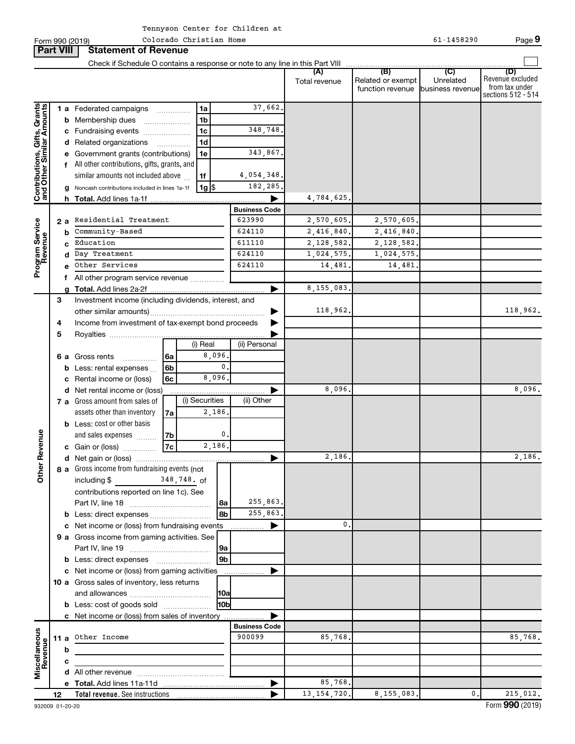Tennyson Center for Children at Colorado Christian Home

Form 990 (2019) 61-1458290

## Part VIII Statement of Revenue

Check if Schedule O contains a response or note to any line in this Part VIII

| | | | | (A) Total revenue | (B) Related or exempt function revenue | (C) Unrelated business revenue | (D) Revenue excluded from tax under sections 512 - 514 |
|---|---|---|---|---|---|---|---|
| **Contributions, Gifts, Grants and Other Similar Amounts** | 1 a Federated campaigns | 1a | 37,662. | | | | |
| | b Membership dues | 1b | | | | | |
| | c Fundraising events | 1c | 348,748. | | | | |
| | d Related organizations | 1d | | | | | |
| | e Government grants (contributions) | 1e | 343,867. | | | | |
| | f All other contributions, gifts, grants, and similar amounts not included above | 1f | 4,054,348. | | | | |
| | g Noncash contributions included in lines 1a-1f | 1g $ | 182,285. | | | | |
| | h **Total.** Add lines 1a-1f | | | 4,784,625. | | | |
| **Program Service Revenue** | | | **Business Code** | | | | |
| | 2 a Residential Treatment | | 623990 | 2,570,605. | 2,570,605. | | |
| | b Community-Based | | 624110 | 2,416,840. | 2,416,840. | | |
| | c Education | | 611110 | 2,128,582. | 2,128,582. | | |
| | d Day Treatment | | 624110 | 1,024,575. | 1,024,575. | | |
| | e Other Services | | 624110 | 14,481. | 14,481. | | |
| | f All other program service revenue | | | | | | |
| | g **Total.** Add lines 2a-2f | | | 8,155,083. | | | |
| **Other Revenue** | 3 Investment income (including dividends, interest, and other similar amounts) | | | 118,962. | | | 118,962. |
| | 4 Income from investment of tax-exempt bond proceeds | | | | | | |
| | 5 Royalties | | | | | | |
| | | | (i) Real / (ii) Personal | | | | |
| | 6 a Gross rents | 6a | 8,096. | | | | |
| | b Less: rental expenses | 6b | 0. | | | | |
| | c Rental income or (loss) | 6c | 8,096. | | | | |
| | d Net rental income or (loss) | | | 8,096. | | | 8,096. |
| | | | (i) Securities / (ii) Other | | | | |
| | 7 a Gross amount from sales of assets other than inventory | 7a | 2,186. | | | | |
| | b Less: cost or other basis and sales expenses | 7b | 0. | | | | |
| | c Gain or (loss) | 7c | 2,186. | | | | |
| | d Net gain or (loss) | | | 2,186. | | | 2,186. |
| | 8 a Gross income from fundraising events (not including $ 348,748. of contributions reported on line 1c). See Part IV, line 18 | 8a | 255,863. | | | | |
| | b Less: direct expenses | 8b | 255,863. | | | | |
| | c Net income or (loss) from fundraising events | | | 0. | | | |
| | 9 a Gross income from gaming activities. See Part IV, line 19 | 9a | | | | | |
| | b Less: direct expenses | 9b | | | | | |
| | c Net income or (loss) from gaming activities | | | | | | |
| | 10 a Gross sales of inventory, less returns and allowances | 10a | | | | | |
| | b Less: cost of goods sold | 10b | | | | | |
| | c Net income or (loss) from sales of inventory | | | | | | |
| **Miscellaneous Revenue** | | | **Business Code** | | | | |
| | 11 a Other Income | | 900099 | 85,768. | | | 85,768. |
| | b | | | | | | |
| | c | | | | | | |
| | d All other revenue | | | | | | |
| | e **Total.** Add lines 11a-11d | | | 85,768. | | | |
| | 12 **Total revenue.** See instructions | | | 13,154,720. | 8,155,083. | 0. | 215,012. |

932009 01-20-20 Form **990** (2019)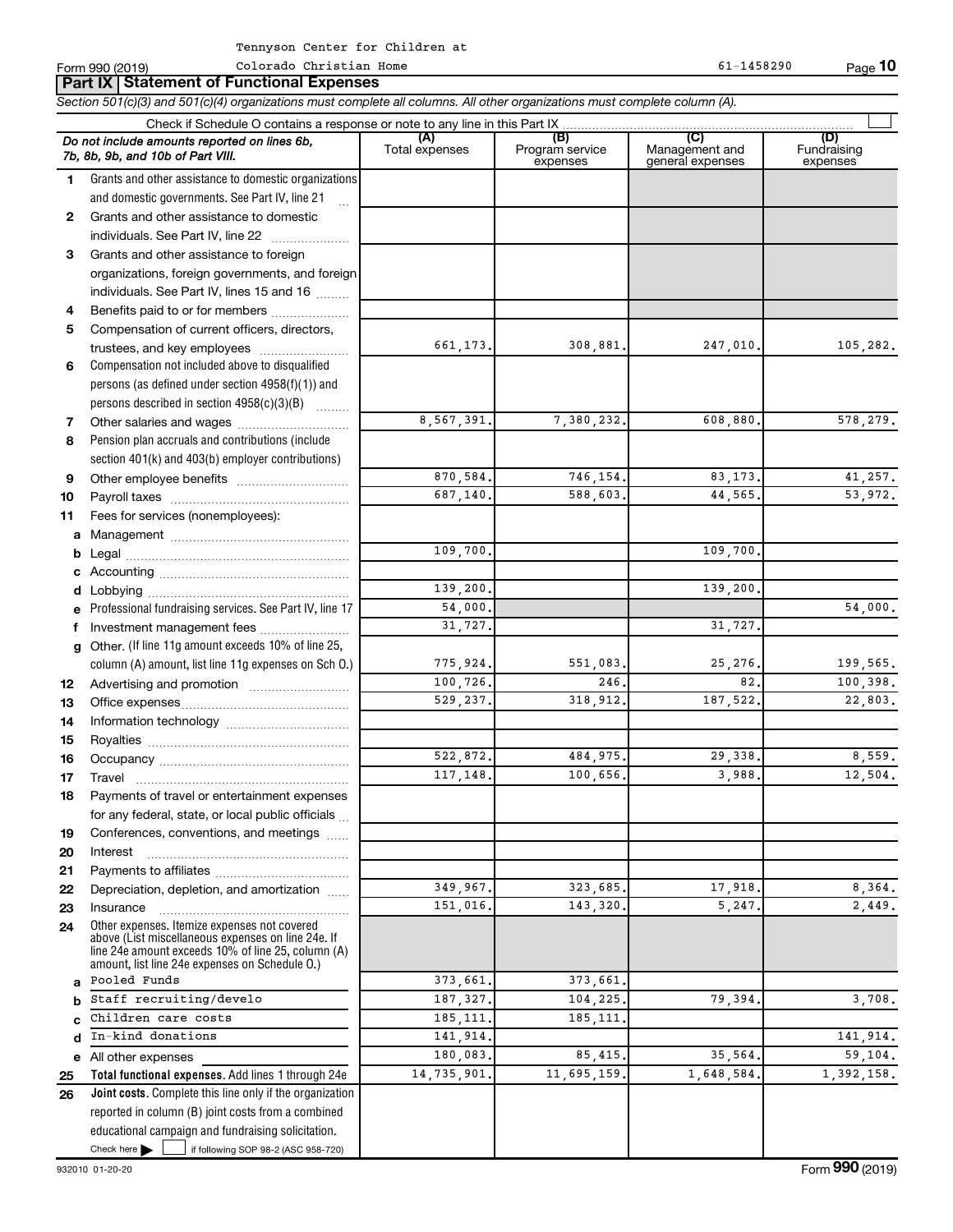Tennyson Center for Children at Colorado Christian Home — 61-1458290

Form 990 (2019)

## Part IX Statement of Functional Expenses

*Section 501(c)(3) and 501(c)(4) organizations must complete all columns. All other organizations must complete column (A).*

Check if Schedule O contains a response or note to any line in this Part IX

| | *Do not include amounts reported on lines 6b, 7b, 8b, 9b, and 10b of Part VIII.* | (A) Total expenses | (B) Program service expenses | (C) Management and general expenses | (D) Fundraising expenses |
|---|---|---|---|---|---|
| 1 | Grants and other assistance to domestic organizations and domestic governments. See Part IV, line 21 | | | | |
| 2 | Grants and other assistance to domestic individuals. See Part IV, line 22 | | | | |
| 3 | Grants and other assistance to foreign organizations, foreign governments, and foreign individuals. See Part IV, lines 15 and 16 | | | | |
| 4 | Benefits paid to or for members | | | | |
| 5 | Compensation of current officers, directors, trustees, and key employees | 661,173. | 308,881. | 247,010. | 105,282. |
| 6 | Compensation not included above to disqualified persons (as defined under section 4958(f)(1)) and persons described in section 4958(c)(3)(B) | | | | |
| 7 | Other salaries and wages | 8,567,391. | 7,380,232. | 608,880. | 578,279. |
| 8 | Pension plan accruals and contributions (include section 401(k) and 403(b) employer contributions) | | | | |
| 9 | Other employee benefits | 870,584. | 746,154. | 83,173. | 41,257. |
| 10 | Payroll taxes | 687,140. | 588,603. | 44,565. | 53,972. |
| 11 | Fees for services (nonemployees): | | | | |
| a | Management | | | | |
| b | Legal | 109,700. | | 109,700. | |
| c | Accounting | | | | |
| d | Lobbying | 139,200. | | 139,200. | |
| e | Professional fundraising services. See Part IV, line 17 | 54,000. | | | 54,000. |
| f | Investment management fees | 31,727. | | 31,727. | |
| g | Other. (If line 11g amount exceeds 10% of line 25, column (A) amount, list line 11g expenses on Sch O.) | 775,924. | 551,083. | 25,276. | 199,565. |
| 12 | Advertising and promotion | 100,726. | 246. | 82. | 100,398. |
| 13 | Office expenses | 529,237. | 318,912. | 187,522. | 22,803. |
| 14 | Information technology | | | | |
| 15 | Royalties | | | | |
| 16 | Occupancy | 522,872. | 484,975. | 29,338. | 8,559. |
| 17 | Travel | 117,148. | 100,656. | 3,988. | 12,504. |
| 18 | Payments of travel or entertainment expenses for any federal, state, or local public officials | | | | |
| 19 | Conferences, conventions, and meetings | | | | |
| 20 | Interest | | | | |
| 21 | Payments to affiliates | | | | |
| 22 | Depreciation, depletion, and amortization | 349,967. | 323,685. | 17,918. | 8,364. |
| 23 | Insurance | 151,016. | 143,320. | 5,247. | 2,449. |
| 24 | Other expenses. Itemize expenses not covered above (List miscellaneous expenses on line 24e. If line 24e amount exceeds 10% of line 25, column (A) amount, list line 24e expenses on Schedule O.) | | | | |
| a | Pooled Funds | 373,661. | 373,661. | | |
| b | Staff recruiting/develo | 187,327. | 104,225. | 79,394. | 3,708. |
| c | Children care costs | 185,111. | 185,111. | | |
| d | In-kind donations | 141,914. | | | 141,914. |
| e | All other expenses | 180,083. | 85,415. | 35,564. | 59,104. |
| 25 | **Total functional expenses.** Add lines 1 through 24e | 14,735,901. | 11,695,159. | 1,648,584. | 1,392,158. |
| 26 | **Joint costs.** Complete this line only if the organization reported in column (B) joint costs from a combined educational campaign and fundraising solicitation. Check here ☐ if following SOP 98-2 (ASC 958-720) | | | | |

932010 01-20-20

Form **990** (2019)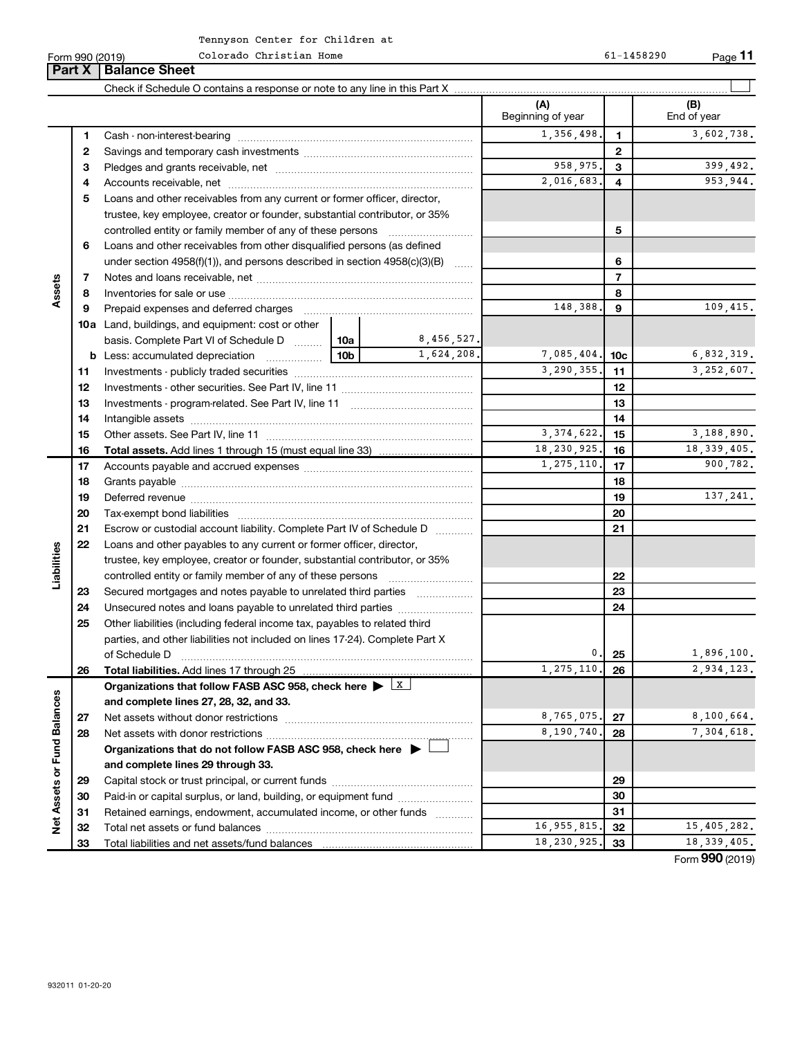Tennyson Center for Children at Colorado Christian Home

Form 990 (2019) 61-1458290

## Part X Balance Sheet

Check if Schedule O contains a response or note to any line in this Part X

| | | | | (A) Beginning of year | | (B) End of year |
|---|---|---|---|---|---|---|
| **Assets** | 1 | Cash - non-interest-bearing | | 1,356,498. | 1 | 3,602,738. |
| | 2 | Savings and temporary cash investments | | | 2 | |
| | 3 | Pledges and grants receivable, net | | 958,975. | 3 | 399,492. |
| | 4 | Accounts receivable, net | | 2,016,683. | 4 | 953,944. |
| | 5 | Loans and other receivables from any current or former officer, director, trustee, key employee, creator or founder, substantial contributor, or 35% controlled entity or family member of any of these persons | | | 5 | |
| | 6 | Loans and other receivables from other disqualified persons (as defined under section 4958(f)(1)), and persons described in section 4958(c)(3)(B) | | | 6 | |
| | 7 | Notes and loans receivable, net | | | 7 | |
| | 8 | Inventories for sale or use | | | 8 | |
| | 9 | Prepaid expenses and deferred charges | | 148,388. | 9 | 109,415. |
| | 10a | Land, buildings, and equipment: cost or other basis. Complete Part VI of Schedule D | 10a 8,456,527. | | | |
| | b | Less: accumulated depreciation | 10b 1,624,208. | 7,085,404. | 10c | 6,832,319. |
| | 11 | Investments - publicly traded securities | | 3,290,355. | 11 | 3,252,607. |
| | 12 | Investments - other securities. See Part IV, line 11 | | | 12 | |
| | 13 | Investments - program-related. See Part IV, line 11 | | | 13 | |
| | 14 | Intangible assets | | | 14 | |
| | 15 | Other assets. See Part IV, line 11 | | 3,374,622. | 15 | 3,188,890. |
| | 16 | **Total assets.** Add lines 1 through 15 (must equal line 33) | | 18,230,925. | 16 | 18,339,405. |
| **Liabilities** | 17 | Accounts payable and accrued expenses | | 1,275,110. | 17 | 900,782. |
| | 18 | Grants payable | | | 18 | |
| | 19 | Deferred revenue | | | 19 | 137,241. |
| | 20 | Tax-exempt bond liabilities | | | 20 | |
| | 21 | Escrow or custodial account liability. Complete Part IV of Schedule D | | | 21 | |
| | 22 | Loans and other payables to any current or former officer, director, trustee, key employee, creator or founder, substantial contributor, or 35% controlled entity or family member of any of these persons | | | 22 | |
| | 23 | Secured mortgages and notes payable to unrelated third parties | | | 23 | |
| | 24 | Unsecured notes and loans payable to unrelated third parties | | | 24 | |
| | 25 | Other liabilities (including federal income tax, payables to related third parties, and other liabilities not included on lines 17-24). Complete Part X of Schedule D | | 0. | 25 | 1,896,100. |
| | 26 | **Total liabilities.** Add lines 17 through 25 | | 1,275,110. | 26 | 2,934,123. |
| **Net Assets or Fund Balances** | | **Organizations that follow FASB ASC 958, check here ▶ [X] and complete lines 27, 28, 32, and 33.** | | | | |
| | 27 | Net assets without donor restrictions | | 8,765,075. | 27 | 8,100,664. |
| | 28 | Net assets with donor restrictions | | 8,190,740. | 28 | 7,304,618. |
| | | **Organizations that do not follow FASB ASC 958, check here ▶ [ ] and complete lines 29 through 33.** | | | | |
| | 29 | Capital stock or trust principal, or current funds | | | 29 | |
| | 30 | Paid-in or capital surplus, or land, building, or equipment fund | | | 30 | |
| | 31 | Retained earnings, endowment, accumulated income, or other funds | | | 31 | |
| | 32 | Total net assets or fund balances | | 16,955,815. | 32 | 15,405,282. |
| | 33 | Total liabilities and net assets/fund balances | | 18,230,925. | 33 | 18,339,405. |

Form **990** (2019)

932011 01-20-20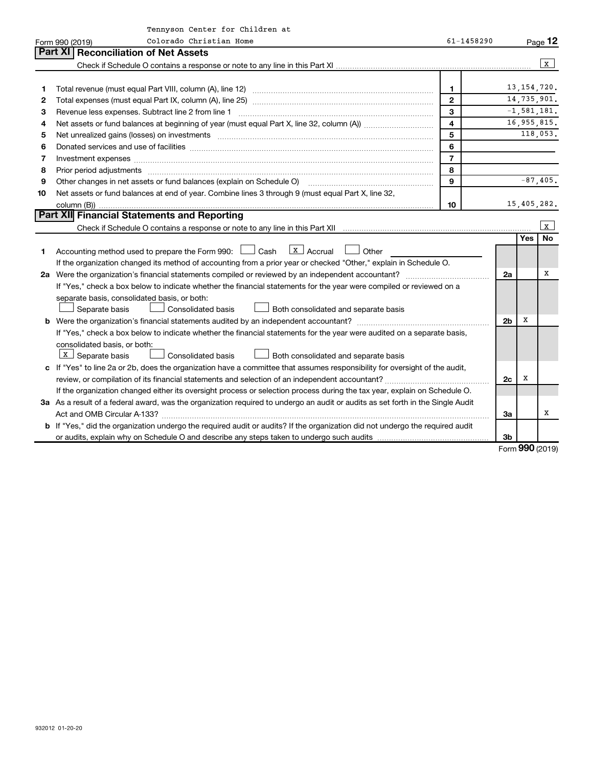Tennyson Center for Children at Colorado Christian Home

Form 990 (2019) 61-1458290

## Part XI Reconciliation of Net Assets

Check if Schedule O contains a response or note to any line in this Part XI .......... [X]

| | | | |
|---|---|---|---|
| 1 | Total revenue (must equal Part VIII, column (A), line 12) | 1 | 13,154,720. |
| 2 | Total expenses (must equal Part IX, column (A), line 25) | 2 | 14,735,901. |
| 3 | Revenue less expenses. Subtract line 2 from line 1 | 3 | -1,581,181. |
| 4 | Net assets or fund balances at beginning of year (must equal Part X, line 32, column (A)) | 4 | 16,955,815. |
| 5 | Net unrealized gains (losses) on investments | 5 | 118,053. |
| 6 | Donated services and use of facilities | 6 | |
| 7 | Investment expenses | 7 | |
| 8 | Prior period adjustments | 8 | |
| 9 | Other changes in net assets or fund balances (explain on Schedule O) | 9 | -87,405. |
| 10 | Net assets or fund balances at end of year. Combine lines 3 through 9 (must equal Part X, line 32, column (B)) | 10 | 15,405,282. |

## Part XII Financial Statements and Reporting

Check if Schedule O contains a response or note to any line in this Part XII .......... [X]

| | | | Yes | No |
|---|---|---|---|---|
| 1 | Accounting method used to prepare the Form 990: [ ] Cash [X] Accrual [ ] Other<br>If the organization changed its method of accounting from a prior year or checked "Other," explain in Schedule O. | | | |
| 2a | Were the organization's financial statements compiled or reviewed by an independent accountant?<br>If "Yes," check a box below to indicate whether the financial statements for the year were compiled or reviewed on a separate basis, consolidated basis, or both:<br>[ ] Separate basis [ ] Consolidated basis [ ] Both consolidated and separate basis | 2a | | X |
| b | Were the organization's financial statements audited by an independent accountant?<br>If "Yes," check a box below to indicate whether the financial statements for the year were audited on a separate basis, consolidated basis, or both:<br>[X] Separate basis [ ] Consolidated basis [ ] Both consolidated and separate basis | 2b | X | |
| c | If "Yes" to line 2a or 2b, does the organization have a committee that assumes responsibility for oversight of the audit, review, or compilation of its financial statements and selection of an independent accountant?<br>If the organization changed either its oversight process or selection process during the tax year, explain on Schedule O. | 2c | X | |
| 3a | As a result of a federal award, was the organization required to undergo an audit or audits as set forth in the Single Audit Act and OMB Circular A-133? | 3a | | X |
| b | If "Yes," did the organization undergo the required audit or audits? If the organization did not undergo the required audit or audits, explain why on Schedule O and describe any steps taken to undergo such audits | 3b | | |

Form **990** (2019)

932012 01-20-20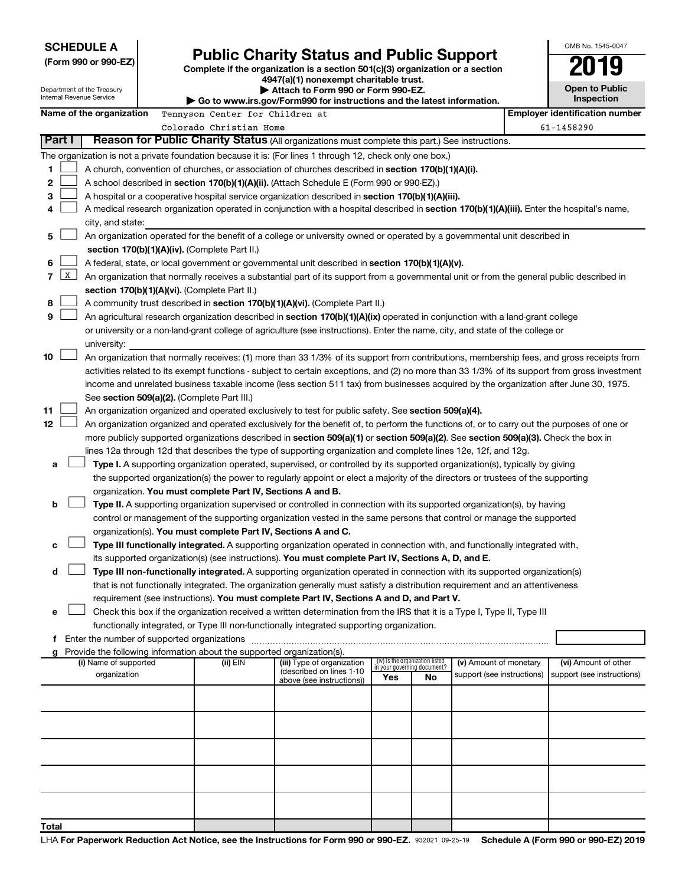**SCHEDULE A**
**(Form 990 or 990-EZ)**

Department of the Treasury
Internal Revenue Service

# Public Charity Status and Public Support

**Complete if the organization is a section 501(c)(3) organization or a section 4947(a)(1) nonexempt charitable trust.**
**▶ Attach to Form 990 or Form 990-EZ.**
**▶ Go to www.irs.gov/Form990 for instructions and the latest information.**

OMB No. 1545-0047
**2019**
**Open to Public Inspection**

**Name of the organization** Tennyson Center for Children at Colorado Christian Home

**Employer identification number** 61-1458290

## Part I Reason for Public Charity Status (All organizations must complete this part.) See instructions.

The organization is not a private foundation because it is: (For lines 1 through 12, check only one box.)

1 ☐ A church, convention of churches, or association of churches described in **section 170(b)(1)(A)(i).**

2 ☐ A school described in **section 170(b)(1)(A)(ii).** (Attach Schedule E (Form 990 or 990-EZ).)

3 ☐ A hospital or a cooperative hospital service organization described in **section 170(b)(1)(A)(iii).**

4 ☐ A medical research organization operated in conjunction with a hospital described in **section 170(b)(1)(A)(iii).** Enter the hospital's name, city, and state: ______

5 ☐ An organization operated for the benefit of a college or university owned or operated by a governmental unit described in **section 170(b)(1)(A)(iv).** (Complete Part II.)

6 ☐ A federal, state, or local government or governmental unit described in **section 170(b)(1)(A)(v).**

7 ☒ An organization that normally receives a substantial part of its support from a governmental unit or from the general public described in **section 170(b)(1)(A)(vi).** (Complete Part II.)

8 ☐ A community trust described in **section 170(b)(1)(A)(vi).** (Complete Part II.)

9 ☐ An agricultural research organization described in **section 170(b)(1)(A)(ix)** operated in conjunction with a land-grant college or university or a non-land-grant college of agriculture (see instructions). Enter the name, city, and state of the college or university: ______

10 ☐ An organization that normally receives: (1) more than 33 1/3% of its support from contributions, membership fees, and gross receipts from activities related to its exempt functions - subject to certain exceptions, and (2) no more than 33 1/3% of its support from gross investment income and unrelated business taxable income (less section 511 tax) from businesses acquired by the organization after June 30, 1975. See **section 509(a)(2).** (Complete Part III.)

11 ☐ An organization organized and operated exclusively to test for public safety. See **section 509(a)(4).**

12 ☐ An organization organized and operated exclusively for the benefit of, to perform the functions of, or to carry out the purposes of one or more publicly supported organizations described in **section 509(a)(1)** or **section 509(a)(2)**. See **section 509(a)(3).** Check the box in lines 12a through 12d that describes the type of supporting organization and complete lines 12e, 12f, and 12g.

a ☐ **Type I.** A supporting organization operated, supervised, or controlled by its supported organization(s), typically by giving the supported organization(s) the power to regularly appoint or elect a majority of the directors or trustees of the supporting organization. **You must complete Part IV, Sections A and B.**

b ☐ **Type II.** A supporting organization supervised or controlled in connection with its supported organization(s), by having control or management of the supporting organization vested in the same persons that control or manage the supported organization(s). **You must complete Part IV, Sections A and C.**

c ☐ **Type III functionally integrated.** A supporting organization operated in connection with, and functionally integrated with, its supported organization(s) (see instructions). **You must complete Part IV, Sections A, D, and E.**

d ☐ **Type III non-functionally integrated.** A supporting organization operated in connection with its supported organization(s) that is not functionally integrated. The organization generally must satisfy a distribution requirement and an attentiveness requirement (see instructions). **You must complete Part IV, Sections A and D, and Part V.**

e ☐ Check this box if the organization received a written determination from the IRS that it is a Type I, Type II, Type III functionally integrated, or Type III non-functionally integrated supporting organization.

f Enter the number of supported organizations ______

g Provide the following information about the supported organization(s).

| (i) Name of supported organization | (ii) EIN | (iii) Type of organization (described on lines 1-10 above (see instructions)) | (iv) Is the organization listed in your governing document? Yes | No | (v) Amount of monetary support (see instructions) | (vi) Amount of other support (see instructions) |
|---|---|---|---|---|---|---|
| | | | | | | |
| | | | | | | |
| | | | | | | |
| | | | | | | |
| | | | | | | |
| **Total** | | | | | | |

LHA **For Paperwork Reduction Act Notice, see the Instructions for Form 990 or 990-EZ.** 932021 09-25-19 **Schedule A (Form 990 or 990-EZ) 2019**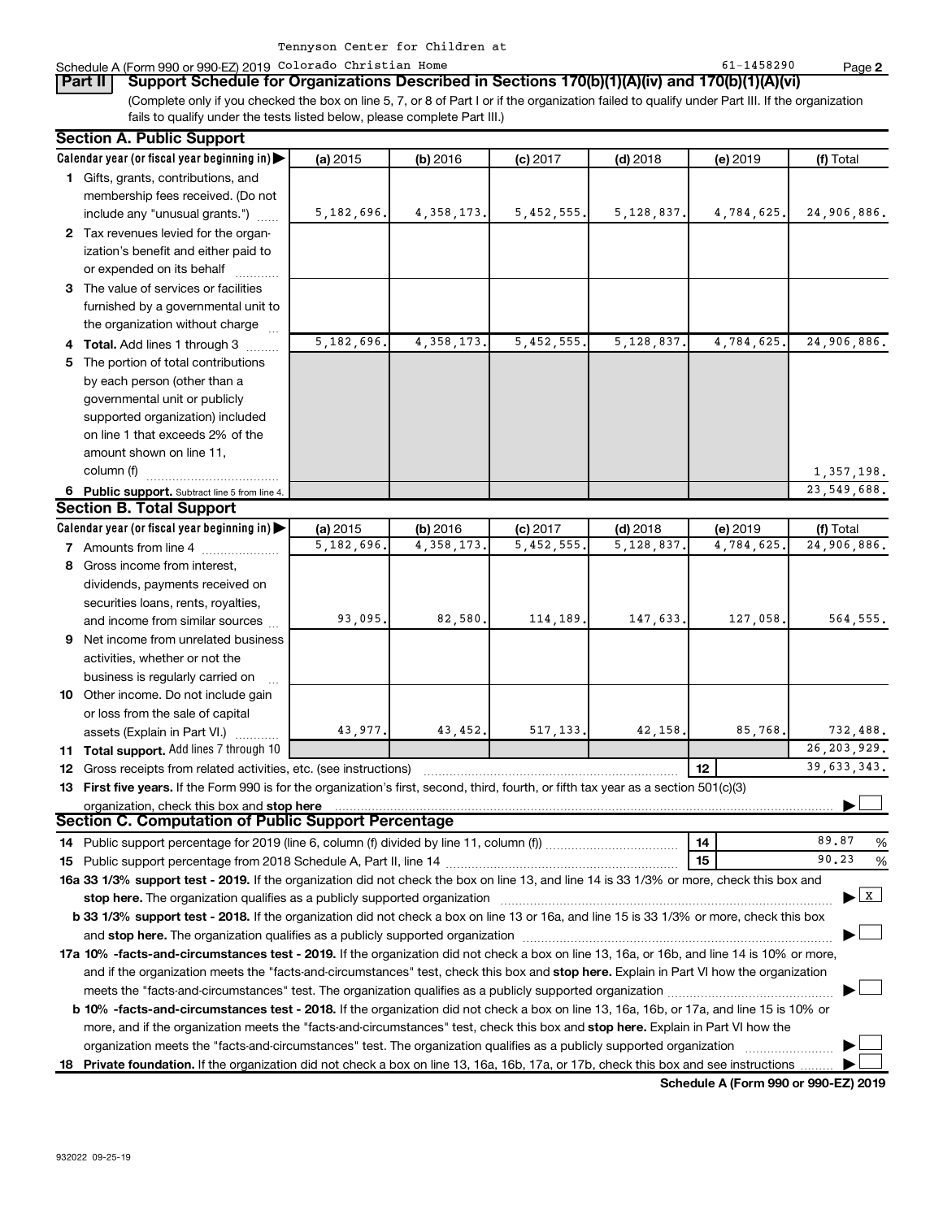Tennyson Center for Children at

Schedule A (Form 990 or 990-EZ) 2019 Colorado Christian Home 61-1458290 Page **2**

## Part II Support Schedule for Organizations Described in Sections 170(b)(1)(A)(iv) and 170(b)(1)(A)(vi)

(Complete only if you checked the box on line 5, 7, or 8 of Part I or if the organization failed to qualify under Part III. If the organization fails to qualify under the tests listed below, please complete Part III.)

### Section A. Public Support

| Calendar year (or fiscal year beginning in) ▶ | (a) 2015 | (b) 2016 | (c) 2017 | (d) 2018 | (e) 2019 | (f) Total |
|---|---|---|---|---|---|---|
| **1** Gifts, grants, contributions, and membership fees received. (Do not include any "unusual grants.") | 5,182,696. | 4,358,173. | 5,452,555. | 5,128,837. | 4,784,625. | 24,906,886. |
| **2** Tax revenues levied for the organization's benefit and either paid to or expended on its behalf | | | | | | |
| **3** The value of services or facilities furnished by a governmental unit to the organization without charge | | | | | | |
| **4 Total.** Add lines 1 through 3 | 5,182,696. | 4,358,173. | 5,452,555. | 5,128,837. | 4,784,625. | 24,906,886. |
| **5** The portion of total contributions by each person (other than a governmental unit or publicly supported organization) included on line 1 that exceeds 2% of the amount shown on line 11, column (f) | | | | | | 1,357,198. |
| **6 Public support.** Subtract line 5 from line 4. | | | | | | 23,549,688. |

### Section B. Total Support

| Calendar year (or fiscal year beginning in) ▶ | (a) 2015 | (b) 2016 | (c) 2017 | (d) 2018 | (e) 2019 | (f) Total |
|---|---|---|---|---|---|---|
| **7** Amounts from line 4 | 5,182,696. | 4,358,173. | 5,452,555. | 5,128,837. | 4,784,625. | 24,906,886. |
| **8** Gross income from interest, dividends, payments received on securities loans, rents, royalties, and income from similar sources | 93,095. | 82,580. | 114,189. | 147,633. | 127,058. | 564,555. |
| **9** Net income from unrelated business activities, whether or not the business is regularly carried on | | | | | | |
| **10** Other income. Do not include gain or loss from the sale of capital assets (Explain in Part VI.) | 43,977. | 43,452. | 517,133. | 42,158. | 85,768. | 732,488. |
| **11 Total support.** Add lines 7 through 10 | | | | | | 26,203,929. |

**12** Gross receipts from related activities, etc. (see instructions) **12** 39,633,343.

**13 First five years.** If the Form 990 is for the organization's first, second, third, fourth, or fifth tax year as a section 501(c)(3) organization, check this box and **stop here** ☐

### Section C. Computation of Public Support Percentage

**14** Public support percentage for 2019 (line 6, column (f) divided by line 11, column (f)) **14** 89.87 %

**15** Public support percentage from 2018 Schedule A, Part II, line 14 **15** 90.23 %

**16a 33 1/3% support test - 2019.** If the organization did not check the box on line 13, and line 14 is 33 1/3% or more, check this box and **stop here.** The organization qualifies as a publicly supported organization ☒

**b 33 1/3% support test - 2018.** If the organization did not check a box on line 13 or 16a, and line 15 is 33 1/3% or more, check this box and **stop here.** The organization qualifies as a publicly supported organization ☐

**17a 10% -facts-and-circumstances test - 2019.** If the organization did not check a box on line 13, 16a, or 16b, and line 14 is 10% or more, and if the organization meets the "facts-and-circumstances" test, check this box and **stop here.** Explain in Part VI how the organization meets the "facts-and-circumstances" test. The organization qualifies as a publicly supported organization ☐

**b 10% -facts-and-circumstances test - 2018.** If the organization did not check a box on line 13, 16a, 16b, or 17a, and line 15 is 10% or more, and if the organization meets the "facts-and-circumstances" test, check this box and **stop here.** Explain in Part VI how the organization meets the "facts-and-circumstances" test. The organization qualifies as a publicly supported organization ☐

**18 Private foundation.** If the organization did not check a box on line 13, 16a, 16b, 17a, or 17b, check this box and see instructions ☐

**Schedule A (Form 990 or 990-EZ) 2019**

932022 09-25-19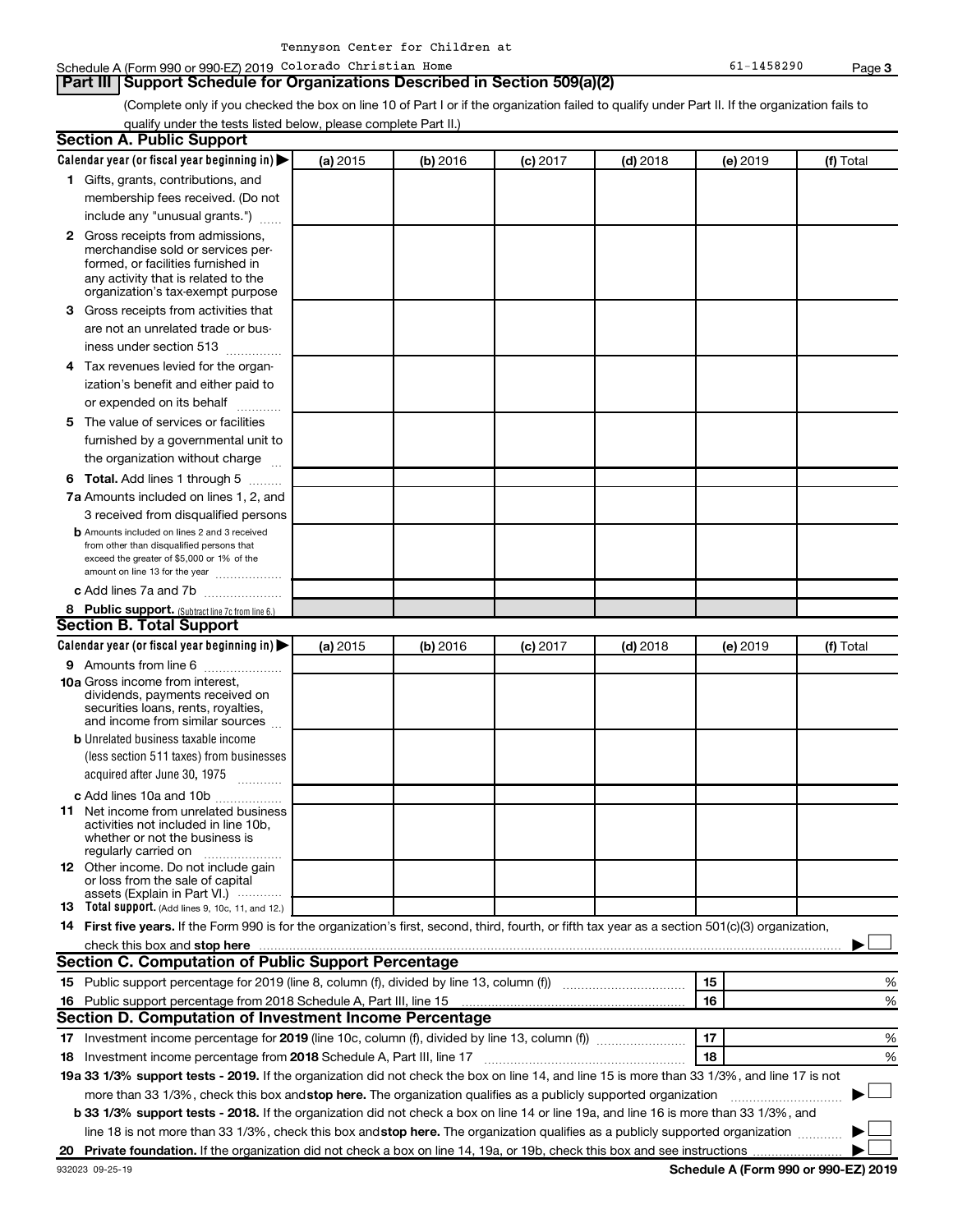Schedule A (Form 990 or 990-EZ) 2019 Tennyson Center for Children at Colorado Christian Home 61-1458290 Page 3

## Part III Support Schedule for Organizations Described in Section 509(a)(2)

(Complete only if you checked the box on line 10 of Part I or if the organization failed to qualify under Part II. If the organization fails to qualify under the tests listed below, please complete Part II.)

### Section A. Public Support

| Calendar year (or fiscal year beginning in) ▶ | (a) 2015 | (b) 2016 | (c) 2017 | (d) 2018 | (e) 2019 | (f) Total |
|---|---|---|---|---|---|---|
| **1** Gifts, grants, contributions, and membership fees received. (Do not include any "unusual grants.") | | | | | | |
| **2** Gross receipts from admissions, merchandise sold or services performed, or facilities furnished in any activity that is related to the organization's tax-exempt purpose | | | | | | |
| **3** Gross receipts from activities that are not an unrelated trade or business under section 513 | | | | | | |
| **4** Tax revenues levied for the organization's benefit and either paid to or expended on its behalf | | | | | | |
| **5** The value of services or facilities furnished by a governmental unit to the organization without charge | | | | | | |
| **6 Total.** Add lines 1 through 5 | | | | | | |
| **7a** Amounts included on lines 1, 2, and 3 received from disqualified persons | | | | | | |
| **b** Amounts included on lines 2 and 3 received from other than disqualified persons that exceed the greater of $5,000 or 1% of the amount on line 13 for the year | | | | | | |
| **c** Add lines 7a and 7b | | | | | | |
| **8 Public support.** (Subtract line 7c from line 6.) | | | | | | |

### Section B. Total Support

| Calendar year (or fiscal year beginning in) ▶ | (a) 2015 | (b) 2016 | (c) 2017 | (d) 2018 | (e) 2019 | (f) Total |
|---|---|---|---|---|---|---|
| **9** Amounts from line 6 | | | | | | |
| **10a** Gross income from interest, dividends, payments received on securities loans, rents, royalties, and income from similar sources | | | | | | |
| **b** Unrelated business taxable income (less section 511 taxes) from businesses acquired after June 30, 1975 | | | | | | |
| **c** Add lines 10a and 10b | | | | | | |
| **11** Net income from unrelated business activities not included in line 10b, whether or not the business is regularly carried on | | | | | | |
| **12** Other income. Do not include gain or loss from the sale of capital assets (Explain in Part VI.) | | | | | | |
| **13 Total support.** (Add lines 9, 10c, 11, and 12.) | | | | | | |

**14 First five years.** If the Form 990 is for the organization's first, second, third, fourth, or fifth tax year as a section 501(c)(3) organization, check this box and **stop here** ▶ ☐

### Section C. Computation of Public Support Percentage

| | | | |
|---|---|---|---|
| **15** | Public support percentage for 2019 (line 8, column (f), divided by line 13, column (f)) | 15 | % |
| **16** | Public support percentage from 2018 Schedule A, Part III, line 15 | 16 | % |

### Section D. Computation of Investment Income Percentage

| | | | |
|---|---|---|---|
| **17** | Investment income percentage for **2019** (line 10c, column (f), divided by line 13, column (f)) | 17 | % |
| **18** | Investment income percentage from **2018** Schedule A, Part III, line 17 | 18 | % |

**19a 33 1/3% support tests - 2019.** If the organization did not check the box on line 14, and line 15 is more than 33 1/3%, and line 17 is not more than 33 1/3%, check this box and **stop here.** The organization qualifies as a publicly supported organization ▶ ☐

**b 33 1/3% support tests - 2018.** If the organization did not check a box on line 14 or line 19a, and line 16 is more than 33 1/3%, and line 18 is not more than 33 1/3%, check this box and **stop here.** The organization qualifies as a publicly supported organization ▶ ☐

**20 Private foundation.** If the organization did not check a box on line 14, 19a, or 19b, check this box and see instructions ▶ ☐

932023 09-25-19 **Schedule A (Form 990 or 990-EZ) 2019**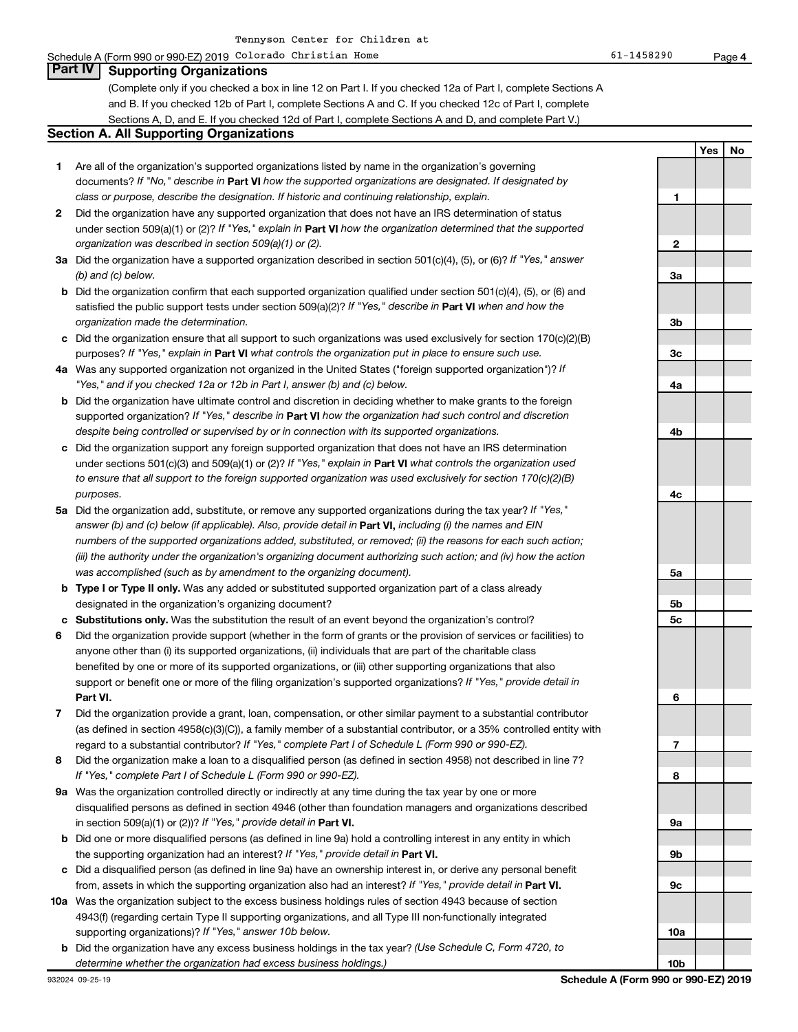Tennyson Center for Children at

Schedule A (Form 990 or 990-EZ) 2019 Colorado Christian Home 61-1458290 Page 4

## Part IV Supporting Organizations

(Complete only if you checked a box in line 12 on Part I. If you checked 12a of Part I, complete Sections A and B. If you checked 12b of Part I, complete Sections A and C. If you checked 12c of Part I, complete Sections A, D, and E. If you checked 12d of Part I, complete Sections A and D, and complete Part V.)

### Section A. All Supporting Organizations

| | | | Yes | No |
|---|---|---|---|---|
| **1** | Are all of the organization's supported organizations listed by name in the organization's governing documents? *If "No," describe in* **Part VI** *how the supported organizations are designated. If designated by class or purpose, describe the designation. If historic and continuing relationship, explain.* | 1 | | |
| **2** | Did the organization have any supported organization that does not have an IRS determination of status under section 509(a)(1) or (2)? *If "Yes," explain in* **Part VI** *how the organization determined that the supported organization was described in section 509(a)(1) or (2).* | 2 | | |
| **3a** | Did the organization have a supported organization described in section 501(c)(4), (5), or (6)? *If "Yes," answer (b) and (c) below.* | 3a | | |
| **b** | Did the organization confirm that each supported organization qualified under section 501(c)(4), (5), or (6) and satisfied the public support tests under section 509(a)(2)? *If "Yes," describe in* **Part VI** *when and how the organization made the determination.* | 3b | | |
| **c** | Did the organization ensure that all support to such organizations was used exclusively for section 170(c)(2)(B) purposes? *If "Yes," explain in* **Part VI** *what controls the organization put in place to ensure such use.* | 3c | | |
| **4a** | Was any supported organization not organized in the United States ("foreign supported organization")? *If "Yes," and if you checked 12a or 12b in Part I, answer (b) and (c) below.* | 4a | | |
| **b** | Did the organization have ultimate control and discretion in deciding whether to make grants to the foreign supported organization? *If "Yes," describe in* **Part VI** *how the organization had such control and discretion despite being controlled or supervised by or in connection with its supported organizations.* | 4b | | |
| **c** | Did the organization support any foreign supported organization that does not have an IRS determination under sections 501(c)(3) and 509(a)(1) or (2)? *If "Yes," explain in* **Part VI** *what controls the organization used to ensure that all support to the foreign supported organization was used exclusively for section 170(c)(2)(B) purposes.* | 4c | | |
| **5a** | Did the organization add, substitute, or remove any supported organizations during the tax year? *If "Yes," answer (b) and (c) below (if applicable). Also, provide detail in* **Part VI,** *including (i) the names and EIN numbers of the supported organizations added, substituted, or removed; (ii) the reasons for each such action; (iii) the authority under the organization's organizing document authorizing such action; and (iv) how the action was accomplished (such as by amendment to the organizing document).* | 5a | | |
| **b** | **Type I or Type II only.** Was any added or substituted supported organization part of a class already designated in the organization's organizing document? | 5b | | |
| **c** | **Substitutions only.** Was the substitution the result of an event beyond the organization's control? | 5c | | |
| **6** | Did the organization provide support (whether in the form of grants or the provision of services or facilities) to anyone other than (i) its supported organizations, (ii) individuals that are part of the charitable class benefited by one or more of its supported organizations, or (iii) other supporting organizations that also support or benefit one or more of the filing organization's supported organizations? *If "Yes," provide detail in* **Part VI.** | 6 | | |
| **7** | Did the organization provide a grant, loan, compensation, or other similar payment to a substantial contributor (as defined in section 4958(c)(3)(C)), a family member of a substantial contributor, or a 35% controlled entity with regard to a substantial contributor? *If "Yes," complete Part I of Schedule L (Form 990 or 990-EZ).* | 7 | | |
| **8** | Did the organization make a loan to a disqualified person (as defined in section 4958) not described in line 7? *If "Yes," complete Part I of Schedule L (Form 990 or 990-EZ).* | 8 | | |
| **9a** | Was the organization controlled directly or indirectly at any time during the tax year by one or more disqualified persons as defined in section 4946 (other than foundation managers and organizations described in section 509(a)(1) or (2))? *If "Yes," provide detail in* **Part VI.** | 9a | | |
| **b** | Did one or more disqualified persons (as defined in line 9a) hold a controlling interest in any entity in which the supporting organization had an interest? *If "Yes," provide detail in* **Part VI.** | 9b | | |
| **c** | Did a disqualified person (as defined in line 9a) have an ownership interest in, or derive any personal benefit from, assets in which the supporting organization also had an interest? *If "Yes," provide detail in* **Part VI.** | 9c | | |
| **10a** | Was the organization subject to the excess business holdings rules of section 4943 because of section 4943(f) (regarding certain Type II supporting organizations, and all Type III non-functionally integrated supporting organizations)? *If "Yes," answer 10b below.* | 10a | | |
| **b** | Did the organization have any excess business holdings in the tax year? *(Use Schedule C, Form 4720, to determine whether the organization had excess business holdings.)* | 10b | | |

932024 09-25-19 **Schedule A (Form 990 or 990-EZ) 2019**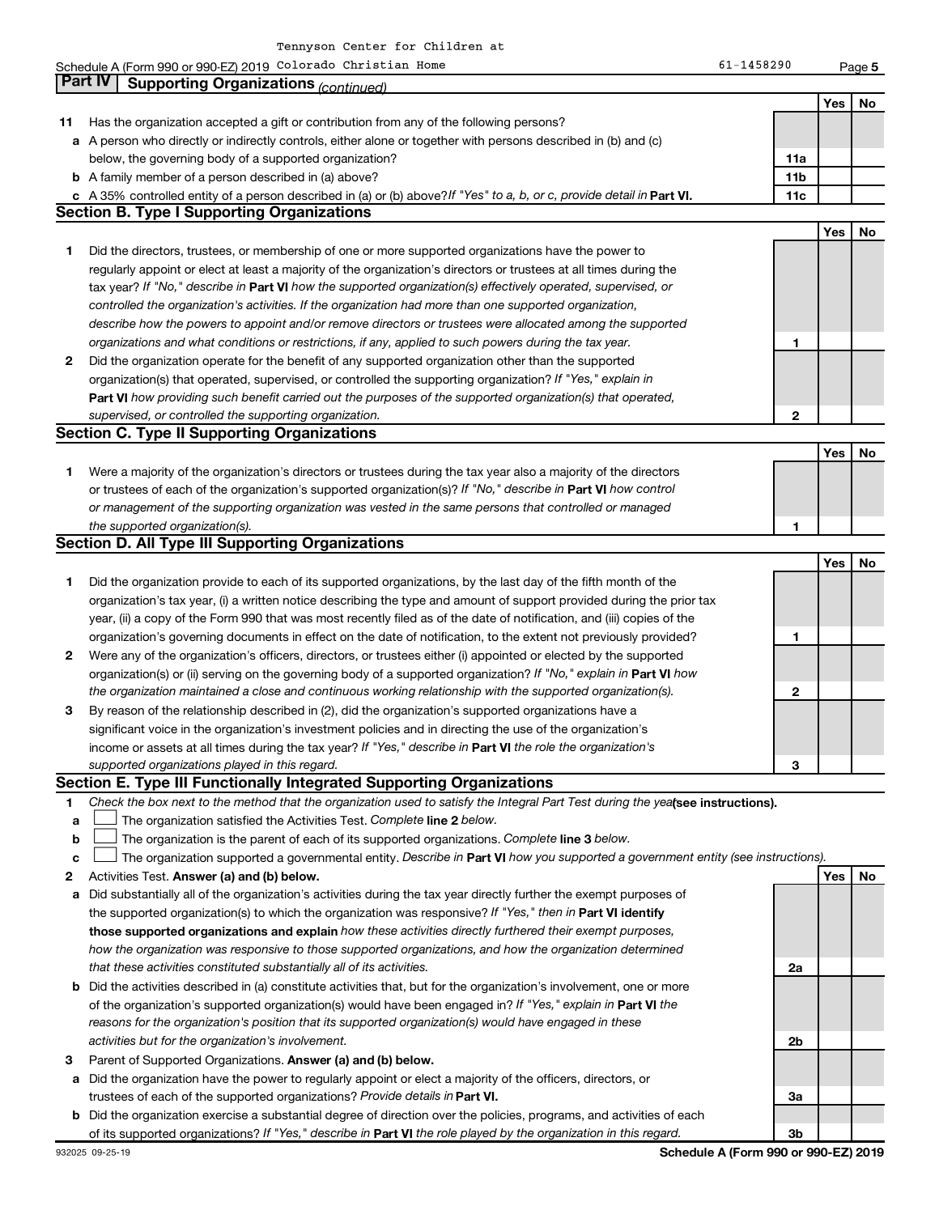Tennyson Center for Children at

Schedule A (Form 990 or 990-EZ) 2019 Colorado Christian Home 61-1458290 Page 5

## Part IV Supporting Organizations *(continued)*

| | | | Yes | No |
|---|---|---|---|---|
| **11** | Has the organization accepted a gift or contribution from any of the following persons? | | | |
| **a** | A person who directly or indirectly controls, either alone or together with persons described in (b) and (c) below, the governing body of a supported organization? | 11a | | |
| **b** | A family member of a person described in (a) above? | 11b | | |
| **c** | A 35% controlled entity of a person described in (a) or (b) above? *If "Yes" to a, b, or c, provide detail in* **Part VI.** | 11c | | |

### Section B. Type I Supporting Organizations

| | | | Yes | No |
|---|---|---|---|---|
| **1** | Did the directors, trustees, or membership of one or more supported organizations have the power to regularly appoint or elect at least a majority of the organization's directors or trustees at all times during the tax year? *If "No," describe in* **Part VI** *how the supported organization(s) effectively operated, supervised, or controlled the organization's activities. If the organization had more than one supported organization, describe how the powers to appoint and/or remove directors or trustees were allocated among the supported organizations and what conditions or restrictions, if any, applied to such powers during the tax year.* | 1 | | |
| **2** | Did the organization operate for the benefit of any supported organization other than the supported organization(s) that operated, supervised, or controlled the supporting organization? *If "Yes," explain in* **Part VI** *how providing such benefit carried out the purposes of the supported organization(s) that operated, supervised, or controlled the supporting organization.* | 2 | | |

### Section C. Type II Supporting Organizations

| | | | Yes | No |
|---|---|---|---|---|
| **1** | Were a majority of the organization's directors or trustees during the tax year also a majority of the directors or trustees of each of the organization's supported organization(s)? *If "No," describe in* **Part VI** *how control or management of the supporting organization was vested in the same persons that controlled or managed the supported organization(s).* | 1 | | |

### Section D. All Type III Supporting Organizations

| | | | Yes | No |
|---|---|---|---|---|
| **1** | Did the organization provide to each of its supported organizations, by the last day of the fifth month of the organization's tax year, (i) a written notice describing the type and amount of support provided during the prior tax year, (ii) a copy of the Form 990 that was most recently filed as of the date of notification, and (iii) copies of the organization's governing documents in effect on the date of notification, to the extent not previously provided? | 1 | | |
| **2** | Were any of the organization's officers, directors, or trustees either (i) appointed or elected by the supported organization(s) or (ii) serving on the governing body of a supported organization? *If "No," explain in* **Part VI** *how the organization maintained a close and continuous working relationship with the supported organization(s).* | 2 | | |
| **3** | By reason of the relationship described in (2), did the organization's supported organizations have a significant voice in the organization's investment policies and in directing the use of the organization's income or assets at all times during the tax year? *If "Yes," describe in* **Part VI** *the role the organization's supported organizations played in this regard.* | 3 | | |

### Section E. Type III Functionally Integrated Supporting Organizations

**1** *Check the box next to the method that the organization used to satisfy the Integral Part Test during the year* **(see instructions).**

**a** ☐ The organization satisfied the Activities Test. *Complete* **line 2** *below.*

**b** ☐ The organization is the parent of each of its supported organizations. *Complete* **line 3** *below.*

**c** ☐ The organization supported a governmental entity. *Describe in* **Part VI** *how you supported a government entity (see instructions).*

| | | | Yes | No |
|---|---|---|---|---|
| **2** | Activities Test. **Answer (a) and (b) below.** | | | |
| **a** | Did substantially all of the organization's activities during the tax year directly further the exempt purposes of the supported organization(s) to which the organization was responsive? *If "Yes," then in* **Part VI identify those supported organizations and explain** *how these activities directly furthered their exempt purposes, how the organization was responsive to those supported organizations, and how the organization determined that these activities constituted substantially all of its activities.* | 2a | | |
| **b** | Did the activities described in (a) constitute activities that, but for the organization's involvement, one or more of the organization's supported organization(s) would have been engaged in? *If "Yes," explain in* **Part VI** *the reasons for the organization's position that its supported organization(s) would have engaged in these activities but for the organization's involvement.* | 2b | | |
| **3** | Parent of Supported Organizations. **Answer (a) and (b) below.** | | | |
| **a** | Did the organization have the power to regularly appoint or elect a majority of the officers, directors, or trustees of each of the supported organizations? *Provide details in* **Part VI.** | 3a | | |
| **b** | Did the organization exercise a substantial degree of direction over the policies, programs, and activities of each of its supported organizations? *If "Yes," describe in* **Part VI** *the role played by the organization in this regard.* | 3b | | |

932025 09-25-19 **Schedule A (Form 990 or 990-EZ) 2019**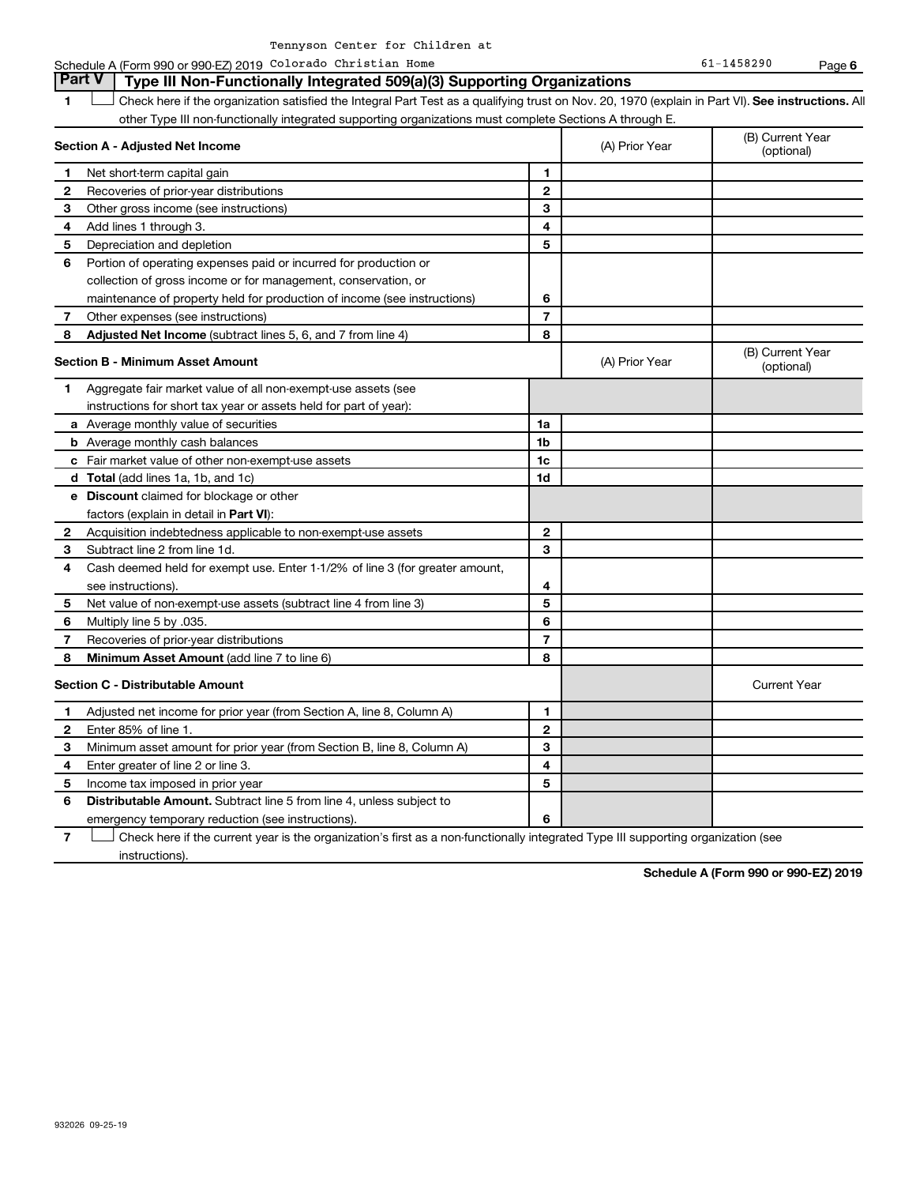Tennyson Center for Children at Colorado Christian Home

Schedule A (Form 990 or 990-EZ) 2019 — 61-1458290 — Page 6

## Part V Type III Non-Functionally Integrated 509(a)(3) Supporting Organizations

1 ☐ Check here if the organization satisfied the Integral Part Test as a qualifying trust on Nov. 20, 1970 (explain in Part VI). **See instructions.** All other Type III non-functionally integrated supporting organizations must complete Sections A through E.

| **Section A - Adjusted Net Income** | | (A) Prior Year | (B) Current Year (optional) |
|---|---|---|---|
| 1 Net short-term capital gain | 1 | | |
| 2 Recoveries of prior-year distributions | 2 | | |
| 3 Other gross income (see instructions) | 3 | | |
| 4 Add lines 1 through 3. | 4 | | |
| 5 Depreciation and depletion | 5 | | |
| 6 Portion of operating expenses paid or incurred for production or collection of gross income or for management, conservation, or maintenance of property held for production of income (see instructions) | 6 | | |
| 7 Other expenses (see instructions) | 7 | | |
| 8 **Adjusted Net Income** (subtract lines 5, 6, and 7 from line 4) | 8 | | |

| **Section B - Minimum Asset Amount** | | (A) Prior Year | (B) Current Year (optional) |
|---|---|---|---|
| 1 Aggregate fair market value of all non-exempt-use assets (see instructions for short tax year or assets held for part of year): | | | |
| a Average monthly value of securities | 1a | | |
| b Average monthly cash balances | 1b | | |
| c Fair market value of other non-exempt-use assets | 1c | | |
| d **Total** (add lines 1a, 1b, and 1c) | 1d | | |
| e **Discount** claimed for blockage or other factors (explain in detail in **Part VI**): | | | |
| 2 Acquisition indebtedness applicable to non-exempt-use assets | 2 | | |
| 3 Subtract line 2 from line 1d. | 3 | | |
| 4 Cash deemed held for exempt use. Enter 1-1/2% of line 3 (for greater amount, see instructions). | 4 | | |
| 5 Net value of non-exempt-use assets (subtract line 4 from line 3) | 5 | | |
| 6 Multiply line 5 by .035. | 6 | | |
| 7 Recoveries of prior-year distributions | 7 | | |
| 8 **Minimum Asset Amount** (add line 7 to line 6) | 8 | | |

| **Section C - Distributable Amount** | | | Current Year |
|---|---|---|---|
| 1 Adjusted net income for prior year (from Section A, line 8, Column A) | 1 | | |
| 2 Enter 85% of line 1. | 2 | | |
| 3 Minimum asset amount for prior year (from Section B, line 8, Column A) | 3 | | |
| 4 Enter greater of line 2 or line 3. | 4 | | |
| 5 Income tax imposed in prior year | 5 | | |
| 6 **Distributable Amount.** Subtract line 5 from line 4, unless subject to emergency temporary reduction (see instructions). | 6 | | |

7 ☐ Check here if the current year is the organization's first as a non-functionally integrated Type III supporting organization (see instructions).

**Schedule A (Form 990 or 990-EZ) 2019**

932026 09-25-19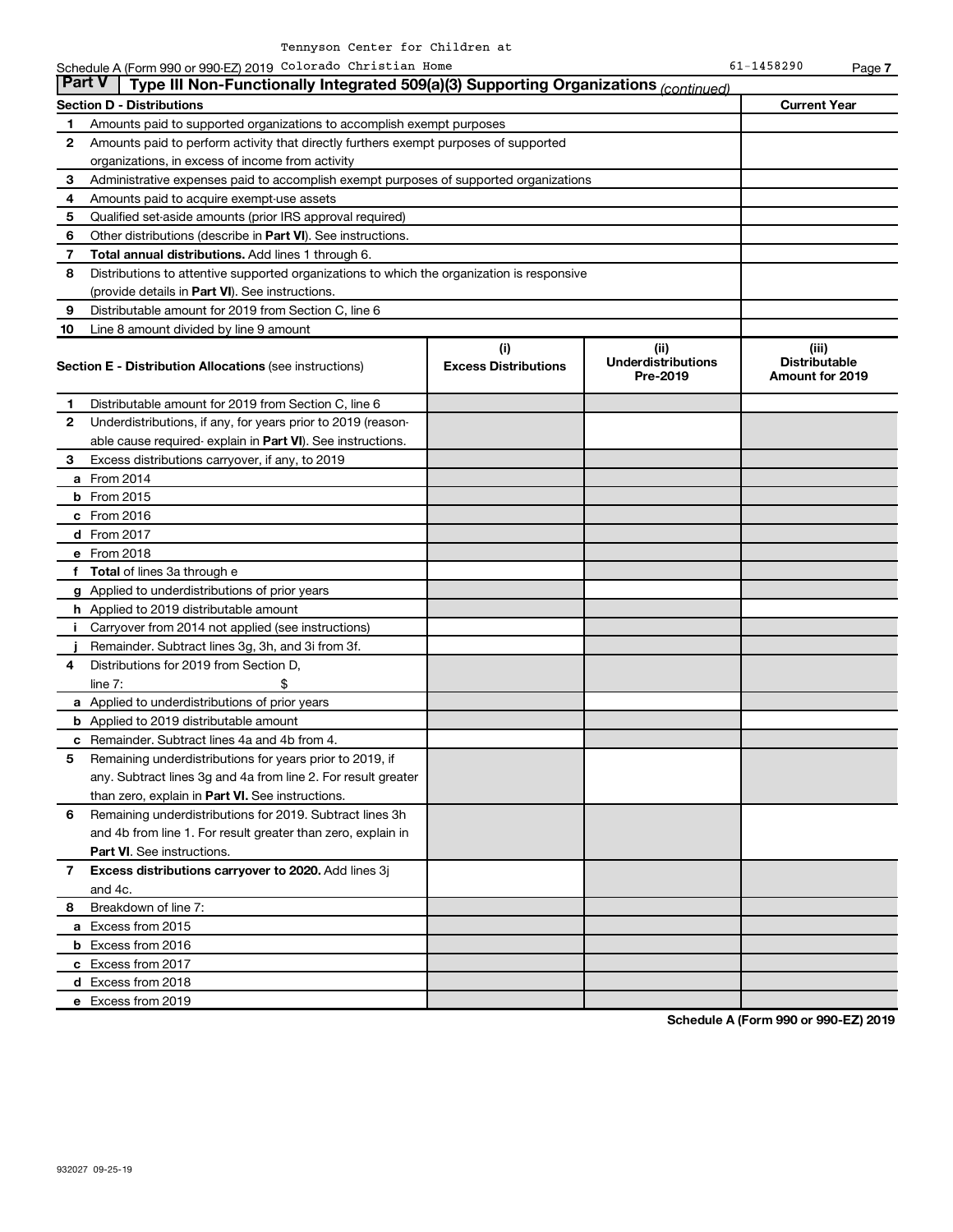Tennyson Center for Children at

Schedule A (Form 990 or 990-EZ) 2019 Colorado Christian Home 61-1458290 Page 7

## Part V Type III Non-Functionally Integrated 509(a)(3) Supporting Organizations *(continued)*

| Section D - Distributions | | Current Year |
|---|---|---|
| 1 | Amounts paid to supported organizations to accomplish exempt purposes | |
| 2 | Amounts paid to perform activity that directly furthers exempt purposes of supported organizations, in excess of income from activity | |
| 3 | Administrative expenses paid to accomplish exempt purposes of supported organizations | |
| 4 | Amounts paid to acquire exempt-use assets | |
| 5 | Qualified set-aside amounts (prior IRS approval required) | |
| 6 | Other distributions (describe in **Part VI**). See instructions. | |
| 7 | **Total annual distributions.** Add lines 1 through 6. | |
| 8 | Distributions to attentive supported organizations to which the organization is responsive (provide details in **Part VI**). See instructions. | |
| 9 | Distributable amount for 2019 from Section C, line 6 | |
| 10 | Line 8 amount divided by line 9 amount | |

| Section E - Distribution Allocations (see instructions) | | (i) Excess Distributions | (ii) Underdistributions Pre-2019 | (iii) Distributable Amount for 2019 |
|---|---|---|---|---|
| 1 | Distributable amount for 2019 from Section C, line 6 | | | |
| 2 | Underdistributions, if any, for years prior to 2019 (reasonable cause required- explain in **Part VI**). See instructions. | | | |
| 3 | Excess distributions carryover, if any, to 2019 | | | |
| a | From 2014 | | | |
| b | From 2015 | | | |
| c | From 2016 | | | |
| d | From 2017 | | | |
| e | From 2018 | | | |
| f | **Total** of lines 3a through e | | | |
| g | Applied to underdistributions of prior years | | | |
| h | Applied to 2019 distributable amount | | | |
| i | Carryover from 2014 not applied (see instructions) | | | |
| j | Remainder. Subtract lines 3g, 3h, and 3i from 3f. | | | |
| 4 | Distributions for 2019 from Section D, line 7: $ | | | |
| a | Applied to underdistributions of prior years | | | |
| b | Applied to 2019 distributable amount | | | |
| c | Remainder. Subtract lines 4a and 4b from 4. | | | |
| 5 | Remaining underdistributions for years prior to 2019, if any. Subtract lines 3g and 4a from line 2. For result greater than zero, explain in **Part VI.** See instructions. | | | |
| 6 | Remaining underdistributions for 2019. Subtract lines 3h and 4b from line 1. For result greater than zero, explain in **Part VI**. See instructions. | | | |
| 7 | **Excess distributions carryover to 2020.** Add lines 3j and 4c. | | | |
| 8 | Breakdown of line 7: | | | |
| a | Excess from 2015 | | | |
| b | Excess from 2016 | | | |
| c | Excess from 2017 | | | |
| d | Excess from 2018 | | | |
| e | Excess from 2019 | | | |

**Schedule A (Form 990 or 990-EZ) 2019**

932027 09-25-19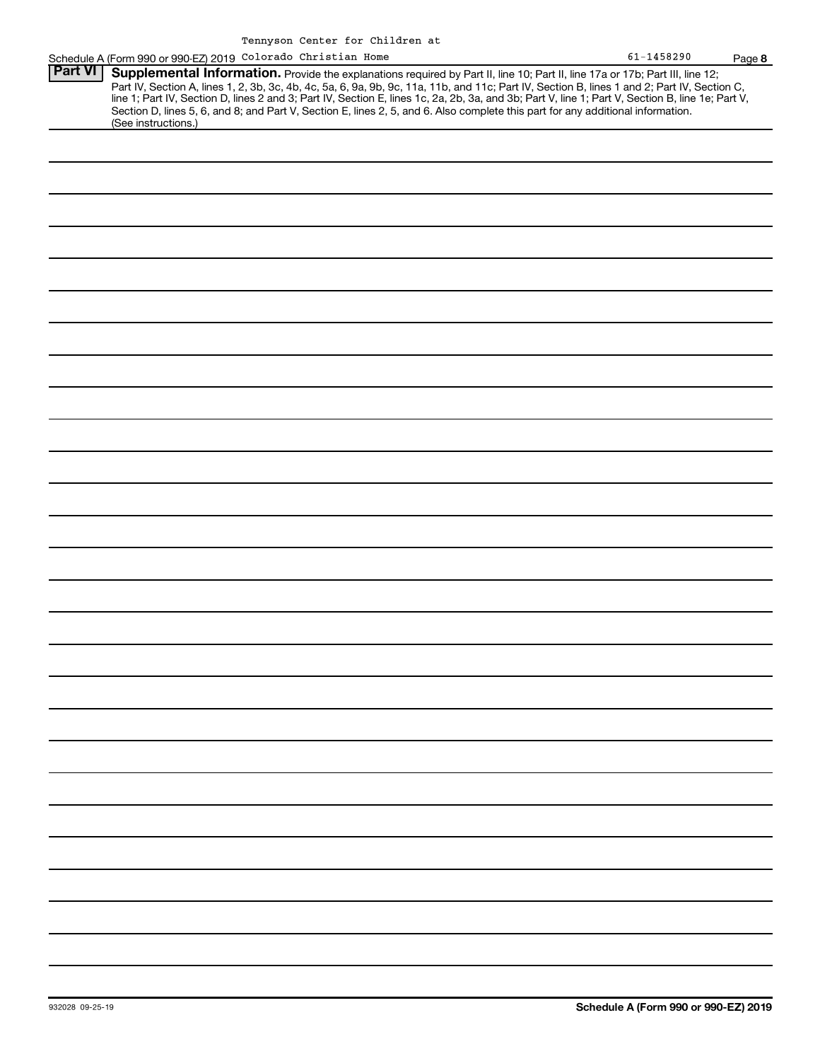Tennyson Center for Children at

Schedule A (Form 990 or 990-EZ) 2019 Colorado Christian Home 61-1458290 Page **8**

**Part VI** **Supplemental Information.** Provide the explanations required by Part II, line 10; Part II, line 17a or 17b; Part III, line 12; Part IV, Section A, lines 1, 2, 3b, 3c, 4b, 4c, 5a, 6, 9a, 9b, 9c, 11a, 11b, and 11c; Part IV, Section B, lines 1 and 2; Part IV, Section C, line 1; Part IV, Section D, lines 2 and 3; Part IV, Section E, lines 1c, 2a, 2b, 3a, and 3b; Part V, line 1; Part V, Section B, line 1e; Part V, Section D, lines 5, 6, and 8; and Part V, Section E, lines 2, 5, and 6. Also complete this part for any additional information. (See instructions.)

932028 09-25-19 **Schedule A (Form 990 or 990-EZ) 2019**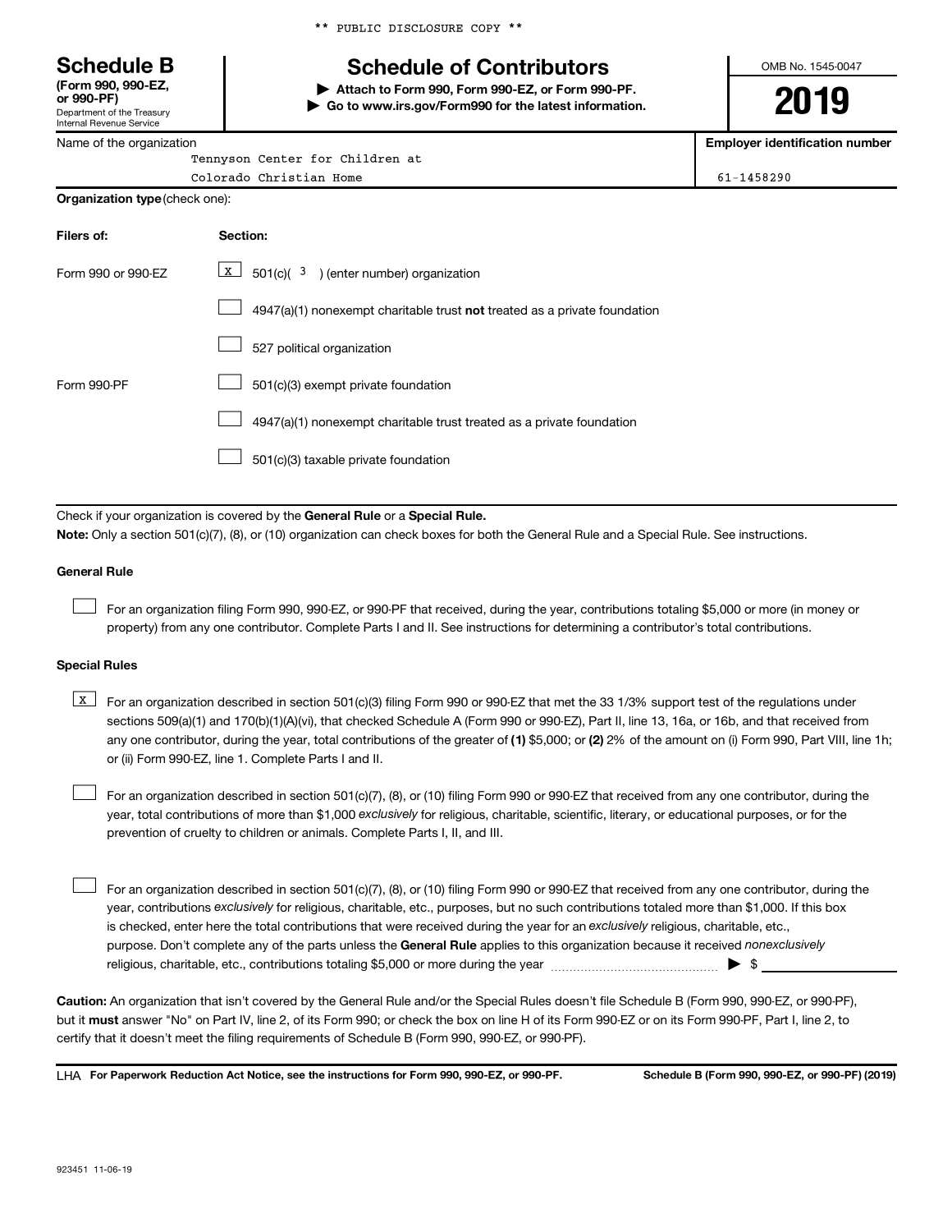** PUBLIC DISCLOSURE COPY **

# Schedule B

**(Form 990, 990-EZ, or 990-PF)**
Department of the Treasury
Internal Revenue Service

## Schedule of Contributors

▶ **Attach to Form 990, Form 990-EZ, or Form 990-PF.**
▶ **Go to www.irs.gov/Form990 for the latest information.**

OMB No. 1545-0047

**2019**

Name of the organization: Tennyson Center for Children at Colorado Christian Home

**Employer identification number:** 61-1458290

**Organization type** (check one):

| Filers of: | Section: |
|---|---|
| Form 990 or 990-EZ | [X] 501(c)( 3 ) (enter number) organization |
| | [ ] 4947(a)(1) nonexempt charitable trust **not** treated as a private foundation |
| | [ ] 527 political organization |
| Form 990-PF | [ ] 501(c)(3) exempt private foundation |
| | [ ] 4947(a)(1) nonexempt charitable trust treated as a private foundation |
| | [ ] 501(c)(3) taxable private foundation |

Check if your organization is covered by the **General Rule** or a **Special Rule.**

**Note:** Only a section 501(c)(7), (8), or (10) organization can check boxes for both the General Rule and a Special Rule. See instructions.

### General Rule

[ ] For an organization filing Form 990, 990-EZ, or 990-PF that received, during the year, contributions totaling $5,000 or more (in money or property) from any one contributor. Complete Parts I and II. See instructions for determining a contributor's total contributions.

### Special Rules

[X] For an organization described in section 501(c)(3) filing Form 990 or 990-EZ that met the 33 1/3% support test of the regulations under sections 509(a)(1) and 170(b)(1)(A)(vi), that checked Schedule A (Form 990 or 990-EZ), Part II, line 13, 16a, or 16b, and that received from any one contributor, during the year, total contributions of the greater of **(1)** $5,000; or **(2)** 2% of the amount on (i) Form 990, Part VIII, line 1h; or (ii) Form 990-EZ, line 1. Complete Parts I and II.

[ ] For an organization described in section 501(c)(7), (8), or (10) filing Form 990 or 990-EZ that received from any one contributor, during the year, total contributions of more than $1,000 *exclusively* for religious, charitable, scientific, literary, or educational purposes, or for the prevention of cruelty to children or animals. Complete Parts I, II, and III.

[ ] For an organization described in section 501(c)(7), (8), or (10) filing Form 990 or 990-EZ that received from any one contributor, during the year, contributions *exclusively* for religious, charitable, etc., purposes, but no such contributions totaled more than $1,000. If this box is checked, enter here the total contributions that were received during the year for an *exclusively* religious, charitable, etc., purpose. Don't complete any of the parts unless the **General Rule** applies to this organization because it received *nonexclusively* religious, charitable, etc., contributions totaling $5,000 or more during the year ▶ $ ______

**Caution:** An organization that isn't covered by the General Rule and/or the Special Rules doesn't file Schedule B (Form 990, 990-EZ, or 990-PF), but it **must** answer "No" on Part IV, line 2, of its Form 990; or check the box on line H of its Form 990-EZ or on its Form 990-PF, Part I, line 2, to certify that it doesn't meet the filing requirements of Schedule B (Form 990, 990-EZ, or 990-PF).

LHA **For Paperwork Reduction Act Notice, see the instructions for Form 990, 990-EZ, or 990-PF.** **Schedule B (Form 990, 990-EZ, or 990-PF) (2019)**

923451 11-06-19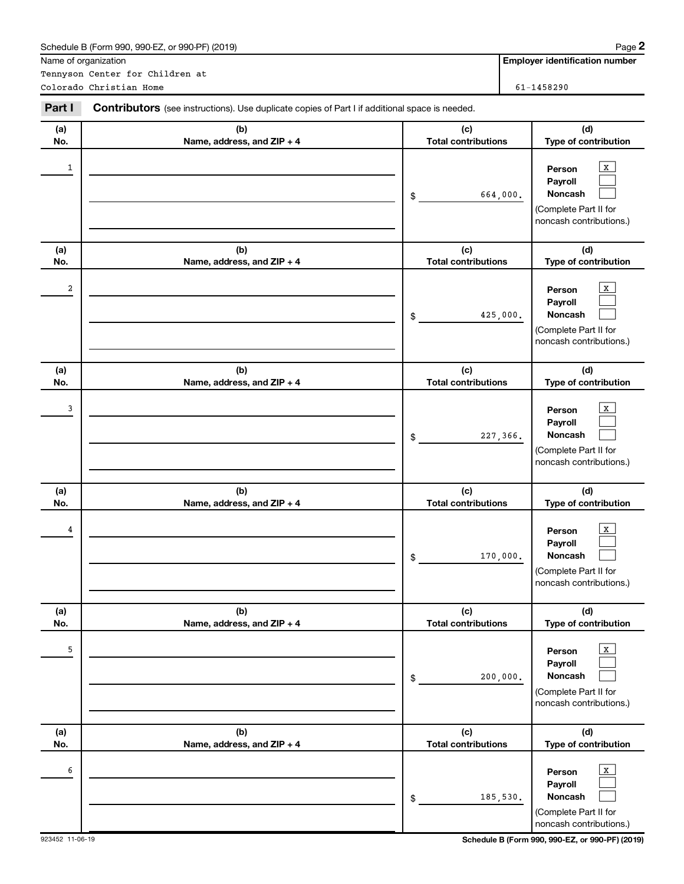Schedule B (Form 990, 990-EZ, or 990-PF) (2019)

| Name of organization | Employer identification number |
|---|---|
| Tennyson Center for Children at Colorado Christian Home | 61-1458290 |

**Part I** **Contributors** (see instructions). Use duplicate copies of Part I if additional space is needed.

| (a) No. | (b) Name, address, and ZIP + 4 | (c) Total contributions | (d) Type of contribution |
|---|---|---|---|
| 1 | | $ 664,000. | Person [X] Payroll [ ] Noncash [ ] (Complete Part II for noncash contributions.) |
| 2 | | $ 425,000. | Person [X] Payroll [ ] Noncash [ ] (Complete Part II for noncash contributions.) |
| 3 | | $ 227,366. | Person [X] Payroll [ ] Noncash [ ] (Complete Part II for noncash contributions.) |
| 4 | | $ 170,000. | Person [X] Payroll [ ] Noncash [ ] (Complete Part II for noncash contributions.) |
| 5 | | $ 200,000. | Person [X] Payroll [ ] Noncash [ ] (Complete Part II for noncash contributions.) |
| 6 | | $ 185,530. | Person [X] Payroll [ ] Noncash [ ] (Complete Part II for noncash contributions.) |

923452 11-06-19 Schedule B (Form 990, 990-EZ, or 990-PF) (2019)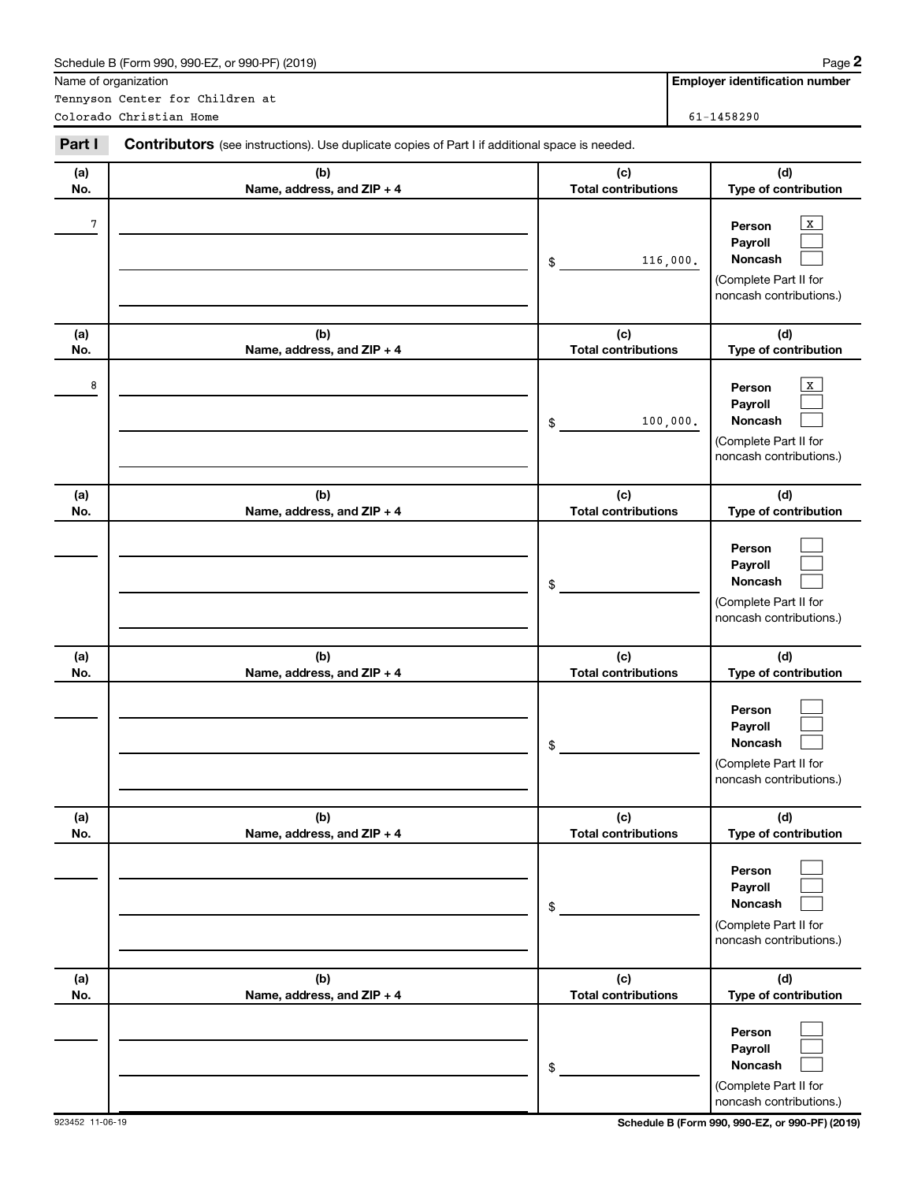Schedule B (Form 990, 990-EZ, or 990-PF) (2019)

| Name of organization | Employer identification number |
|---|---|
| Tennyson Center for Children at Colorado Christian Home | 61-1458290 |

## Part I Contributors (see instructions). Use duplicate copies of Part I if additional space is needed.

| (a) No. | (b) Name, address, and ZIP + 4 | (c) Total contributions | (d) Type of contribution |
|---|---|---|---|
| 7 | | $ 116,000. | Person [X] Payroll [ ] Noncash [ ] (Complete Part II for noncash contributions.) |
| 8 | | $ 100,000. | Person [X] Payroll [ ] Noncash [ ] (Complete Part II for noncash contributions.) |
| | | $ | Person [ ] Payroll [ ] Noncash [ ] (Complete Part II for noncash contributions.) |
| | | $ | Person [ ] Payroll [ ] Noncash [ ] (Complete Part II for noncash contributions.) |
| | | $ | Person [ ] Payroll [ ] Noncash [ ] (Complete Part II for noncash contributions.) |
| | | $ | Person [ ] Payroll [ ] Noncash [ ] (Complete Part II for noncash contributions.) |

923452 11-06-19

Schedule B (Form 990, 990-EZ, or 990-PF) (2019)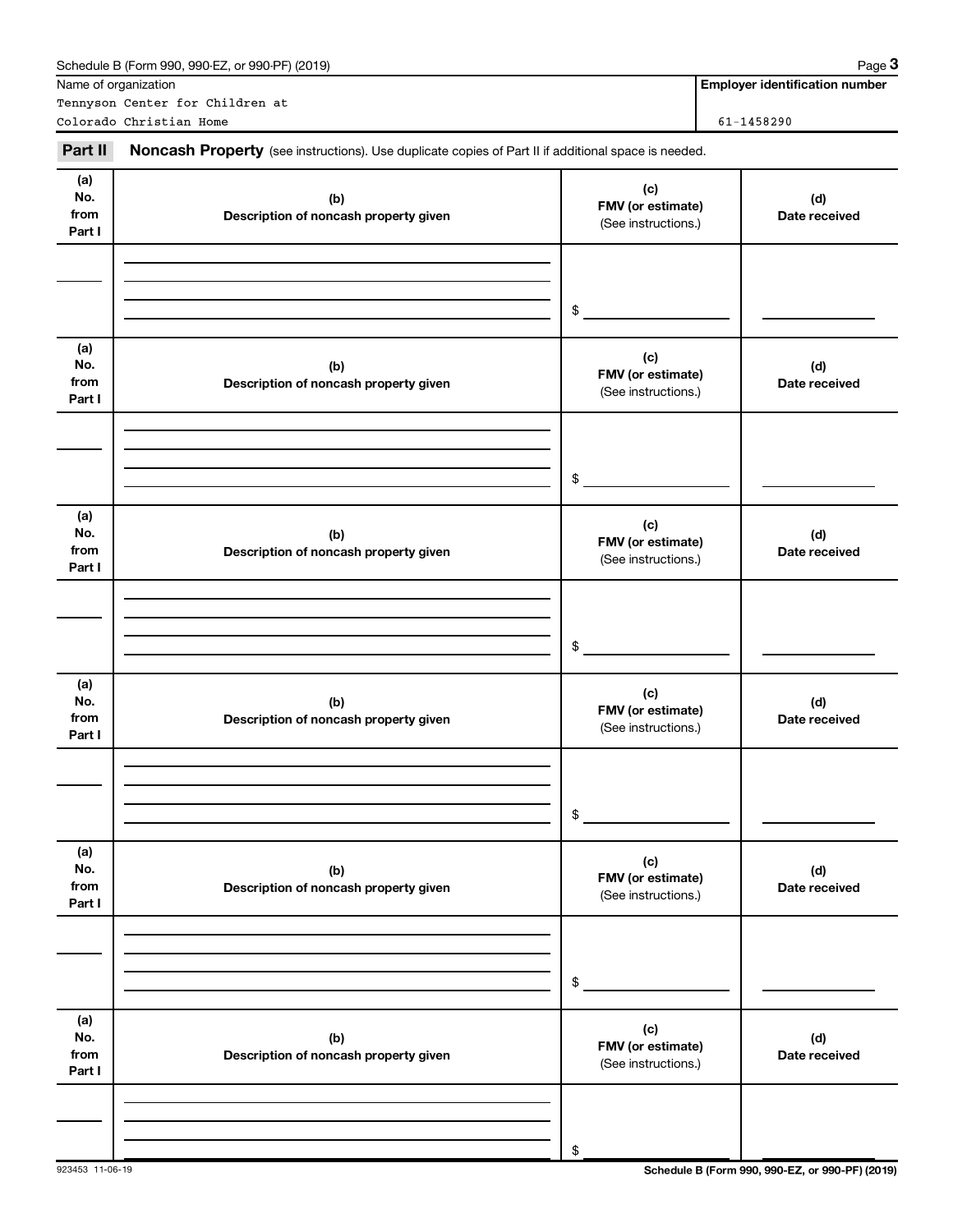Schedule B (Form 990, 990-EZ, or 990-PF) (2019)

| Name of organization | Employer identification number |
|---|---|
| Tennyson Center for Children at Colorado Christian Home | 61-1458290 |

**Part II** **Noncash Property** (see instructions). Use duplicate copies of Part II if additional space is needed.

| (a) No. from Part I | (b) Description of noncash property given | (c) FMV (or estimate) (See instructions.) | (d) Date received |
|---|---|---|---|
| | | $ | |
| | | $ | |
| | | $ | |
| | | $ | |
| | | $ | |
| | | $ | |

923453 11-06-19

Schedule B (Form 990, 990-EZ, or 990-PF) (2019)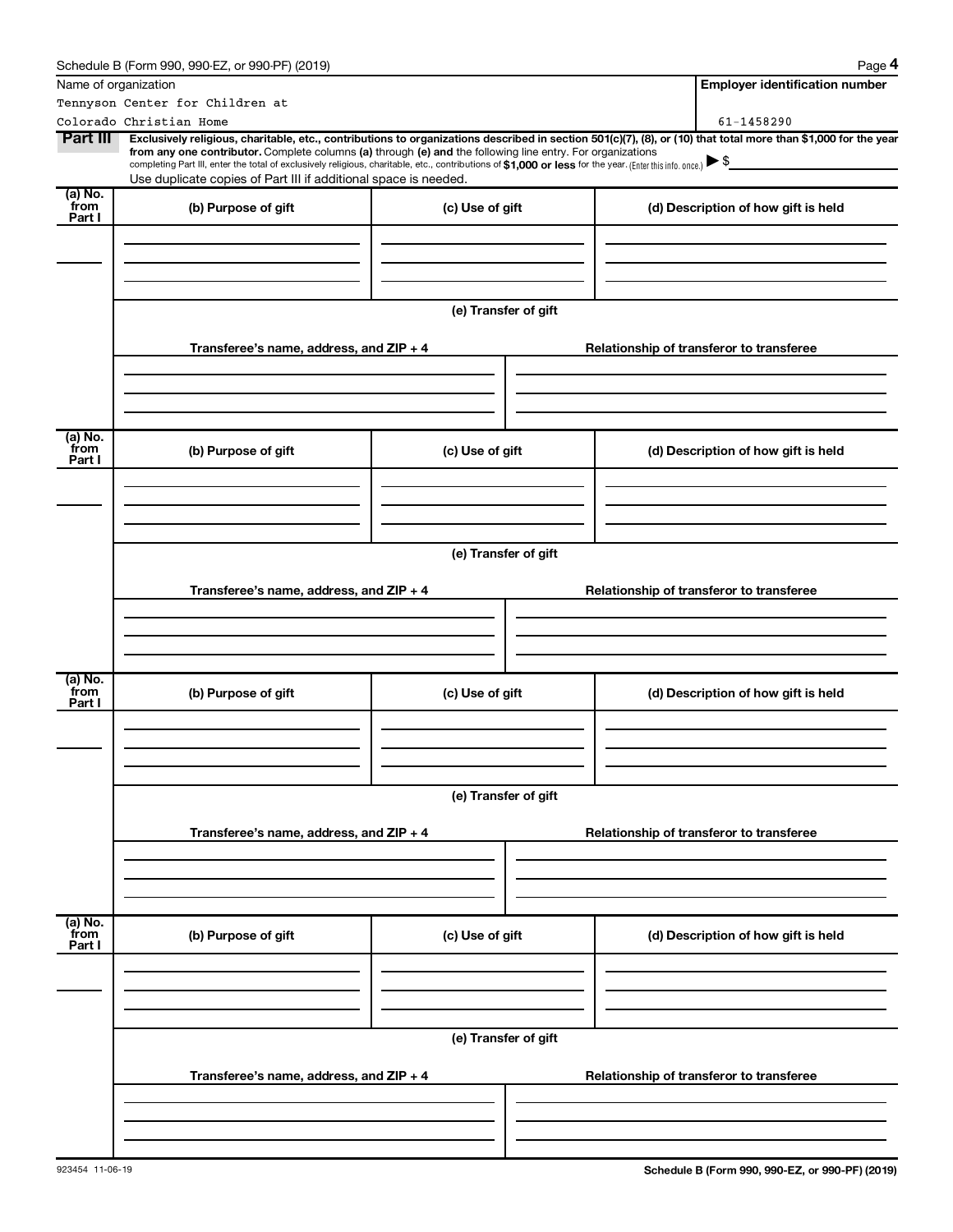Schedule B (Form 990, 990-EZ, or 990-PF) (2019)

| Name of organization | Employer identification number |
|---|---|
| Tennyson Center for Children at Colorado Christian Home | 61-1458290 |

**Part III** **Exclusively religious, charitable, etc., contributions to organizations described in section 501(c)(7), (8), or (10) that total more than $1,000 for the year from any one contributor.** Complete columns **(a)** through **(e) and** the following line entry. For organizations completing Part III, enter the total of exclusively religious, charitable, etc., contributions of **$1,000 or less** for the year. (Enter this info. once.) ▶ $

Use duplicate copies of Part III if additional space is needed.

| (a) No. from Part I | (b) Purpose of gift | (c) Use of gift | (d) Description of how gift is held |
|---|---|---|---|
| | | | |

(e) Transfer of gift

| Transferee's name, address, and ZIP + 4 | Relationship of transferor to transferee |
|---|---|
| | |

| (a) No. from Part I | (b) Purpose of gift | (c) Use of gift | (d) Description of how gift is held |
|---|---|---|---|
| | | | |

(e) Transfer of gift

| Transferee's name, address, and ZIP + 4 | Relationship of transferor to transferee |
|---|---|
| | |

| (a) No. from Part I | (b) Purpose of gift | (c) Use of gift | (d) Description of how gift is held |
|---|---|---|---|
| | | | |

(e) Transfer of gift

| Transferee's name, address, and ZIP + 4 | Relationship of transferor to transferee |
|---|---|
| | |

| (a) No. from Part I | (b) Purpose of gift | (c) Use of gift | (d) Description of how gift is held |
|---|---|---|---|
| | | | |

(e) Transfer of gift

| Transferee's name, address, and ZIP + 4 | Relationship of transferor to transferee |
|---|---|
| | |

923454 11-06-19

**Schedule B (Form 990, 990-EZ, or 990-PF) (2019)**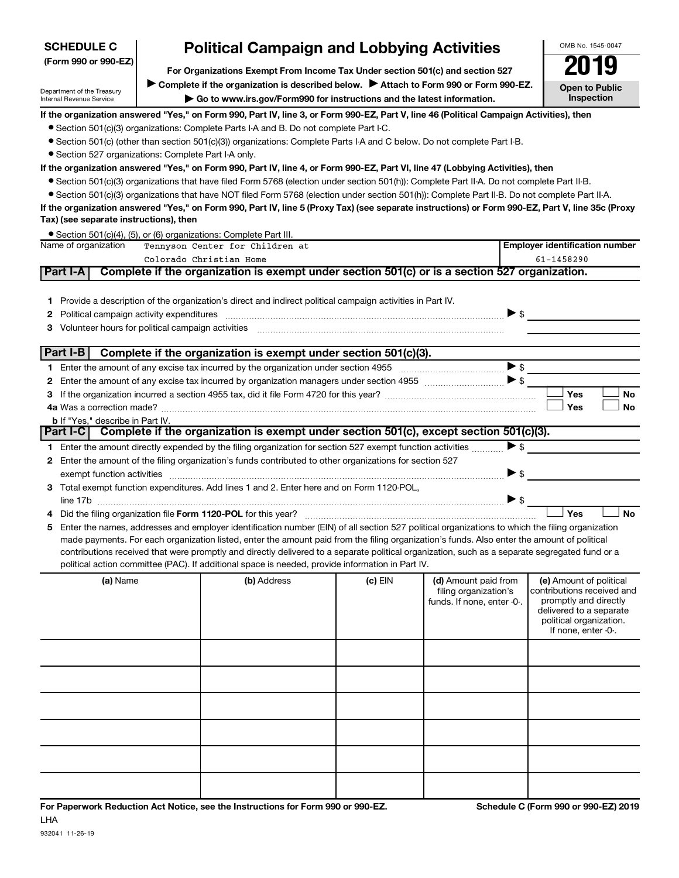**SCHEDULE C (Form 990 or 990-EZ)**

Department of the Treasury
Internal Revenue Service

# Political Campaign and Lobbying Activities

**For Organizations Exempt From Income Tax Under section 501(c) and section 527**

▶ Complete if the organization is described below. ▶ Attach to Form 990 or Form 990-EZ.

▶ Go to www.irs.gov/Form990 for instructions and the latest information.

OMB No. 1545-0047

**2019**

**Open to Public Inspection**

**If the organization answered "Yes," on Form 990, Part IV, line 3, or Form 990-EZ, Part V, line 46 (Political Campaign Activities), then**

- Section 501(c)(3) organizations: Complete Parts I-A and B. Do not complete Part I-C.
- Section 501(c) (other than section 501(c)(3)) organizations: Complete Parts I-A and C below. Do not complete Part I-B.
- Section 527 organizations: Complete Part I-A only.

**If the organization answered "Yes," on Form 990, Part IV, line 4, or Form 990-EZ, Part VI, line 47 (Lobbying Activities), then**

- Section 501(c)(3) organizations that have filed Form 5768 (election under section 501(h)): Complete Part II-A. Do not complete Part II-B.
- Section 501(c)(3) organizations that have NOT filed Form 5768 (election under section 501(h)): Complete Part II-B. Do not complete Part II-A.

**If the organization answered "Yes," on Form 990, Part IV, line 5 (Proxy Tax) (see separate instructions) or Form 990-EZ, Part V, line 35c (Proxy Tax) (see separate instructions), then**

- Section 501(c)(4), (5), or (6) organizations: Complete Part III.

Name of organization: Tennyson Center for Children at Colorado Christian Home

**Employer identification number**: 61-1458290

## Part I-A Complete if the organization is exempt under section 501(c) or is a section 527 organization.

1. Provide a description of the organization's direct and indirect political campaign activities in Part IV.
2. Political campaign activity expenditures ▶ $
3. Volunteer hours for political campaign activities

## Part I-B Complete if the organization is exempt under section 501(c)(3).

1. Enter the amount of any excise tax incurred by the organization under section 4955 ▶ $
2. Enter the amount of any excise tax incurred by organization managers under section 4955 ▶ $
3. If the organization incurred a section 4955 tax, did it file Form 4720 for this year? ☐ Yes ☐ No

4a. Was a correction made? ☐ Yes ☐ No

b. If "Yes," describe in Part IV.

## Part I-C Complete if the organization is exempt under section 501(c), except section 501(c)(3).

1. Enter the amount directly expended by the filing organization for section 527 exempt function activities ▶ $
2. Enter the amount of the filing organization's funds contributed to other organizations for section 527 exempt function activities ▶ $
3. Total exempt function expenditures. Add lines 1 and 2. Enter here and on Form 1120-POL, line 17b ▶ $
4. Did the filing organization file **Form 1120-POL** for this year? ☐ Yes ☐ No
5. Enter the names, addresses and employer identification number (EIN) of all section 527 political organizations to which the filing organization made payments. For each organization listed, enter the amount paid from the filing organization's funds. Also enter the amount of political contributions received that were promptly and directly delivered to a separate political organization, such as a separate segregated fund or a political action committee (PAC). If additional space is needed, provide information in Part IV.

| (a) Name | (b) Address | (c) EIN | (d) Amount paid from filing organization's funds. If none, enter -0-. | (e) Amount of political contributions received and promptly and directly delivered to a separate political organization. If none, enter -0-. |
|---|---|---|---|---|
| | | | | |
| | | | | |
| | | | | |
| | | | | |
| | | | | |
| | | | | |

**For Paperwork Reduction Act Notice, see the Instructions for Form 990 or 990-EZ.**

LHA

932041 11-26-19

**Schedule C (Form 990 or 990-EZ) 2019**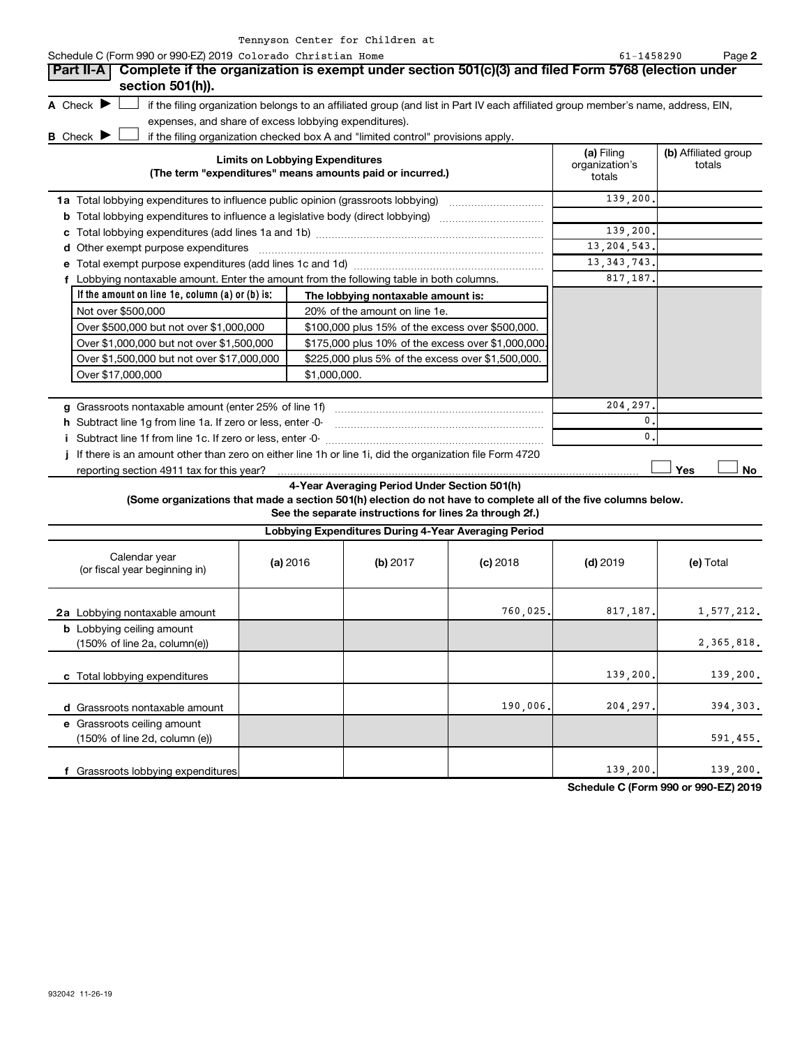Tennyson Center for Children at

Schedule C (Form 990 or 990-EZ) 2019 Colorado Christian Home 61-1458290 Page **2**

## Part II-A Complete if the organization is exempt under section 501(c)(3) and filed Form 5768 (election under section 501(h)).

**A** Check ▶ ☐ if the filing organization belongs to an affiliated group (and list in Part IV each affiliated group member's name, address, EIN, expenses, and share of excess lobbying expenditures).

**B** Check ▶ ☐ if the filing organization checked box A and "limited control" provisions apply.

| **Limits on Lobbying Expenditures** (The term "expenditures" means amounts paid or incurred.) | **(a)** Filing organization's totals | **(b)** Affiliated group totals |
|---|---|---|
| **1a** Total lobbying expenditures to influence public opinion (grassroots lobbying) | 139,200. | |
| **b** Total lobbying expenditures to influence a legislative body (direct lobbying) | | |
| **c** Total lobbying expenditures (add lines 1a and 1b) | 139,200. | |
| **d** Other exempt purpose expenditures | 13,204,543. | |
| **e** Total exempt purpose expenditures (add lines 1c and 1d) | 13,343,743. | |
| **f** Lobbying nontaxable amount. Enter the amount from the following table in both columns. | 817,187. | |

| If the amount on line 1e, column (a) or (b) is: | The lobbying nontaxable amount is: |
|---|---|
| Not over $500,000 | 20% of the amount on line 1e. |
| Over $500,000 but not over $1,000,000 | $100,000 plus 15% of the excess over $500,000. |
| Over $1,000,000 but not over $1,500,000 | $175,000 plus 10% of the excess over $1,000,000. |
| Over $1,500,000 but not over $17,000,000 | $225,000 plus 5% of the excess over $1,500,000. |
| Over $17,000,000 | $1,000,000. |

| | (a) | (b) |
|---|---|---|
| **g** Grassroots nontaxable amount (enter 25% of line 1f) | 204,297. | |
| **h** Subtract line 1g from line 1a. If zero or less, enter -0- | 0. | |
| **i** Subtract line 1f from line 1c. If zero or less, enter -0- | 0. | |
| **j** If there is an amount other than zero on either line 1h or line 1i, did the organization file Form 4720 reporting section 4911 tax for this year? | ☐ Yes | ☐ No |

**4-Year Averaging Period Under Section 501(h)**

**(Some organizations that made a section 501(h) election do not have to complete all of the five columns below. See the separate instructions for lines 2a through 2f.)**

| Lobbying Expenditures During 4-Year Averaging Period | | | | | |
|---|---|---|---|---|---|
| Calendar year (or fiscal year beginning in) | **(a)** 2016 | **(b)** 2017 | **(c)** 2018 | **(d)** 2019 | **(e)** Total |
| **2a** Lobbying nontaxable amount | | | 760,025. | 817,187. | 1,577,212. |
| **b** Lobbying ceiling amount (150% of line 2a, column(e)) | | | | | 2,365,818. |
| **c** Total lobbying expenditures | | | | 139,200. | 139,200. |
| **d** Grassroots nontaxable amount | | | 190,006. | 204,297. | 394,303. |
| **e** Grassroots ceiling amount (150% of line 2d, column (e)) | | | | | 591,455. |
| **f** Grassroots lobbying expenditures | | | | 139,200. | 139,200. |

**Schedule C (Form 990 or 990-EZ) 2019**

932042 11-26-19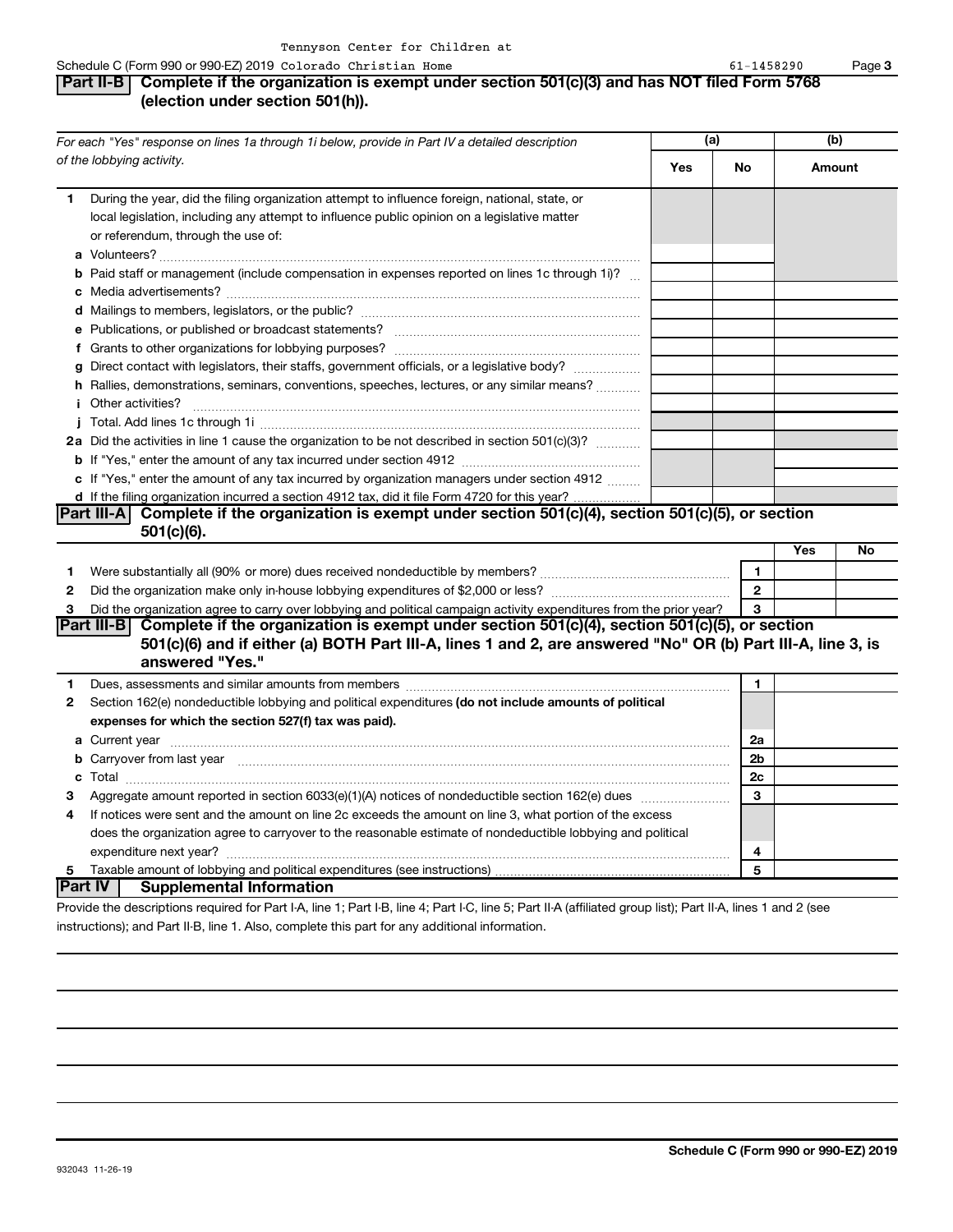Schedule C (Form 990 or 990-EZ) 2019 Tennyson Center for Children at Colorado Christian Home 61-1458290

## Part II-B Complete if the organization is exempt under section 501(c)(3) and has NOT filed Form 5768 (election under section 501(h)).

| *For each "Yes" response on lines 1a through 1i below, provide in Part IV a detailed description of the lobbying activity.* | (a) Yes | (a) No | (b) Amount |
|---|---|---|---|
| **1** During the year, did the filing organization attempt to influence foreign, national, state, or local legislation, including any attempt to influence public opinion on a legislative matter or referendum, through the use of: | | | |
| **a** Volunteers? | | | |
| **b** Paid staff or management (include compensation in expenses reported on lines 1c through 1i)? | | | |
| **c** Media advertisements? | | | |
| **d** Mailings to members, legislators, or the public? | | | |
| **e** Publications, or published or broadcast statements? | | | |
| **f** Grants to other organizations for lobbying purposes? | | | |
| **g** Direct contact with legislators, their staffs, government officials, or a legislative body? | | | |
| **h** Rallies, demonstrations, seminars, conventions, speeches, lectures, or any similar means? | | | |
| **i** Other activities? | | | |
| **j** Total. Add lines 1c through 1i | | | |
| **2a** Did the activities in line 1 cause the organization to be not described in section 501(c)(3)? | | | |
| **b** If "Yes," enter the amount of any tax incurred under section 4912 | | | |
| **c** If "Yes," enter the amount of any tax incurred by organization managers under section 4912 | | | |
| **d** If the filing organization incurred a section 4912 tax, did it file Form 4720 for this year? | | | |

## Part III-A Complete if the organization is exempt under section 501(c)(4), section 501(c)(5), or section 501(c)(6).

| | | | Yes | No |
|---|---|---|---|---|
| **1** | Were substantially all (90% or more) dues received nondeductible by members? | 1 | | |
| **2** | Did the organization make only in-house lobbying expenditures of $2,000 or less? | 2 | | |
| **3** | Did the organization agree to carry over lobbying and political campaign activity expenditures from the prior year? | 3 | | |

## Part III-B Complete if the organization is exempt under section 501(c)(4), section 501(c)(5), or section 501(c)(6) and if either (a) BOTH Part III-A, lines 1 and 2, are answered "No" OR (b) Part III-A, line 3, is answered "Yes."

| | | | |
|---|---|---|---|
| **1** | Dues, assessments and similar amounts from members | 1 | |
| **2** | Section 162(e) nondeductible lobbying and political expenditures **(do not include amounts of political expenses for which the section 527(f) tax was paid).** | | |
| **a** | Current year | 2a | |
| **b** | Carryover from last year | 2b | |
| **c** | Total | 2c | |
| **3** | Aggregate amount reported in section 6033(e)(1)(A) notices of nondeductible section 162(e) dues | 3 | |
| **4** | If notices were sent and the amount on line 2c exceeds the amount on line 3, what portion of the excess does the organization agree to carryover to the reasonable estimate of nondeductible lobbying and political expenditure next year? | 4 | |
| **5** | Taxable amount of lobbying and political expenditures (see instructions) | 5 | |

## Part IV Supplemental Information

Provide the descriptions required for Part I-A, line 1; Part I-B, line 4; Part I-C, line 5; Part II-A (affiliated group list); Part II-A, lines 1 and 2 (see instructions); and Part II-B, line 1. Also, complete this part for any additional information.

932043 11-26-19

**Schedule C (Form 990 or 990-EZ) 2019**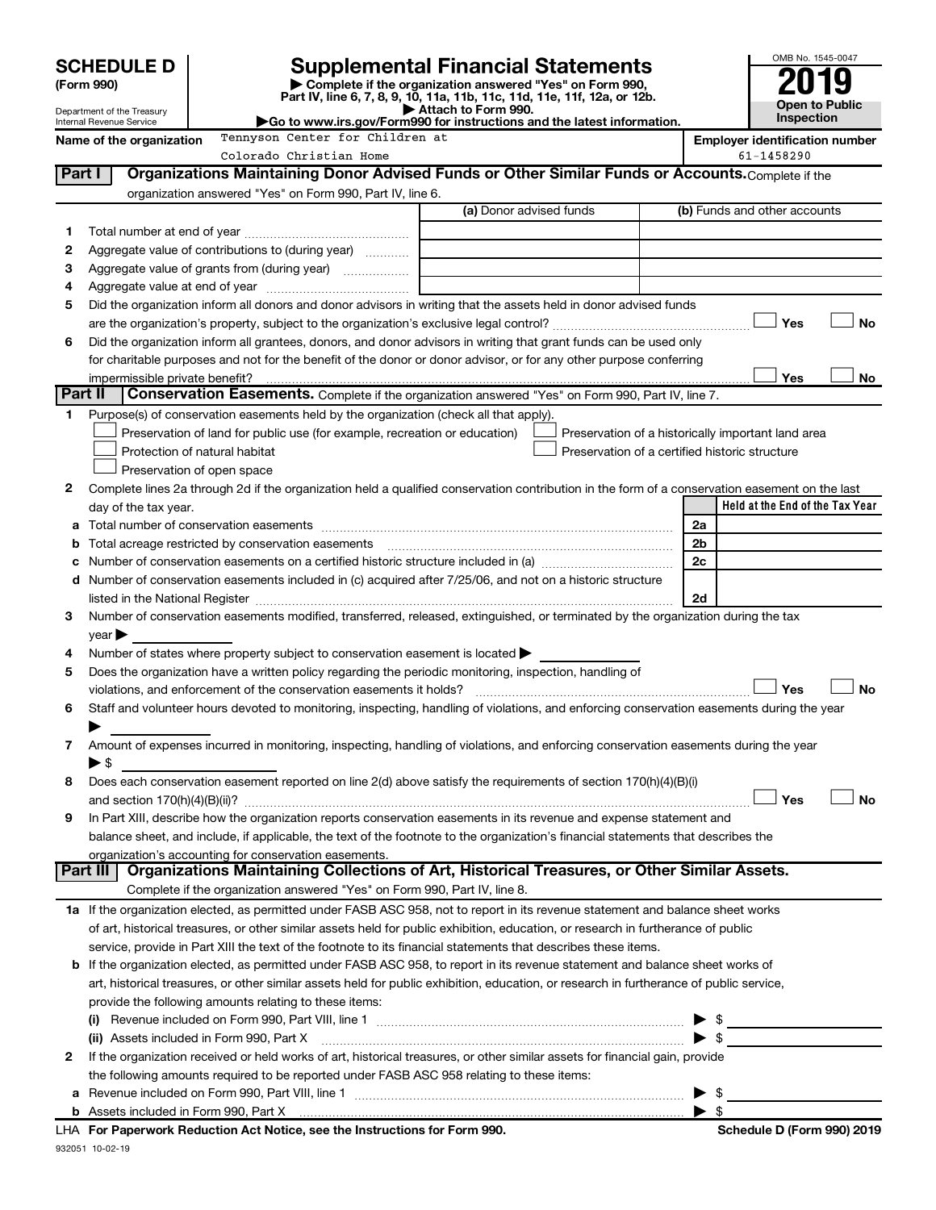# SCHEDULE D (Form 990)

Department of the Treasury
Internal Revenue Service

## Supplemental Financial Statements

▶ Complete if the organization answered "Yes" on Form 990, Part IV, line 6, 7, 8, 9, 10, 11a, 11b, 11c, 11d, 11e, 11f, 12a, or 12b.
▶ Attach to Form 990.
▶Go to www.irs.gov/Form990 for instructions and the latest information.

OMB No. 1545-0047

**2019**

**Open to Public Inspection**

**Name of the organization** Tennyson Center for Children at Colorado Christian Home

**Employer identification number** 61-1458290

## Part I Organizations Maintaining Donor Advised Funds or Other Similar Funds or Accounts.

Complete if the organization answered "Yes" on Form 990, Part IV, line 6.

| | | (a) Donor advised funds | (b) Funds and other accounts |
|---|---|---|---|
| 1 | Total number at end of year | | |
| 2 | Aggregate value of contributions to (during year) | | |
| 3 | Aggregate value of grants from (during year) | | |
| 4 | Aggregate value at end of year | | |

5 Did the organization inform all donors and donor advisors in writing that the assets held in donor advised funds are the organization's property, subject to the organization's exclusive legal control? ☐ Yes ☐ No

6 Did the organization inform all grantees, donors, and donor advisors in writing that grant funds can be used only for charitable purposes and not for the benefit of the donor or donor advisor, or for any other purpose conferring impermissible private benefit? ☐ Yes ☐ No

## Part II Conservation Easements.

Complete if the organization answered "Yes" on Form 990, Part IV, line 7.

1 Purpose(s) of conservation easements held by the organization (check all that apply).

- ☐ Preservation of land for public use (for example, recreation or education)
- ☐ Preservation of a historically important land area
- ☐ Protection of natural habitat
- ☐ Preservation of a certified historic structure
- ☐ Preservation of open space

2 Complete lines 2a through 2d if the organization held a qualified conservation contribution in the form of a conservation easement on the last day of the tax year.

| | | | Held at the End of the Tax Year |
|---|---|---|---|
| a | Total number of conservation easements | 2a | |
| b | Total acreage restricted by conservation easements | 2b | |
| c | Number of conservation easements on a certified historic structure included in (a) | 2c | |
| d | Number of conservation easements included in (c) acquired after 7/25/06, and not on a historic structure listed in the National Register | 2d | |

3 Number of conservation easements modified, transferred, released, extinguished, or terminated by the organization during the tax year ▶

4 Number of states where property subject to conservation easement is located ▶

5 Does the organization have a written policy regarding the periodic monitoring, inspection, handling of violations, and enforcement of the conservation easements it holds? ☐ Yes ☐ No

6 Staff and volunteer hours devoted to monitoring, inspecting, handling of violations, and enforcing conservation easements during the year ▶

7 Amount of expenses incurred in monitoring, inspecting, handling of violations, and enforcing conservation easements during the year ▶ $

8 Does each conservation easement reported on line 2(d) above satisfy the requirements of section 170(h)(4)(B)(i) and section 170(h)(4)(B)(ii)? ☐ Yes ☐ No

9 In Part XIII, describe how the organization reports conservation easements in its revenue and expense statement and balance sheet, and include, if applicable, the text of the footnote to the organization's financial statements that describes the organization's accounting for conservation easements.

## Part III Organizations Maintaining Collections of Art, Historical Treasures, or Other Similar Assets.

Complete if the organization answered "Yes" on Form 990, Part IV, line 8.

1a If the organization elected, as permitted under FASB ASC 958, not to report in its revenue statement and balance sheet works of art, historical treasures, or other similar assets held for public exhibition, education, or research in furtherance of public service, provide in Part XIII the text of the footnote to its financial statements that describes these items.

b If the organization elected, as permitted under FASB ASC 958, to report in its revenue statement and balance sheet works of art, historical treasures, or other similar assets held for public exhibition, education, or research in furtherance of public service, provide the following amounts relating to these items:

(i) Revenue included on Form 990, Part VIII, line 1 ▶ $

(ii) Assets included in Form 990, Part X ▶ $

2 If the organization received or held works of art, historical treasures, or other similar assets for financial gain, provide the following amounts required to be reported under FASB ASC 958 relating to these items:

a Revenue included on Form 990, Part VIII, line 1 ▶ $

b Assets included in Form 990, Part X ▶ $

LHA For Paperwork Reduction Act Notice, see the Instructions for Form 990. Schedule D (Form 990) 2019

932051 10-02-19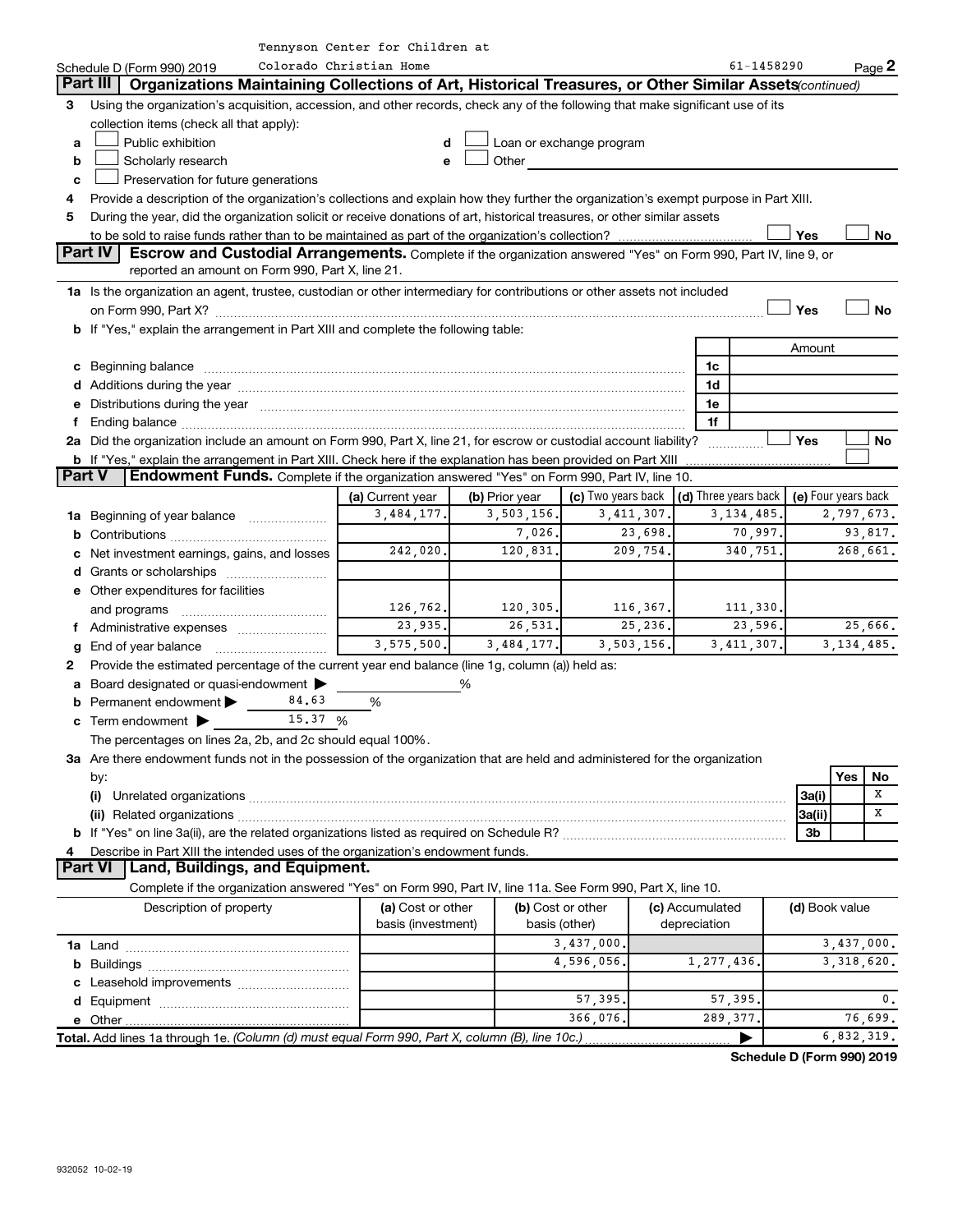Tennyson Center for Children at Colorado Christian Home

Schedule D (Form 990) 2019 — 61-1458290 — Page 2

## Part III | Organizations Maintaining Collections of Art, Historical Treasures, or Other Similar Assets *(continued)*

**3** Using the organization's acquisition, accession, and other records, check any of the following that make significant use of its collection items (check all that apply):

- **a** ☐ Public exhibition
- **b** ☐ Scholarly research
- **c** ☐ Preservation for future generations
- **d** ☐ Loan or exchange program
- **e** ☐ Other

**4** Provide a description of the organization's collections and explain how they further the organization's exempt purpose in Part XIII.

**5** During the year, did the organization solicit or receive donations of art, historical treasures, or other similar assets to be sold to raise funds rather than to be maintained as part of the organization's collection? ☐ Yes ☐ No

## Part IV | Escrow and Custodial Arrangements.

Complete if the organization answered "Yes" on Form 990, Part IV, line 9, or reported an amount on Form 990, Part X, line 21.

**1a** Is the organization an agent, trustee, custodian or other intermediary for contributions or other assets not included on Form 990, Part X? ☐ Yes ☐ No

**b** If "Yes," explain the arrangement in Part XIII and complete the following table:

| | | Amount |
|---|---|---|
| **c** Beginning balance | 1c | |
| **d** Additions during the year | 1d | |
| **e** Distributions during the year | 1e | |
| **f** Ending balance | 1f | |

**2a** Did the organization include an amount on Form 990, Part X, line 21, for escrow or custodial account liability? ☐ Yes ☐ No

**b** If "Yes," explain the arrangement in Part XIII. Check here if the explanation has been provided on Part XIII ☐

## Part V | Endowment Funds.

Complete if the organization answered "Yes" on Form 990, Part IV, line 10.

| | (a) Current year | (b) Prior year | (c) Two years back | (d) Three years back | (e) Four years back |
|---|---|---|---|---|---|
| **1a** Beginning of year balance | 3,484,177. | 3,503,156. | 3,411,307. | 3,134,485. | 2,797,673. |
| **b** Contributions | | 7,026. | 23,698. | 70,997. | 93,817. |
| **c** Net investment earnings, gains, and losses | 242,020. | 120,831. | 209,754. | 340,751. | 268,661. |
| **d** Grants or scholarships | | | | | |
| **e** Other expenditures for facilities and programs | 126,762. | 120,305. | 116,367. | 111,330. | |
| **f** Administrative expenses | 23,935. | 26,531. | 25,236. | 23,596. | 25,666. |
| **g** End of year balance | 3,575,500. | 3,484,177. | 3,503,156. | 3,411,307. | 3,134,485. |

**2** Provide the estimated percentage of the current year end balance (line 1g, column (a)) held as:

- **a** Board designated or quasi-endowment ▶ ______ %
- **b** Permanent endowment ▶ 84.63 %
- **c** Term endowment ▶ 15.37 %

The percentages on lines 2a, 2b, and 2c should equal 100%.

**3a** Are there endowment funds not in the possession of the organization that are held and administered for the organization by:

| | | Yes | No |
|---|---|---|---|
| **(i)** Unrelated organizations | 3a(i) | | X |
| **(ii)** Related organizations | 3a(ii) | | X |
| **b** If "Yes" on line 3a(ii), are the related organizations listed as required on Schedule R? | 3b | | |

**4** Describe in Part XIII the intended uses of the organization's endowment funds.

## Part VI | Land, Buildings, and Equipment.

Complete if the organization answered "Yes" on Form 990, Part IV, line 11a. See Form 990, Part X, line 10.

| Description of property | (a) Cost or other basis (investment) | (b) Cost or other basis (other) | (c) Accumulated depreciation | (d) Book value |
|---|---|---|---|---|
| **1a** Land | | 3,437,000. | | 3,437,000. |
| **b** Buildings | | 4,596,056. | 1,277,436. | 3,318,620. |
| **c** Leasehold improvements | | | | |
| **d** Equipment | | 57,395. | 57,395. | 0. |
| **e** Other | | 366,076. | 289,377. | 76,699. |
| **Total.** Add lines 1a through 1e. *(Column (d) must equal Form 990, Part X, column (B), line 10c.)* | | | ▶ | 6,832,319. |

**Schedule D (Form 990) 2019**

932052 10-02-19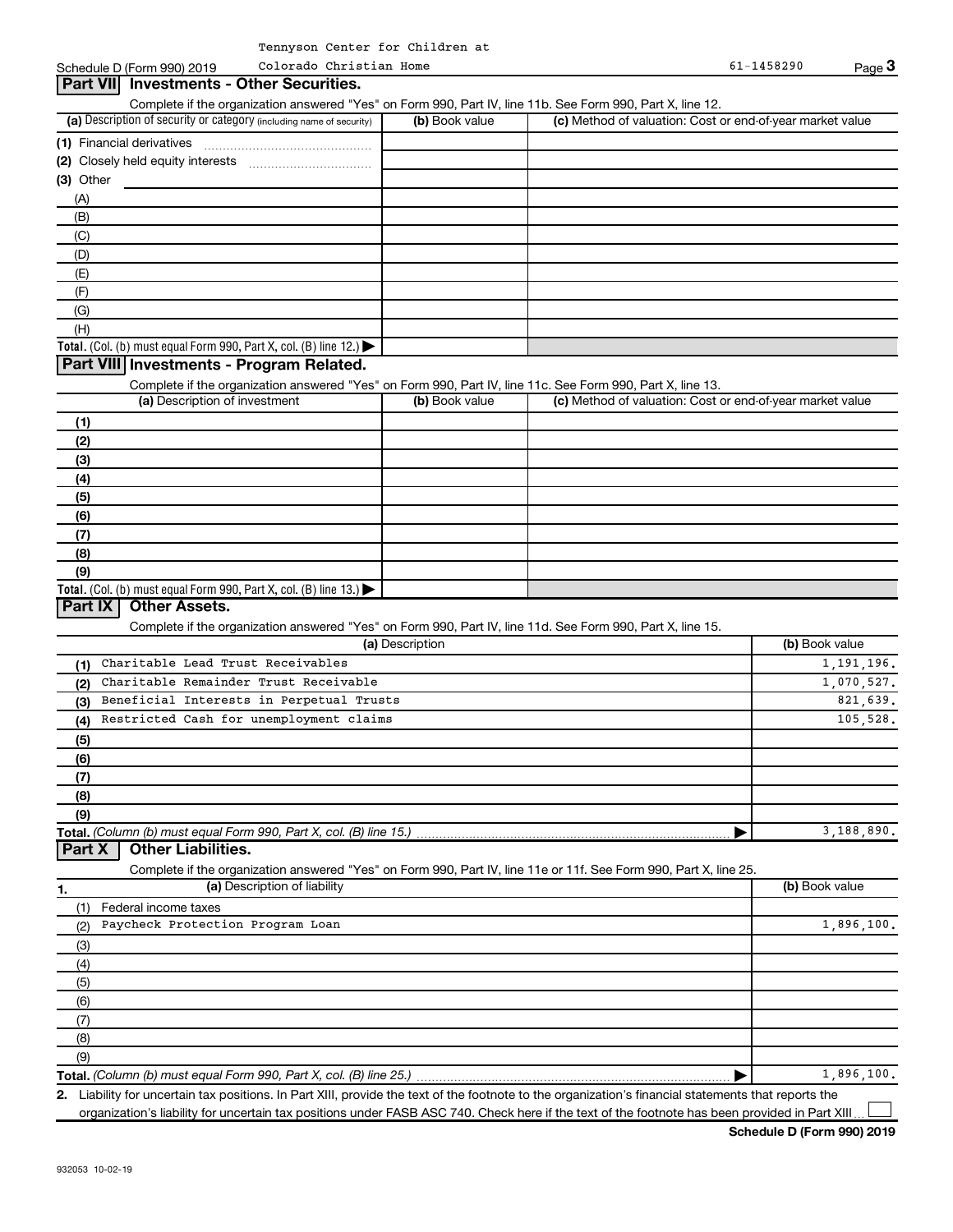Schedule D (Form 990) 2019 Tennyson Center for Children at Colorado Christian Home 61-1458290 Page **3**

## Part VII Investments - Other Securities.

Complete if the organization answered "Yes" on Form 990, Part IV, line 11b. See Form 990, Part X, line 12.

| (a) Description of security or category (including name of security) | (b) Book value | (c) Method of valuation: Cost or end-of-year market value |
|---|---|---|
| (1) Financial derivatives | | |
| (2) Closely held equity interests | | |
| (3) Other | | |
| (A) | | |
| (B) | | |
| (C) | | |
| (D) | | |
| (E) | | |
| (F) | | |
| (G) | | |
| (H) | | |
| **Total.** (Col. (b) must equal Form 990, Part X, col. (B) line 12.) ▶ | | |

## Part VIII Investments - Program Related.

Complete if the organization answered "Yes" on Form 990, Part IV, line 11c. See Form 990, Part X, line 13.

| (a) Description of investment | (b) Book value | (c) Method of valuation: Cost or end-of-year market value |
|---|---|---|
| (1) | | |
| (2) | | |
| (3) | | |
| (4) | | |
| (5) | | |
| (6) | | |
| (7) | | |
| (8) | | |
| (9) | | |
| **Total.** (Col. (b) must equal Form 990, Part X, col. (B) line 13.) ▶ | | |

## Part IX Other Assets.

Complete if the organization answered "Yes" on Form 990, Part IV, line 11d. See Form 990, Part X, line 15.

| (a) Description | (b) Book value |
|---|---|
| (1) Charitable Lead Trust Receivables | 1,191,196. |
| (2) Charitable Remainder Trust Receivable | 1,070,527. |
| (3) Beneficial Interests in Perpetual Trusts | 821,639. |
| (4) Restricted Cash for unemployment claims | 105,528. |
| (5) | |
| (6) | |
| (7) | |
| (8) | |
| (9) | |
| **Total.** *(Column (b) must equal Form 990, Part X, col. (B) line 15.)* ▶ | 3,188,890. |

## Part X Other Liabilities.

Complete if the organization answered "Yes" on Form 990, Part IV, line 11e or 11f. See Form 990, Part X, line 25.

| 1. (a) Description of liability | (b) Book value |
|---|---|
| (1) Federal income taxes | |
| (2) Paycheck Protection Program Loan | 1,896,100. |
| (3) | |
| (4) | |
| (5) | |
| (6) | |
| (7) | |
| (8) | |
| (9) | |
| **Total.** *(Column (b) must equal Form 990, Part X, col. (B) line 25.)* ▶ | 1,896,100. |

2. Liability for uncertain tax positions. In Part XIII, provide the text of the footnote to the organization's financial statements that reports the organization's liability for uncertain tax positions under FASB ASC 740. Check here if the text of the footnote has been provided in Part XIII ☐

**Schedule D (Form 990) 2019**

932053 10-02-19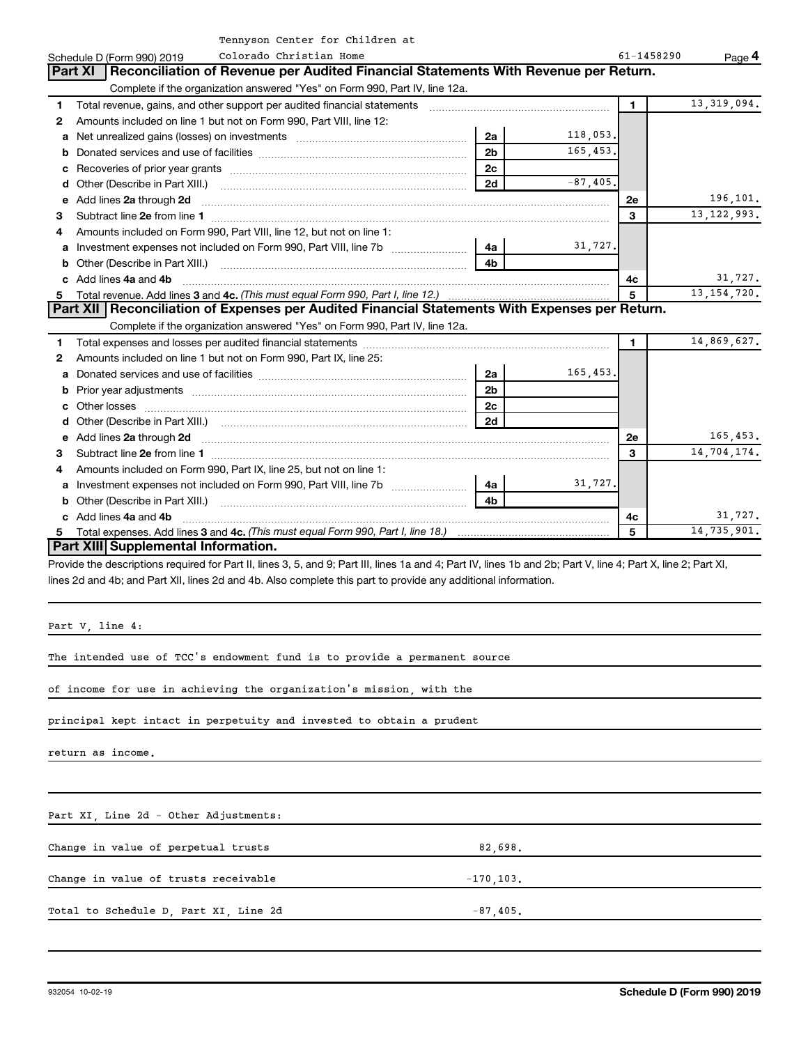Tennyson Center for Children at Colorado Christian Home

Schedule D (Form 990) 2019 — 61-1458290

## Part XI Reconciliation of Revenue per Audited Financial Statements With Revenue per Return.

Complete if the organization answered "Yes" on Form 990, Part IV, line 12a.

| | | | | | |
|---|---|---|---|---|---|
| 1 | Total revenue, gains, and other support per audited financial statements | | | 1 | 13,319,094. |
| 2 | Amounts included on line 1 but not on Form 990, Part VIII, line 12: | | | | |
| a | Net unrealized gains (losses) on investments | 2a | 118,053. | | |
| b | Donated services and use of facilities | 2b | 165,453. | | |
| c | Recoveries of prior year grants | 2c | | | |
| d | Other (Describe in Part XIII.) | 2d | -87,405. | | |
| e | Add lines 2a through 2d | | | 2e | 196,101. |
| 3 | Subtract line 2e from line 1 | | | 3 | 13,122,993. |
| 4 | Amounts included on Form 990, Part VIII, line 12, but not on line 1: | | | | |
| a | Investment expenses not included on Form 990, Part VIII, line 7b | 4a | 31,727. | | |
| b | Other (Describe in Part XIII.) | 4b | | | |
| c | Add lines 4a and 4b | | | 4c | 31,727. |
| 5 | Total revenue. Add lines 3 and 4c. *(This must equal Form 990, Part I, line 12.)* | | | 5 | 13,154,720. |

## Part XII Reconciliation of Expenses per Audited Financial Statements With Expenses per Return.

Complete if the organization answered "Yes" on Form 990, Part IV, line 12a.

| | | | | | |
|---|---|---|---|---|---|
| 1 | Total expenses and losses per audited financial statements | | | 1 | 14,869,627. |
| 2 | Amounts included on line 1 but not on Form 990, Part IX, line 25: | | | | |
| a | Donated services and use of facilities | 2a | 165,453. | | |
| b | Prior year adjustments | 2b | | | |
| c | Other losses | 2c | | | |
| d | Other (Describe in Part XIII.) | 2d | | | |
| e | Add lines 2a through 2d | | | 2e | 165,453. |
| 3 | Subtract line 2e from line 1 | | | 3 | 14,704,174. |
| 4 | Amounts included on Form 990, Part IX, line 25, but not on line 1: | | | | |
| a | Investment expenses not included on Form 990, Part VIII, line 7b | 4a | 31,727. | | |
| b | Other (Describe in Part XIII.) | 4b | | | |
| c | Add lines 4a and 4b | | | 4c | 31,727. |
| 5 | Total expenses. Add lines 3 and 4c. *(This must equal Form 990, Part I, line 18.)* | | | 5 | 14,735,901. |

## Part XIII Supplemental Information.

Provide the descriptions required for Part II, lines 3, 5, and 9; Part III, lines 1a and 4; Part IV, lines 1b and 2b; Part V, line 4; Part X, line 2; Part XI, lines 2d and 4b; and Part XII, lines 2d and 4b. Also complete this part to provide any additional information.

Part V, line 4:

The intended use of TCC's endowment fund is to provide a permanent source of income for use in achieving the organization's mission, with the principal kept intact in perpetuity and invested to obtain a prudent return as income.

Part XI, Line 2d - Other Adjustments:

| | |
|---|---|
| Change in value of perpetual trusts | 82,698. |
| Change in value of trusts receivable | -170,103. |
| Total to Schedule D, Part XI, Line 2d | -87,405. |

932054 10-02-19 — Schedule D (Form 990) 2019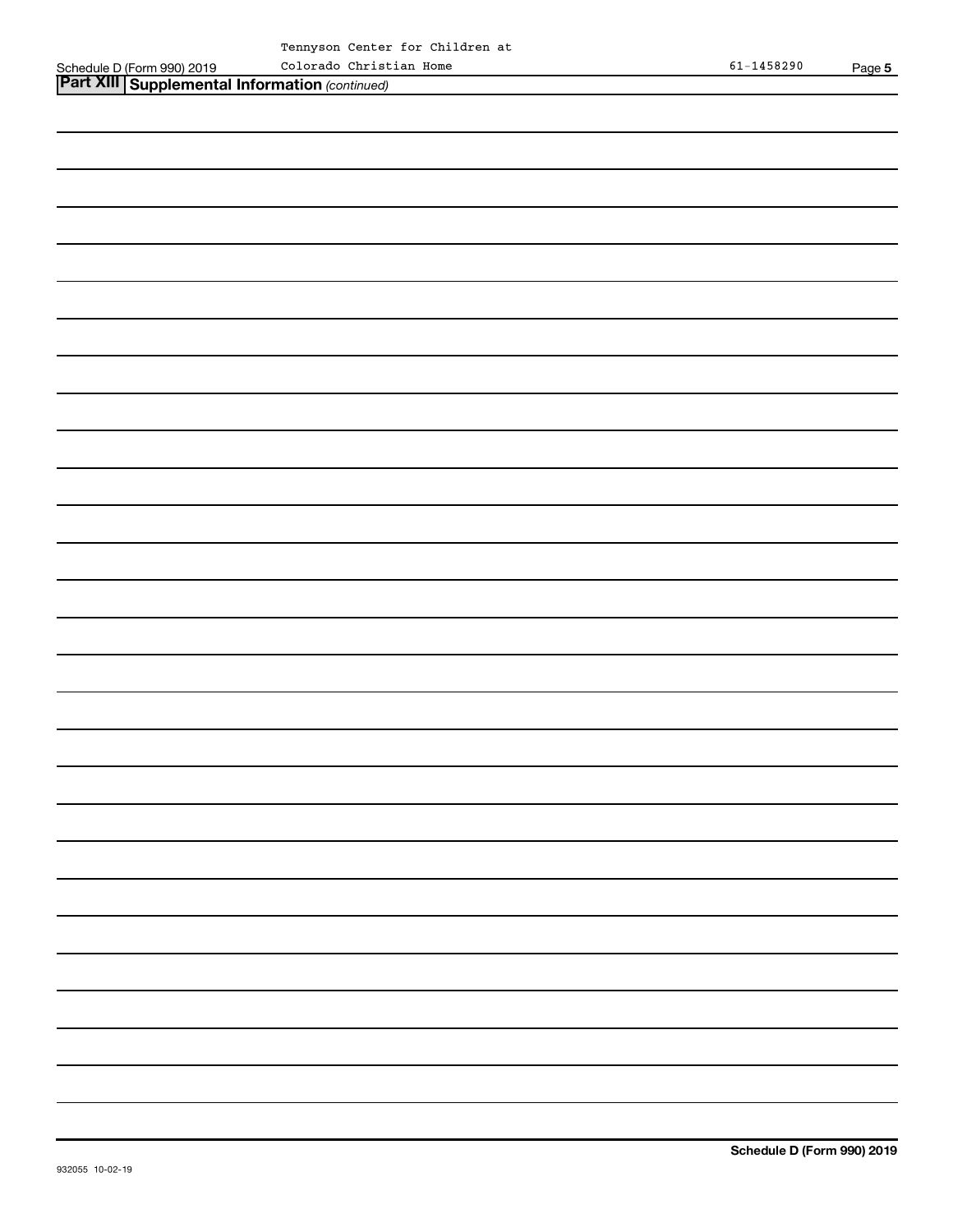## Part XIII Supplemental Information *(continued)*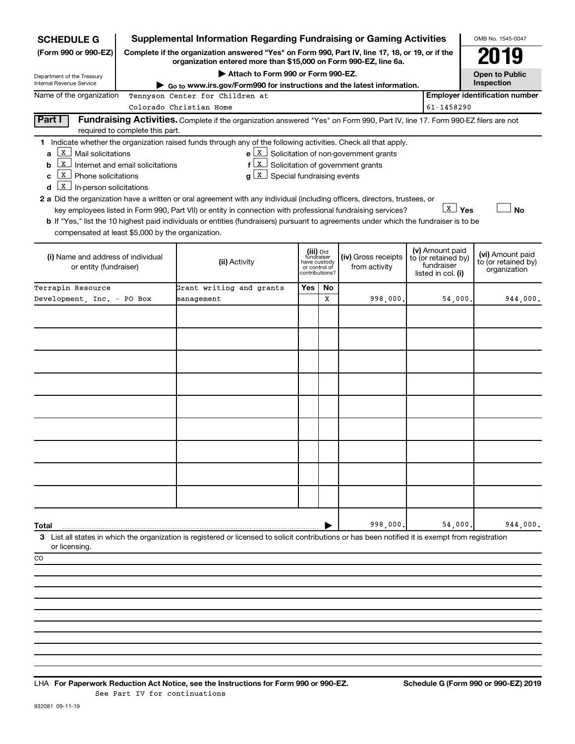**SCHEDULE G** (Form 990 or 990-EZ)

Department of the Treasury
Internal Revenue Service

# Supplemental Information Regarding Fundraising or Gaming Activities

**Complete if the organization answered "Yes" on Form 990, Part IV, line 17, 18, or 19, or if the organization entered more than $15,000 on Form 990-EZ, line 6a.**

**▶ Attach to Form 990 or Form 990-EZ.**

**▶ Go to www.irs.gov/Form990 for instructions and the latest information.**

OMB No. 1545-0047

**2019**

**Open to Public Inspection**

Name of the organization: Tennyson Center for Children at Colorado Christian Home

**Employer identification number:** 61-1458290

**Part I — Fundraising Activities.** Complete if the organization answered "Yes" on Form 990, Part IV, line 17. Form 990-EZ filers are not required to complete this part.

**1** Indicate whether the organization raised funds through any of the following activities. Check all that apply.

- **a** [X] Mail solicitations
- **b** [X] Internet and email solicitations
- **c** [X] Phone solicitations
- **d** [X] In-person solicitations
- **e** [X] Solicitation of non-government grants
- **f** [X] Solicitation of government grants
- **g** [X] Special fundraising events

**2 a** Did the organization have a written or oral agreement with any individual (including officers, directors, trustees, or key employees listed in Form 990, Part VII) or entity in connection with professional fundraising services? [X] **Yes** [ ] **No**

**b** If "Yes," list the 10 highest paid individuals or entities (fundraisers) pursuant to agreements under which the fundraiser is to be compensated at least $5,000 by the organization.

| (i) Name and address of individual or entity (fundraiser) | (ii) Activity | (iii) Did fundraiser have custody or control of contributions? Yes | No | (iv) Gross receipts from activity | (v) Amount paid to (or retained by) fundraiser listed in col. (i) | (vi) Amount paid to (or retained by) organization |
|---|---|---|---|---|---|---|
| Terrapin Resource Development, Inc. - PO Box | Grant writing and grants management | | X | 998,000. | 54,000. | 944,000. |
| | | | | | | |
| | | | | | | |
| | | | | | | |
| | | | | | | |
| | | | | | | |
| | | | | | | |
| | | | | | | |
| | | | | | | |
| | | | | | | |
| **Total** | | | ▶ | 998,000. | 54,000. | 944,000. |

**3** List all states in which the organization is registered or licensed to solicit contributions or has been notified it is exempt from registration or licensing.

CO

LHA **For Paperwork Reduction Act Notice, see the Instructions for Form 990 or 990-EZ.**
See Part IV for continuations

**Schedule G (Form 990 or 990-EZ) 2019**

932081 09-11-19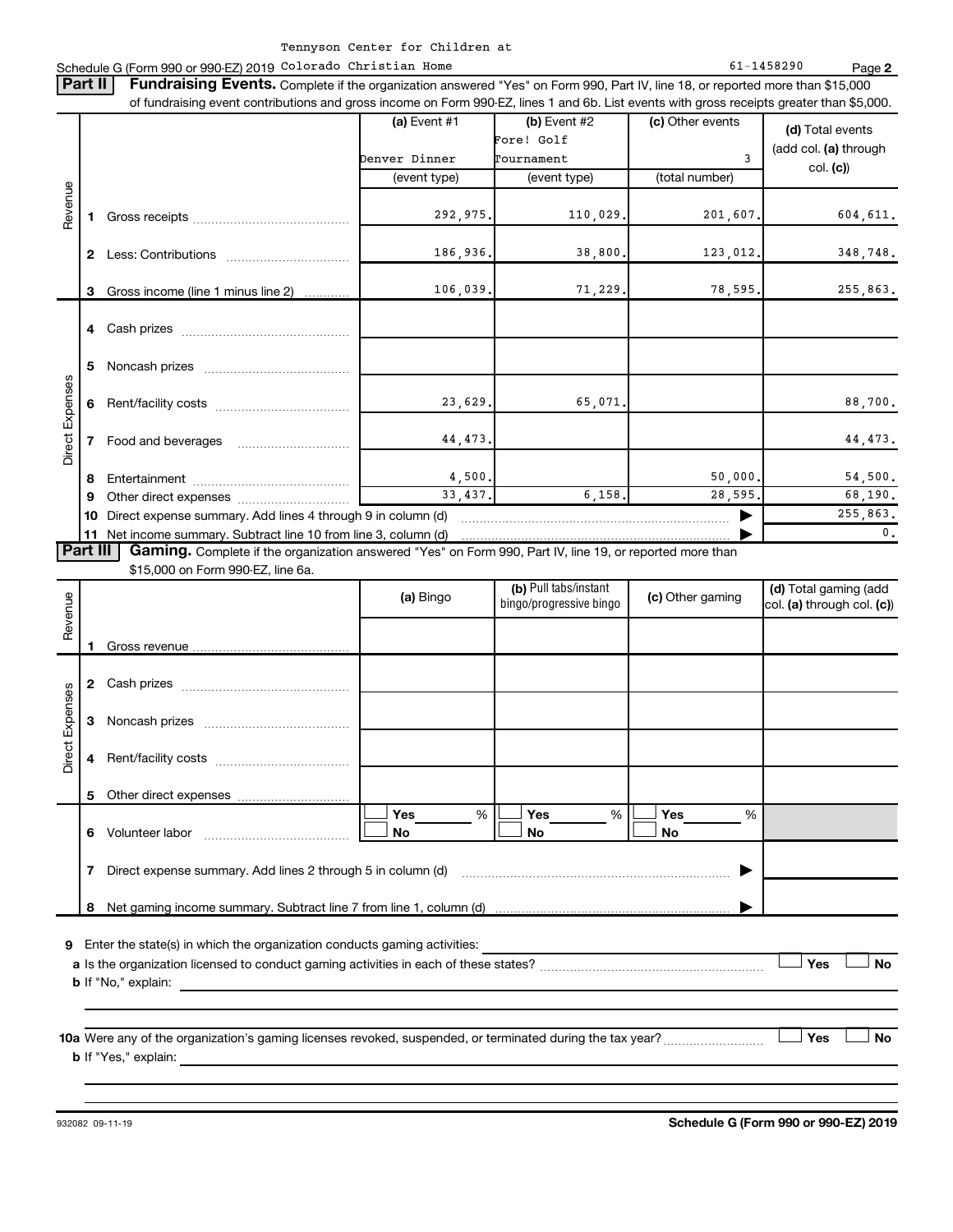Schedule G (Form 990 or 990-EZ) 2019 Tennyson Center for Children at Colorado Christian Home 61-1458290 Page 2

**Part II** **Fundraising Events.** Complete if the organization answered "Yes" on Form 990, Part IV, line 18, or reported more than $15,000 of fundraising event contributions and gross income on Form 990-EZ, lines 1 and 6b. List events with gross receipts greater than $5,000.

| | | | (a) Event #1 | (b) Event #2 | (c) Other events | (d) Total events (add col. (a) through col. (c)) |
|---|---|---|---|---|---|---|
| | | | Denver Dinner | Fore! Golf Tournament | 3 | |
| | | | (event type) | (event type) | (total number) | |
| Revenue | 1 | Gross receipts | 292,975. | 110,029. | 201,607. | 604,611. |
| | 2 | Less: Contributions | 186,936. | 38,800. | 123,012. | 348,748. |
| | 3 | Gross income (line 1 minus line 2) | 106,039. | 71,229. | 78,595. | 255,863. |
| Direct Expenses | 4 | Cash prizes | | | | |
| | 5 | Noncash prizes | | | | |
| | 6 | Rent/facility costs | 23,629. | 65,071. | | 88,700. |
| | 7 | Food and beverages | 44,473. | | | 44,473. |
| | 8 | Entertainment | 4,500. | | 50,000. | 54,500. |
| | 9 | Other direct expenses | 33,437. | 6,158. | 28,595. | 68,190. |
| | 10 | Direct expense summary. Add lines 4 through 9 in column (d) | | | ▶ | 255,863. |
| | 11 | Net income summary. Subtract line 10 from line 3, column (d) | | | ▶ | 0. |

**Part III** **Gaming.** Complete if the organization answered "Yes" on Form 990, Part IV, line 19, or reported more than $15,000 on Form 990-EZ, line 6a.

| | | | (a) Bingo | (b) Pull tabs/instant bingo/progressive bingo | (c) Other gaming | (d) Total gaming (add col. (a) through col. (c)) |
|---|---|---|---|---|---|---|
| Revenue | 1 | Gross revenue | | | | |
| Direct Expenses | 2 | Cash prizes | | | | |
| | 3 | Noncash prizes | | | | |
| | 4 | Rent/facility costs | | | | |
| | 5 | Other direct expenses | | | | |
| | 6 | Volunteer labor | ☐ Yes ___ % ☐ No | ☐ Yes ___ % ☐ No | ☐ Yes ___ % ☐ No | |
| | 7 | Direct expense summary. Add lines 2 through 5 in column (d) | | | ▶ | |
| | 8 | Net gaming income summary. Subtract line 7 from line 1, column (d) | | | ▶ | |

**9** Enter the state(s) in which the organization conducts gaming activities: ____________

**a** Is the organization licensed to conduct gaming activities in each of these states? ☐ Yes ☐ No

**b** If "No," explain: ____________

**10a** Were any of the organization's gaming licenses revoked, suspended, or terminated during the tax year? ☐ Yes ☐ No

**b** If "Yes," explain: ____________

932082 09-11-19 **Schedule G (Form 990 or 990-EZ) 2019**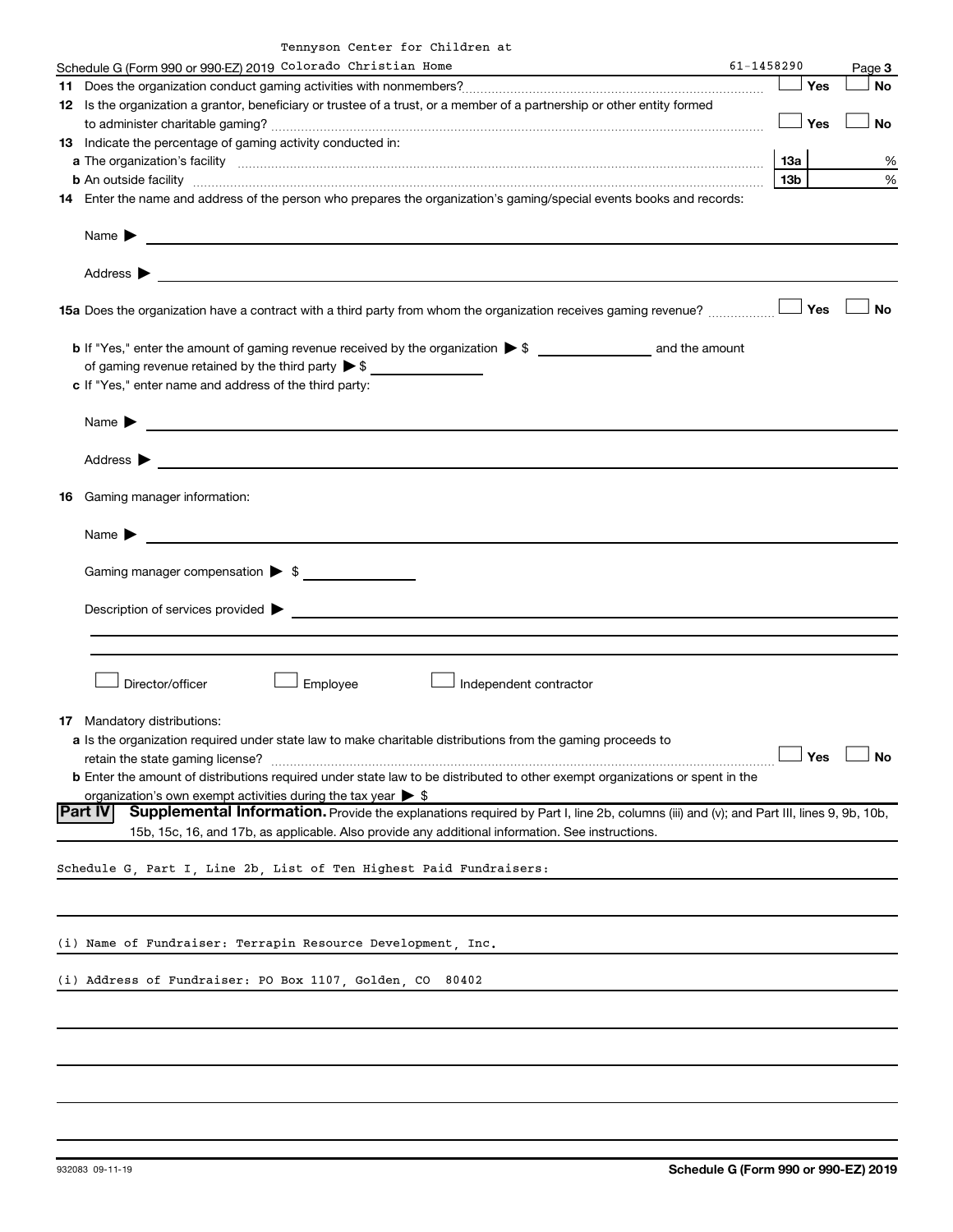Tennyson Center for Children at

Schedule G (Form 990 or 990-EZ) 2019 Colorado Christian Home 61-1458290 Page **3**

**11** Does the organization conduct gaming activities with nonmembers? ☐ Yes ☐ No

**12** Is the organization a grantor, beneficiary or trustee of a trust, or a member of a partnership or other entity formed to administer charitable gaming? ☐ Yes ☐ No

**13** Indicate the percentage of gaming activity conducted in:

**a** The organization's facility **13a** %

**b** An outside facility **13b** %

**14** Enter the name and address of the person who prepares the organization's gaming/special events books and records:

Name ▶

Address ▶

**15a** Does the organization have a contract with a third party from whom the organization receives gaming revenue? ☐ Yes ☐ No

**b** If "Yes," enter the amount of gaming revenue received by the organization ▶ $ ______ and the amount of gaming revenue retained by the third party ▶ $ ______

**c** If "Yes," enter name and address of the third party:

Name ▶

Address ▶

**16** Gaming manager information:

Name ▶

Gaming manager compensation ▶ $

Description of services provided ▶

☐ Director/officer ☐ Employee ☐ Independent contractor

**17** Mandatory distributions:

**a** Is the organization required under state law to make charitable distributions from the gaming proceeds to retain the state gaming license? ☐ Yes ☐ No

**b** Enter the amount of distributions required under state law to be distributed to other exempt organizations or spent in the organization's own exempt activities during the tax year ▶ $

**Part IV** **Supplemental Information.** Provide the explanations required by Part I, line 2b, columns (iii) and (v); and Part III, lines 9, 9b, 10b, 15b, 15c, 16, and 17b, as applicable. Also provide any additional information. See instructions.

Schedule G, Part I, Line 2b, List of Ten Highest Paid Fundraisers:

(i) Name of Fundraiser: Terrapin Resource Development, Inc.

(i) Address of Fundraiser: PO Box 1107, Golden, CO 80402

932083 09-11-19 **Schedule G (Form 990 or 990-EZ) 2019**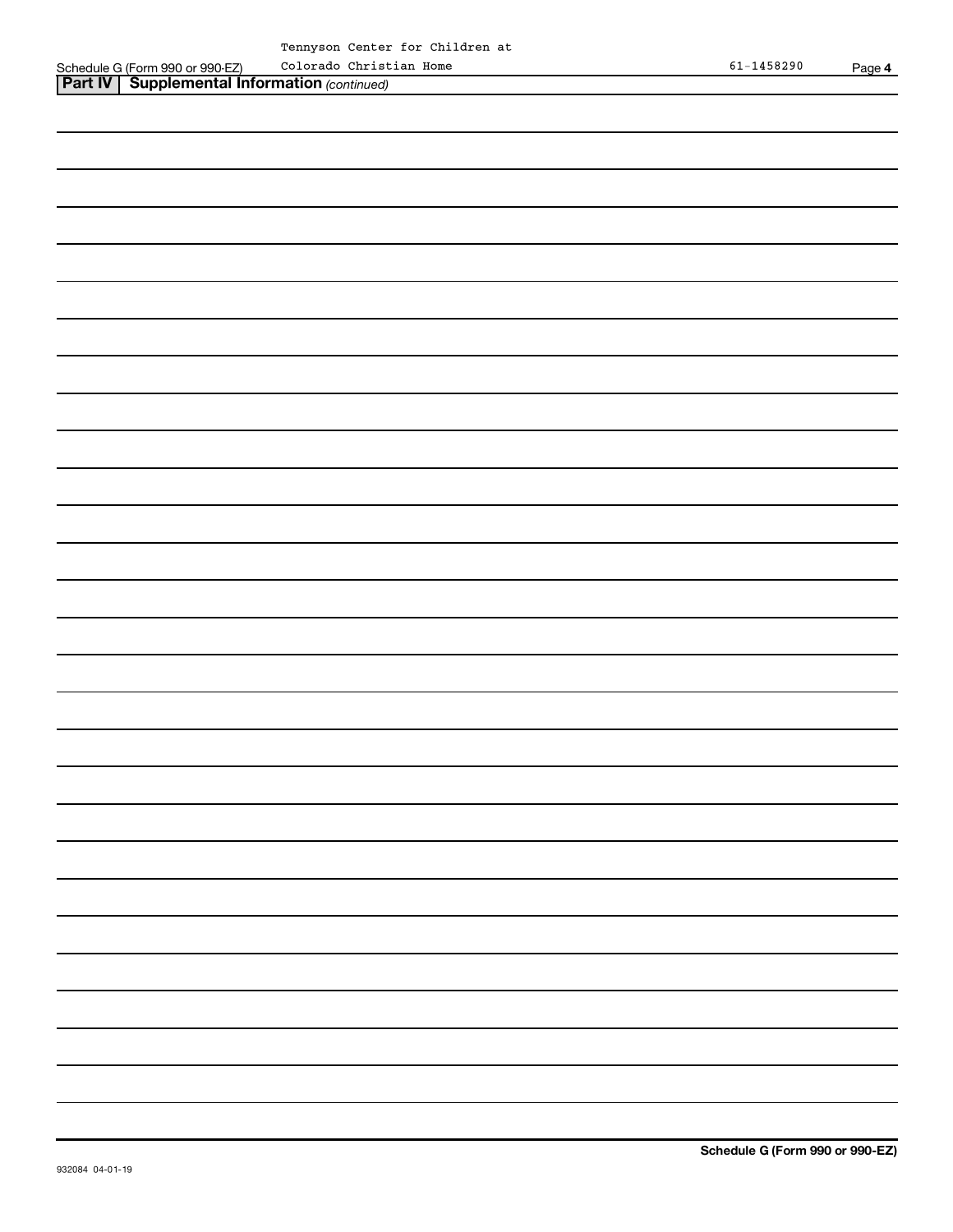Schedule G (Form 990 or 990-EZ) Tennyson Center for Children at Colorado Christian Home 61-1458290 Page **4**

**Part IV | Supplemental Information** *(continued)*

**Schedule G (Form 990 or 990-EZ)**

932084 04-01-19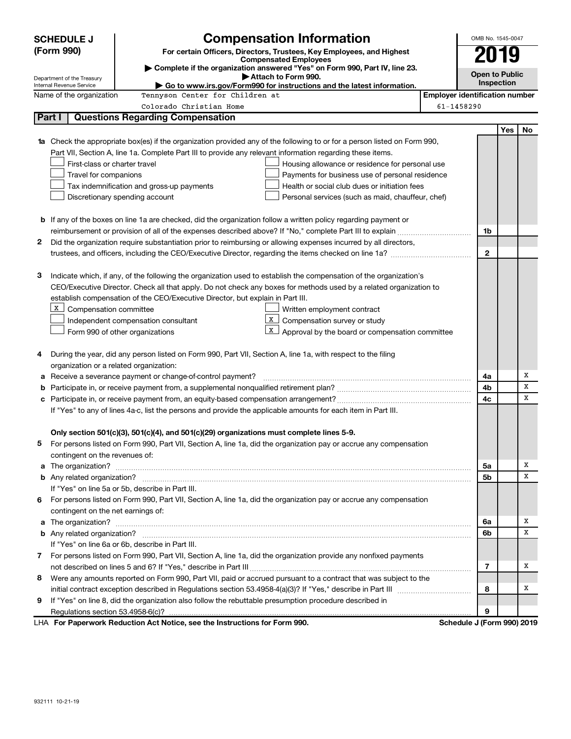# SCHEDULE J (Form 990)

## Compensation Information

**For certain Officers, Directors, Trustees, Key Employees, and Highest Compensated Employees**

▶ Complete if the organization answered "Yes" on Form 990, Part IV, line 23.

▶ Attach to Form 990.

▶ Go to www.irs.gov/Form990 for instructions and the latest information.

Department of the Treasury
Internal Revenue Service

OMB No. 1545-0047

**2019**

**Open to Public Inspection**

Name of the organization: Tennyson Center for Children at Colorado Christian Home

Employer identification number: 61-1458290

## Part I | Questions Regarding Compensation

| | | Line | Yes | No |
|---|---|---|---|---|
| **1a** | Check the appropriate box(es) if the organization provided any of the following to or for a person listed on Form 990, Part VII, Section A, line 1a. Complete Part III to provide any relevant information regarding these items.<br>☐ First-class or charter travel ☐ Housing allowance or residence for personal use<br>☐ Travel for companions ☐ Payments for business use of personal residence<br>☐ Tax indemnification and gross-up payments ☐ Health or social club dues or initiation fees<br>☐ Discretionary spending account ☐ Personal services (such as maid, chauffeur, chef) | | | |
| **b** | If any of the boxes on line 1a are checked, did the organization follow a written policy regarding payment or reimbursement or provision of all of the expenses described above? If "No," complete Part III to explain | 1b | | |
| **2** | Did the organization require substantiation prior to reimbursing or allowing expenses incurred by all directors, trustees, and officers, including the CEO/Executive Director, regarding the items checked on line 1a? | 2 | | |
| **3** | Indicate which, if any, of the following the organization used to establish the compensation of the organization's CEO/Executive Director. Check all that apply. Do not check any boxes for methods used by a related organization to establish compensation of the CEO/Executive Director, but explain in Part III.<br>☒ Compensation committee ☐ Written employment contract<br>☐ Independent compensation consultant ☒ Compensation survey or study<br>☐ Form 990 of other organizations ☒ Approval by the board or compensation committee | | | |
| **4** | During the year, did any person listed on Form 990, Part VII, Section A, line 1a, with respect to the filing organization or a related organization: | | | |
| **a** | Receive a severance payment or change-of-control payment? | 4a | | X |
| **b** | Participate in, or receive payment from, a supplemental nonqualified retirement plan? | 4b | | X |
| **c** | Participate in, or receive payment from, an equity-based compensation arrangement? | 4c | | X |
| | If "Yes" to any of lines 4a-c, list the persons and provide the applicable amounts for each item in Part III. | | | |
| | **Only section 501(c)(3), 501(c)(4), and 501(c)(29) organizations must complete lines 5-9.** | | | |
| **5** | For persons listed on Form 990, Part VII, Section A, line 1a, did the organization pay or accrue any compensation contingent on the revenues of: | | | |
| **a** | The organization? | 5a | | X |
| **b** | Any related organization? | 5b | | X |
| | If "Yes" on line 5a or 5b, describe in Part III. | | | |
| **6** | For persons listed on Form 990, Part VII, Section A, line 1a, did the organization pay or accrue any compensation contingent on the net earnings of: | | | |
| **a** | The organization? | 6a | | X |
| **b** | Any related organization? | 6b | | X |
| | If "Yes" on line 6a or 6b, describe in Part III. | | | |
| **7** | For persons listed on Form 990, Part VII, Section A, line 1a, did the organization provide any nonfixed payments not described on lines 5 and 6? If "Yes," describe in Part III | 7 | | X |
| **8** | Were any amounts reported on Form 990, Part VII, paid or accrued pursuant to a contract that was subject to the initial contract exception described in Regulations section 53.4958-4(a)(3)? If "Yes," describe in Part III | 8 | | X |
| **9** | If "Yes" on line 8, did the organization also follow the rebuttable presumption procedure described in Regulations section 53.4958-6(c)? | 9 | | |

LHA **For Paperwork Reduction Act Notice, see the Instructions for Form 990.** **Schedule J (Form 990) 2019**

932111 10-21-19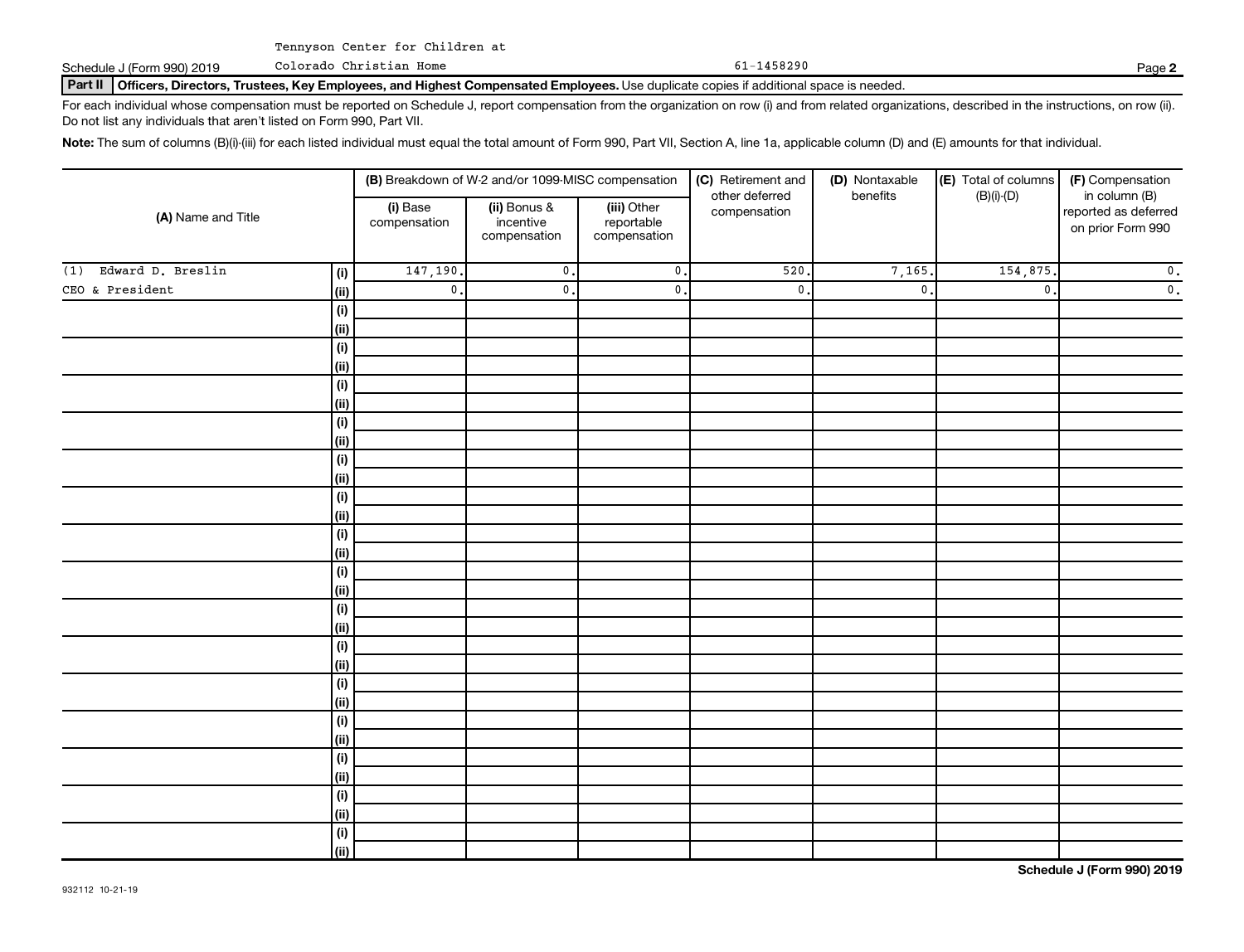Tennyson Center for Children at

Schedule J (Form 990) 2019 Colorado Christian Home 61-1458290

**Part II** **Officers, Directors, Trustees, Key Employees, and Highest Compensated Employees.** Use duplicate copies if additional space is needed.

For each individual whose compensation must be reported on Schedule J, report compensation from the organization on row (i) and from related organizations, described in the instructions, on row (ii). Do not list any individuals that aren't listed on Form 990, Part VII.

**Note:** The sum of columns (B)(i)-(iii) for each listed individual must equal the total amount of Form 990, Part VII, Section A, line 1a, applicable column (D) and (E) amounts for that individual.

| (A) Name and Title | | (B) Breakdown of W-2 and/or 1099-MISC compensation | | | (C) Retirement and other deferred compensation | (D) Nontaxable benefits | (E) Total of columns (B)(i)-(D) | (F) Compensation in column (B) reported as deferred on prior Form 990 |
|---|---|---|---|---|---|---|---|---|
| | | (i) Base compensation | (ii) Bonus & incentive compensation | (iii) Other reportable compensation | | | | |
| (1) Edward D. Breslin | (i) | 147,190. | 0. | 0. | 520. | 7,165. | 154,875. | 0. |
| CEO & President | (ii) | 0. | 0. | 0. | 0. | 0. | 0. | 0. |
| | (i) | | | | | | | |
| | (ii) | | | | | | | |
| | (i) | | | | | | | |
| | (ii) | | | | | | | |
| | (i) | | | | | | | |
| | (ii) | | | | | | | |
| | (i) | | | | | | | |
| | (ii) | | | | | | | |
| | (i) | | | | | | | |
| | (ii) | | | | | | | |
| | (i) | | | | | | | |
| | (ii) | | | | | | | |
| | (i) | | | | | | | |
| | (ii) | | | | | | | |
| | (i) | | | | | | | |
| | (ii) | | | | | | | |
| | (i) | | | | | | | |
| | (ii) | | | | | | | |
| | (i) | | | | | | | |
| | (ii) | | | | | | | |
| | (i) | | | | | | | |
| | (ii) | | | | | | | |
| | (i) | | | | | | | |
| | (ii) | | | | | | | |
| | (i) | | | | | | | |
| | (ii) | | | | | | | |
| | (i) | | | | | | | |
| | (ii) | | | | | | | |
| | (i) | | | | | | | |
| | (ii) | | | | | | | |

932112 10-21-19

**Schedule J (Form 990) 2019**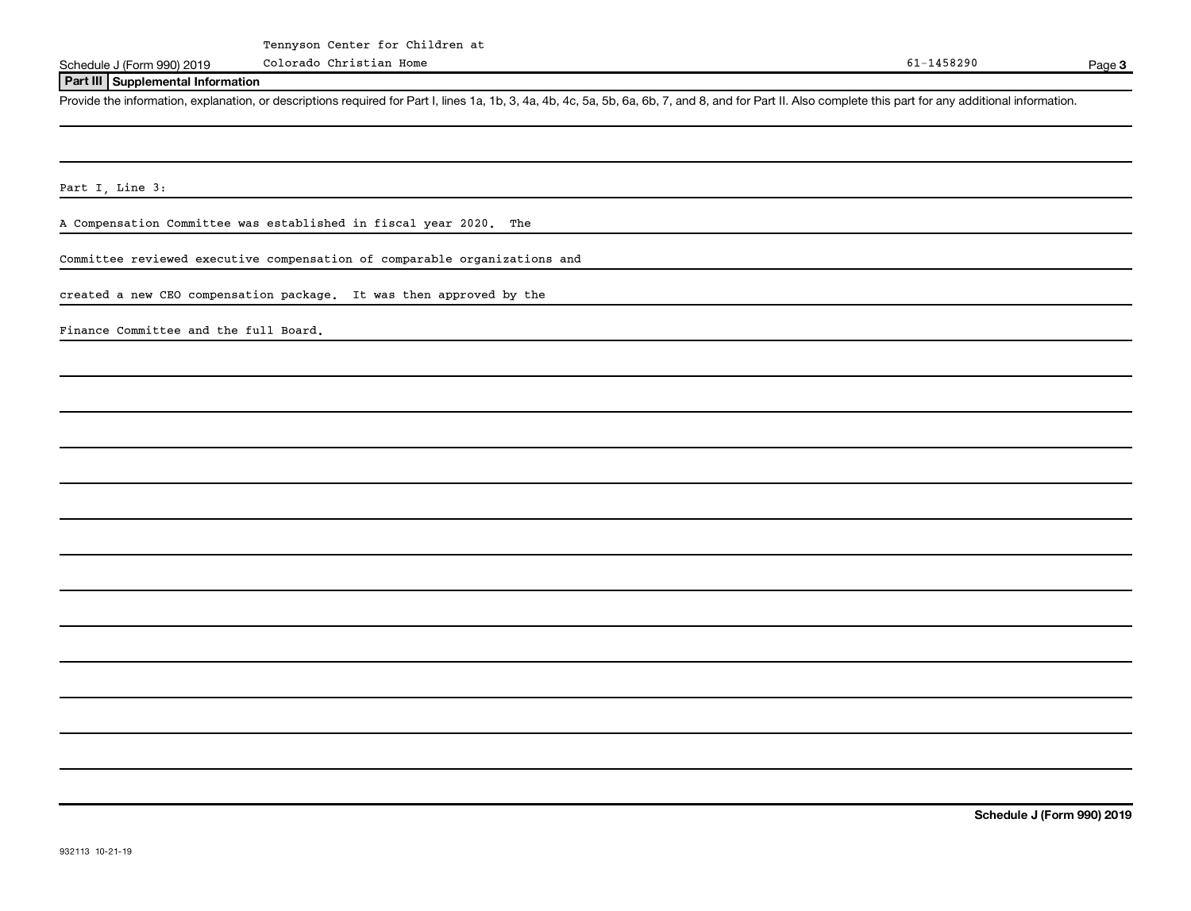## Part III Supplemental Information

Provide the information, explanation, or descriptions required for Part I, lines 1a, 1b, 3, 4a, 4b, 4c, 5a, 5b, 6a, 6b, 7, and 8, and for Part II. Also complete this part for any additional information.

Part I, Line 3:

A Compensation Committee was established in fiscal year 2020. The Committee reviewed executive compensation of comparable organizations and created a new CEO compensation package. It was then approved by the Finance Committee and the full Board.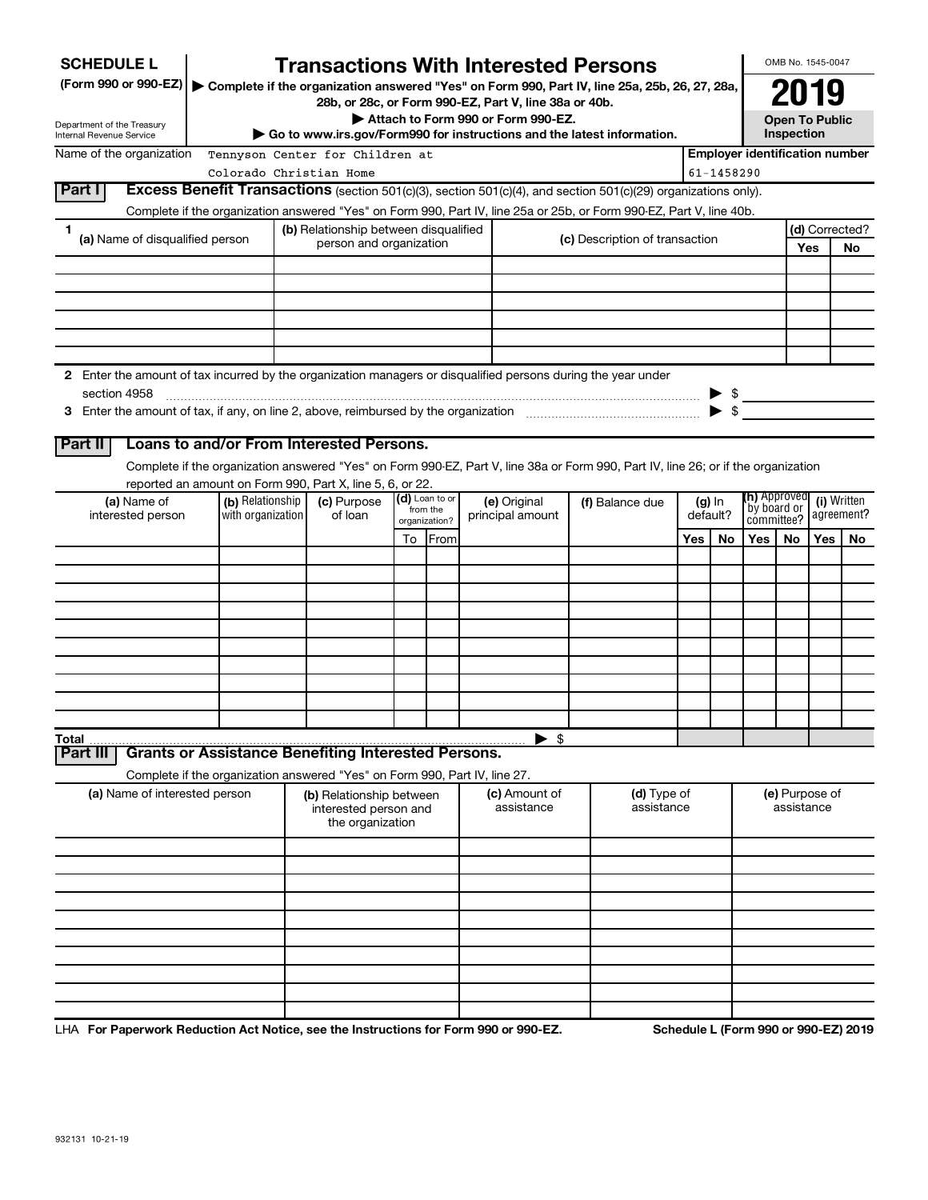**SCHEDULE L**
**(Form 990 or 990-EZ)**

Department of the Treasury
Internal Revenue Service

# Transactions With Interested Persons

▶ Complete if the organization answered "Yes" on Form 990, Part IV, line 25a, 25b, 26, 27, 28a, 28b, or 28c, or Form 990-EZ, Part V, line 38a or 40b.
▶ Attach to Form 990 or Form 990-EZ.
▶ Go to www.irs.gov/Form990 for instructions and the latest information.

OMB No. 1545-0047

**2019**

**Open To Public Inspection**

Name of the organization: Tennyson Center for Children at Colorado Christian Home

**Employer identification number:** 61-1458290

## Part I Excess Benefit Transactions (section 501(c)(3), section 501(c)(4), and section 501(c)(29) organizations only).

Complete if the organization answered "Yes" on Form 990, Part IV, line 25a or 25b, or Form 990-EZ, Part V, line 40b.

| 1 (a) Name of disqualified person | (b) Relationship between disqualified person and organization | (c) Description of transaction | (d) Corrected? Yes | No |
|---|---|---|---|---|
| | | | | |
| | | | | |
| | | | | |
| | | | | |
| | | | | |
| | | | | |

2 Enter the amount of tax incurred by the organization managers or disqualified persons during the year under section 4958 ▶ $

3 Enter the amount of tax, if any, on line 2, above, reimbursed by the organization ▶ $

## Part II Loans to and/or From Interested Persons.

Complete if the organization answered "Yes" on Form 990-EZ, Part V, line 38a or Form 990, Part IV, line 26; or if the organization reported an amount on Form 990, Part X, line 5, 6, or 22.

| (a) Name of interested person | (b) Relationship with organization | (c) Purpose of loan | (d) Loan to or from the organization? To | From | (e) Original principal amount | (f) Balance due | (g) In default? Yes | No | (h) Approved by board or committee? Yes | No | (i) Written agreement? Yes | No |
|---|---|---|---|---|---|---|---|---|---|---|---|---|
| | | | | | | | | | | | | |
| | | | | | | | | | | | | |
| | | | | | | | | | | | | |
| | | | | | | | | | | | | |
| | | | | | | | | | | | | |
| | | | | | | | | | | | | |
| | | | | | | | | | | | | |
| | | | | | | | | | | | | |
| | | | | | | | | | | | | |
| | | | | | | | | | | | | |
| **Total** | | | | | ▶ $ | | | | | | | |

## Part III Grants or Assistance Benefiting Interested Persons.

Complete if the organization answered "Yes" on Form 990, Part IV, line 27.

| (a) Name of interested person | (b) Relationship between interested person and the organization | (c) Amount of assistance | (d) Type of assistance | (e) Purpose of assistance |
|---|---|---|---|---|
| | | | | |
| | | | | |
| | | | | |
| | | | | |
| | | | | |
| | | | | |
| | | | | |
| | | | | |
| | | | | |
| | | | | |

LHA **For Paperwork Reduction Act Notice, see the Instructions for Form 990 or 990-EZ.** **Schedule L (Form 990 or 990-EZ) 2019**

932131 10-21-19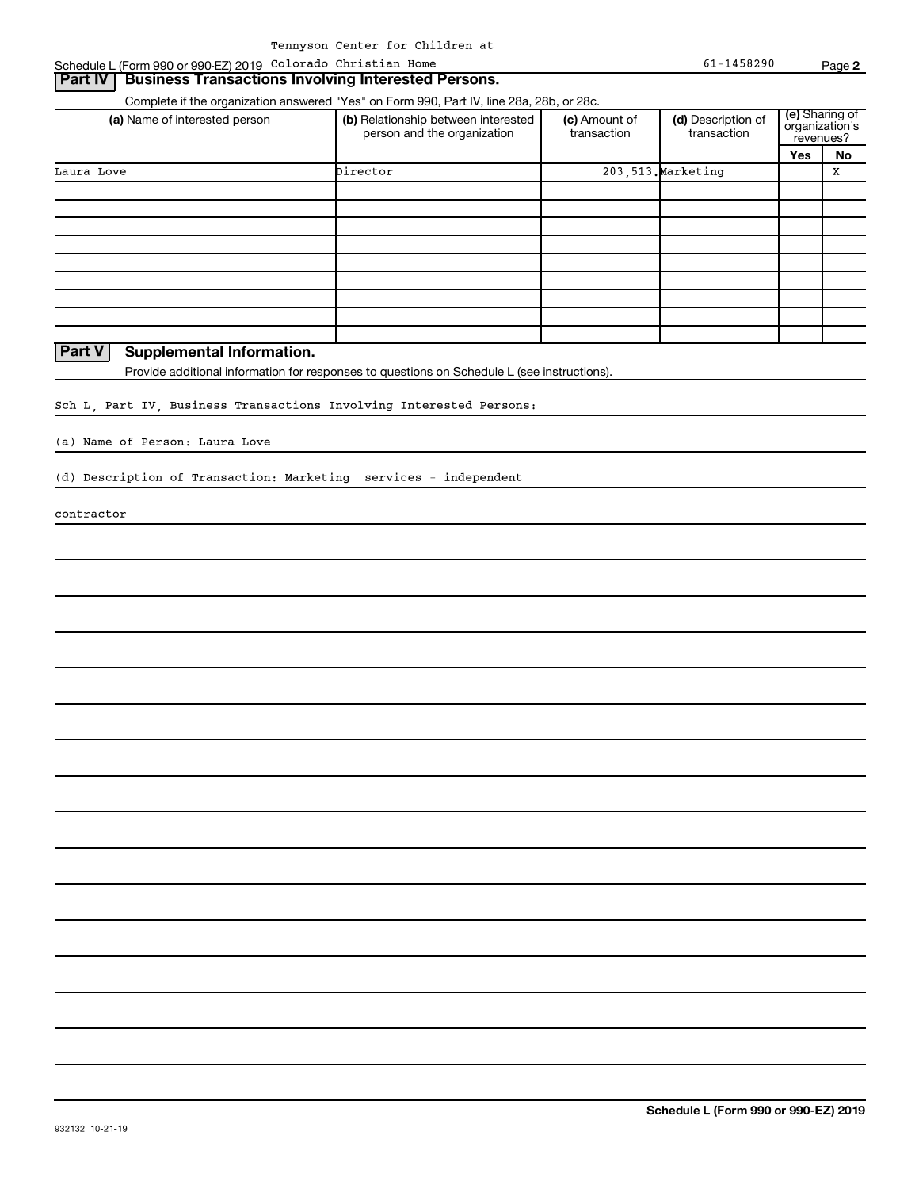Tennyson Center for Children at Colorado Christian Home 61-1458290

## Part IV Business Transactions Involving Interested Persons.

Complete if the organization answered "Yes" on Form 990, Part IV, line 28a, 28b, or 28c.

| (a) Name of interested person | (b) Relationship between interested person and the organization | (c) Amount of transaction | (d) Description of transaction | (e) Sharing of organization's revenues? | |
|---|---|---|---|---|---|
| | | | | Yes | No |
| Laura Love | Director | 203,513. | Marketing | | X |
| | | | | | |
| | | | | | |
| | | | | | |
| | | | | | |
| | | | | | |
| | | | | | |
| | | | | | |
| | | | | | |
| | | | | | |

## Part V Supplemental Information.

Provide additional information for responses to questions on Schedule L (see instructions).

Sch L, Part IV, Business Transactions Involving Interested Persons:

(a) Name of Person: Laura Love

(d) Description of Transaction: Marketing services - independent contractor

Schedule L (Form 990 or 990-EZ) 2019

932132 10-21-19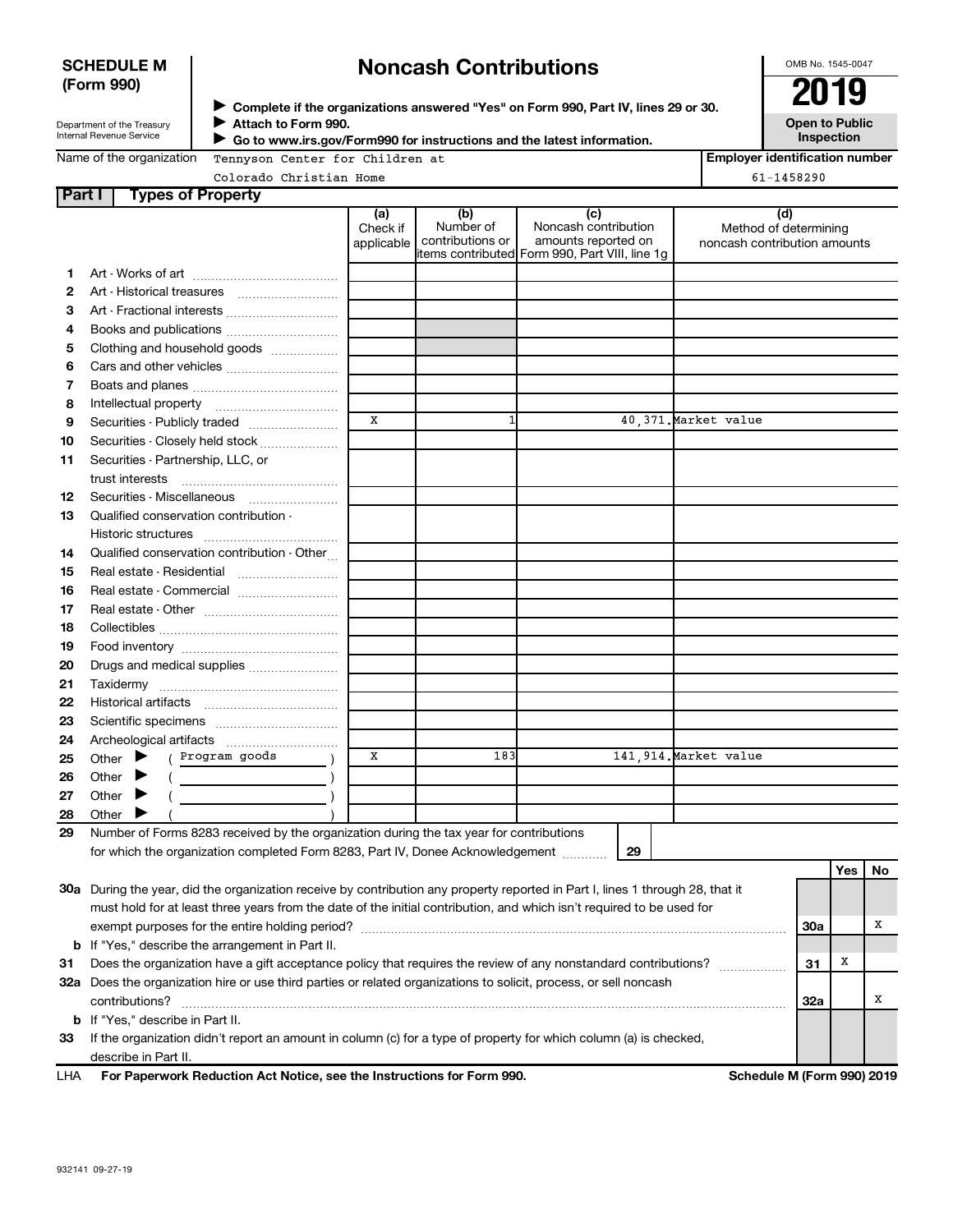**SCHEDULE M (Form 990)**

Department of the Treasury
Internal Revenue Service

# Noncash Contributions

▶ Complete if the organizations answered "Yes" on Form 990, Part IV, lines 29 or 30.
▶ Attach to Form 990.
▶ Go to www.irs.gov/Form990 for instructions and the latest information.

OMB No. 1545-0047

**2019**

**Open to Public Inspection**

Name of the organization: Tennyson Center for Children at Colorado Christian Home

Employer identification number: 61-1458290

**Part I Types of Property**

| | | (a) Check if applicable | (b) Number of contributions or items contributed | (c) Noncash contribution amounts reported on Form 990, Part VIII, line 1g | (d) Method of determining noncash contribution amounts |
|---|---|---|---|---|---|
| 1 | Art - Works of art | | | | |
| 2 | Art - Historical treasures | | | | |
| 3 | Art - Fractional interests | | | | |
| 4 | Books and publications | | | | |
| 5 | Clothing and household goods | | | | |
| 6 | Cars and other vehicles | | | | |
| 7 | Boats and planes | | | | |
| 8 | Intellectual property | | | | |
| 9 | Securities - Publicly traded | X | 1 | 40,371. | Market value |
| 10 | Securities - Closely held stock | | | | |
| 11 | Securities - Partnership, LLC, or trust interests | | | | |
| 12 | Securities - Miscellaneous | | | | |
| 13 | Qualified conservation contribution - Historic structures | | | | |
| 14 | Qualified conservation contribution - Other | | | | |
| 15 | Real estate - Residential | | | | |
| 16 | Real estate - Commercial | | | | |
| 17 | Real estate - Other | | | | |
| 18 | Collectibles | | | | |
| 19 | Food inventory | | | | |
| 20 | Drugs and medical supplies | | | | |
| 21 | Taxidermy | | | | |
| 22 | Historical artifacts | | | | |
| 23 | Scientific specimens | | | | |
| 24 | Archeological artifacts | | | | |
| 25 | Other ▶ ( Program goods ) | X | 183 | 141,914. | Market value |
| 26 | Other ▶ ( ) | | | | |
| 27 | Other ▶ ( ) | | | | |
| 28 | Other ▶ ( ) | | | | |

29 Number of Forms 8283 received by the organization during the tax year for contributions for which the organization completed Form 8283, Part IV, Donee Acknowledgement ..... 29

| | | | Yes | No |
|---|---|---|---|---|
| 30a | During the year, did the organization receive by contribution any property reported in Part I, lines 1 through 28, that it must hold for at least three years from the date of the initial contribution, and which isn't required to be used for exempt purposes for the entire holding period? | 30a | | X |
| b | If "Yes," describe the arrangement in Part II. | | | |
| 31 | Does the organization have a gift acceptance policy that requires the review of any nonstandard contributions? | 31 | X | |
| 32a | Does the organization hire or use third parties or related organizations to solicit, process, or sell noncash contributions? | 32a | | X |
| b | If "Yes," describe in Part II. | | | |
| 33 | If the organization didn't report an amount in column (c) for a type of property for which column (a) is checked, describe in Part II. | | | |

LHA **For Paperwork Reduction Act Notice, see the Instructions for Form 990.** **Schedule M (Form 990) 2019**

932141 09-27-19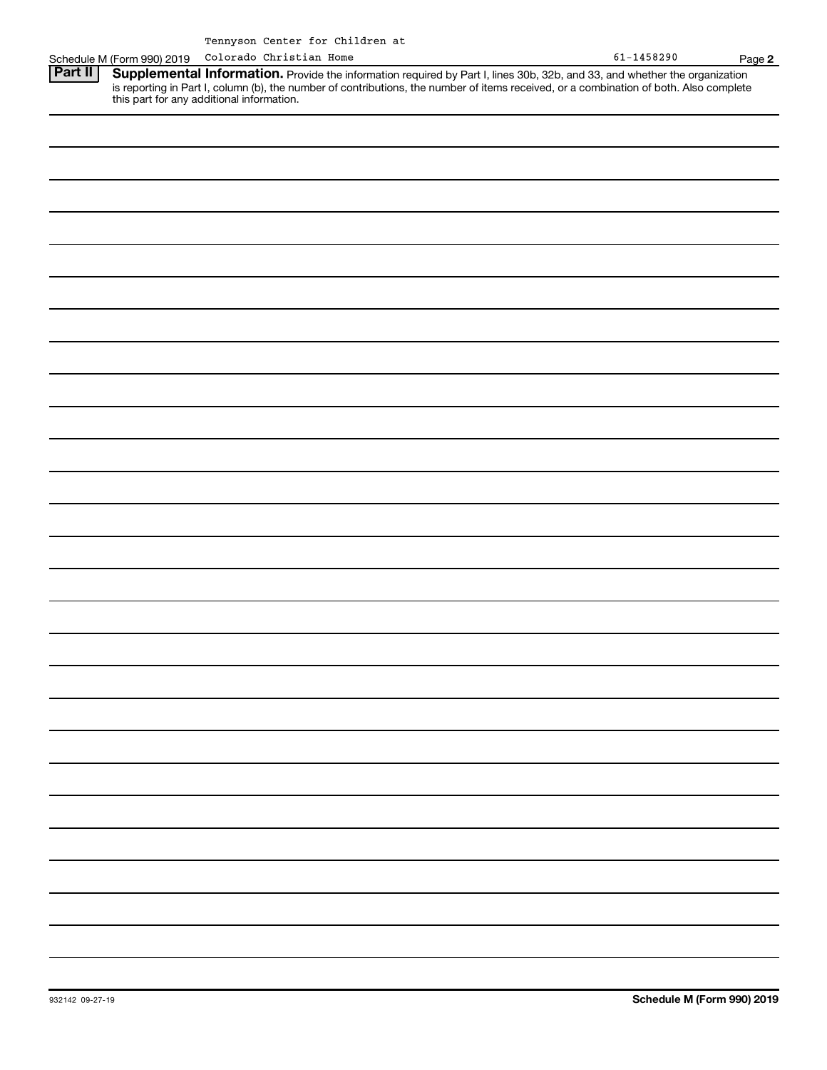Schedule M (Form 990) 2019 Tennyson Center for Children at Colorado Christian Home 61-1458290 Page **2**

**Part II** **Supplemental Information.** Provide the information required by Part I, lines 30b, 32b, and 33, and whether the organization is reporting in Part I, column (b), the number of contributions, the number of items received, or a combination of both. Also complete this part for any additional information.

932142 09-27-19 **Schedule M (Form 990) 2019**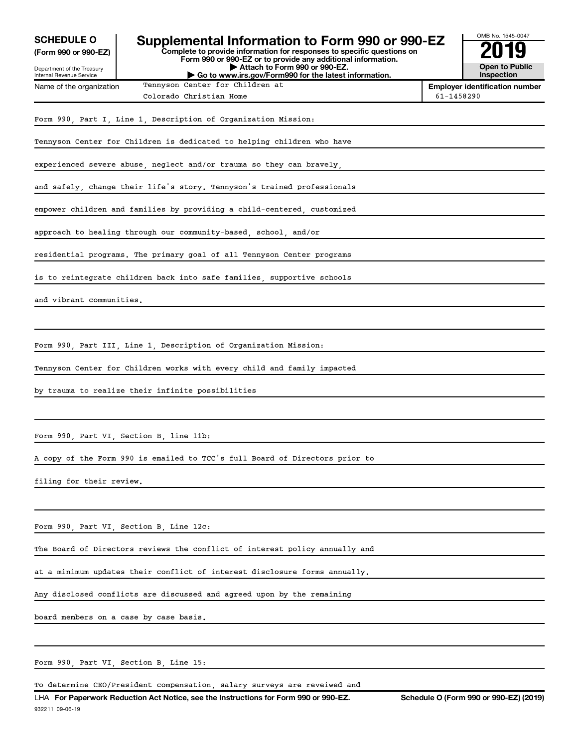**SCHEDULE O** (Form 990 or 990-EZ)

Department of the Treasury Internal Revenue Service

# Supplemental Information to Form 990 or 990-EZ

**Complete to provide information for responses to specific questions on Form 990 or 990-EZ or to provide any additional information.**
**▶ Attach to Form 990 or 990-EZ.**
**▶ Go to www.irs.gov/Form990 for the latest information.**

OMB No. 1545-0047

**2019**

**Open to Public Inspection**

Name of the organization: Tennyson Center for Children at Colorado Christian Home

**Employer identification number** 61-1458290

Form 990, Part I, Line 1, Description of Organization Mission:

Tennyson Center for Children is dedicated to helping children who have experienced severe abuse, neglect and/or trauma so they can bravely, and safely, change their life's story. Tennyson's trained professionals empower children and families by providing a child-centered, customized approach to healing through our community-based, school, and/or residential programs. The primary goal of all Tennyson Center programs is to reintegrate children back into safe families, supportive schools and vibrant communities.

Form 990, Part III, Line 1, Description of Organization Mission:

Tennyson Center for Children works with every child and family impacted by trauma to realize their infinite possibilities

Form 990, Part VI, Section B, line 11b:

A copy of the Form 990 is emailed to TCC's full Board of Directors prior to filing for their review.

Form 990, Part VI, Section B, Line 12c:

The Board of Directors reviews the conflict of interest policy annually and at a minimum updates their conflict of interest disclosure forms annually. Any disclosed conflicts are discussed and agreed upon by the remaining board members on a case by case basis.

Form 990, Part VI, Section B, Line 15:

To determine CEO/President compensation, salary surveys are reveiwed and

LHA **For Paperwork Reduction Act Notice, see the Instructions for Form 990 or 990-EZ.** **Schedule O (Form 990 or 990-EZ) (2019)**

932211 09-06-19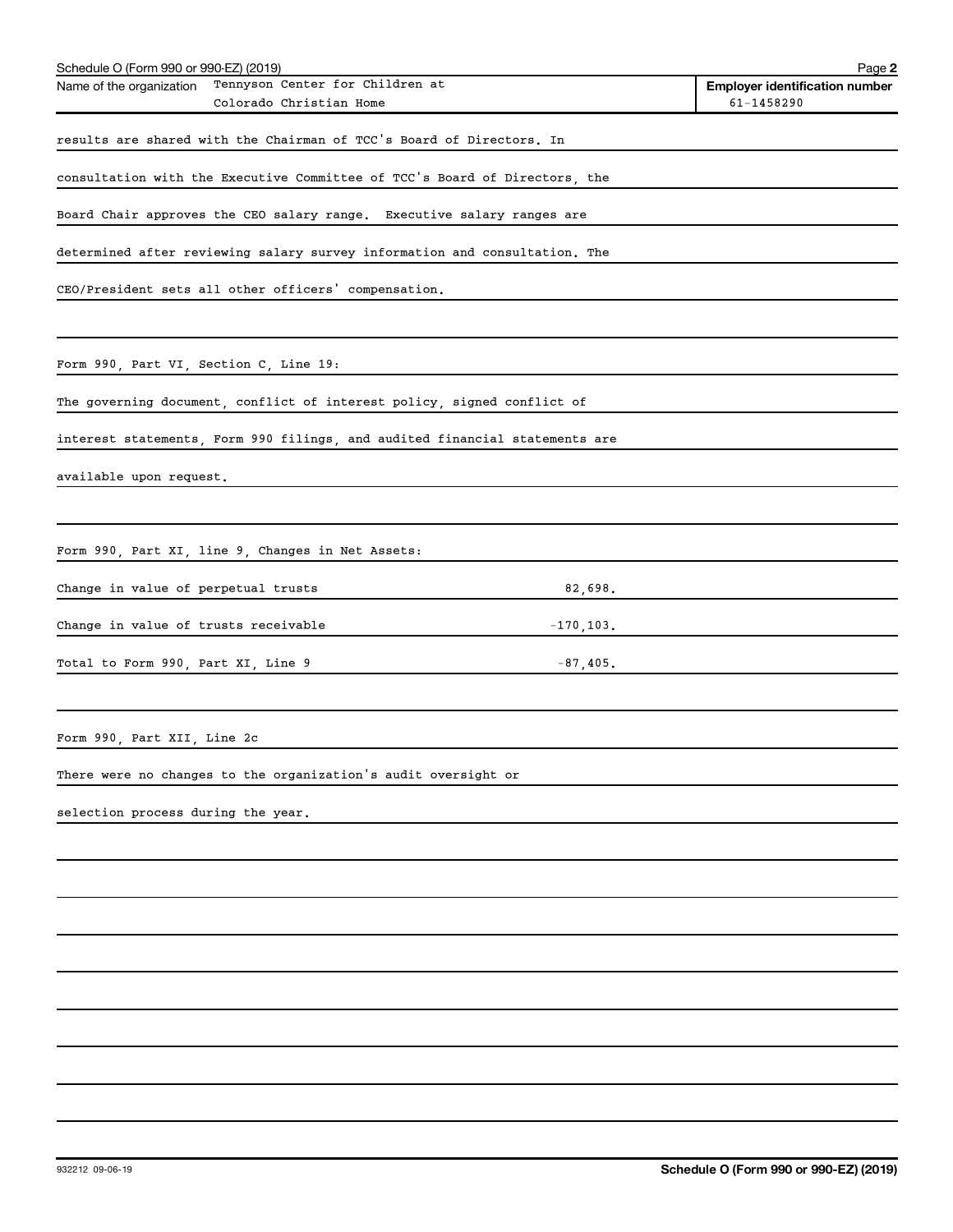Schedule O (Form 990 or 990-EZ) (2019)

Name of the organization: Tennyson Center for Children at Colorado Christian Home

**Employer identification number** 61-1458290

results are shared with the Chairman of TCC's Board of Directors. In consultation with the Executive Committee of TCC's Board of Directors, the Board Chair approves the CEO salary range. Executive salary ranges are determined after reviewing salary survey information and consultation. The CEO/President sets all other officers' compensation.

Form 990, Part VI, Section C, Line 19:

The governing document, conflict of interest policy, signed conflict of interest statements, Form 990 filings, and audited financial statements are available upon request.

Form 990, Part XI, line 9, Changes in Net Assets:

| | |
|---|---|
| Change in value of perpetual trusts | 82,698. |
| Change in value of trusts receivable | -170,103. |
| Total to Form 990, Part XI, Line 9 | -87,405. |

Form 990, Part XII, Line 2c

There were no changes to the organization's audit oversight or selection process during the year.

932212 09-06-19

**Schedule O (Form 990 or 990-EZ) (2019)**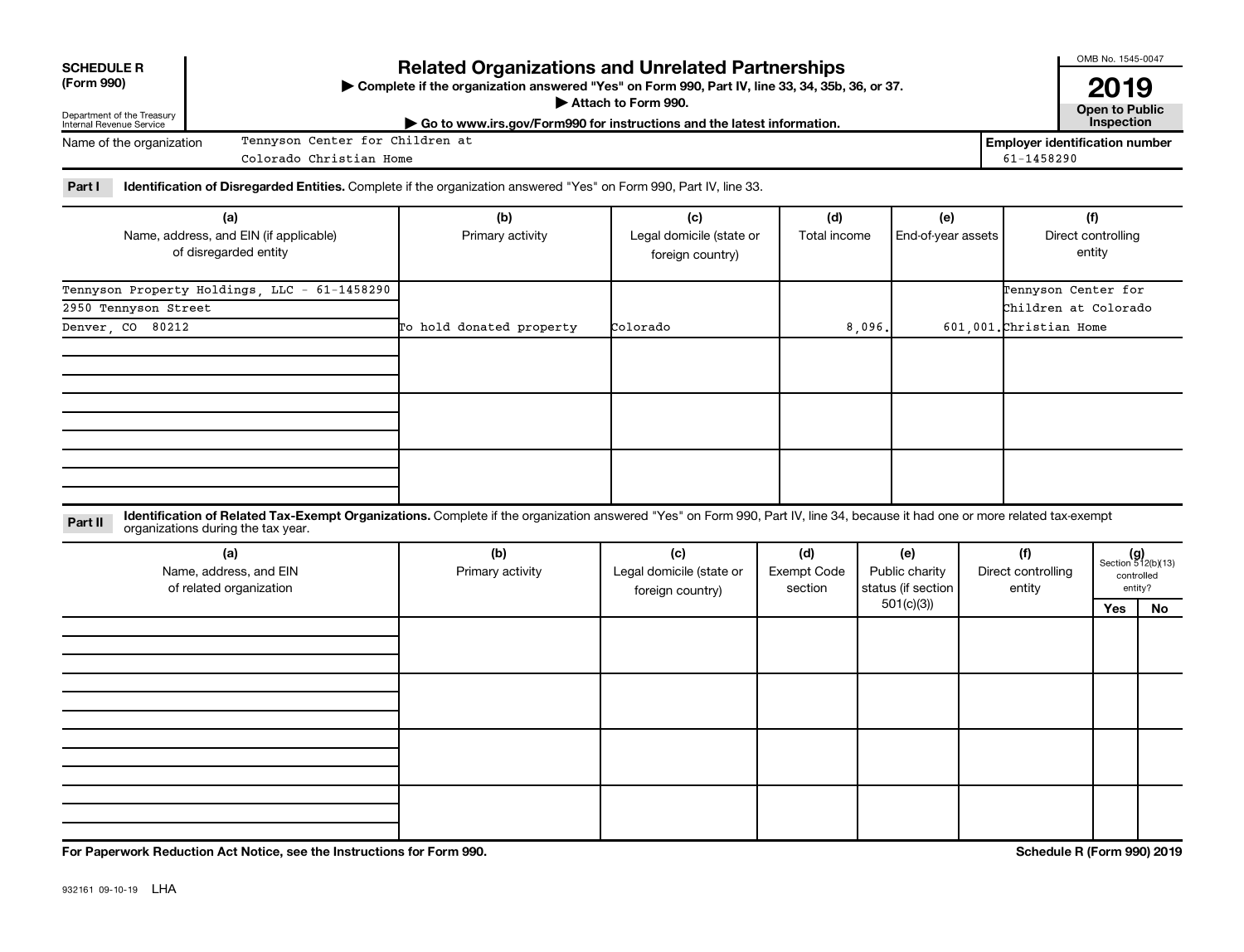**SCHEDULE R (Form 990)**

Department of the Treasury
Internal Revenue Service

# Related Organizations and Unrelated Partnerships

▶ Complete if the organization answered "Yes" on Form 990, Part IV, line 33, 34, 35b, 36, or 37.
▶ Attach to Form 990.
▶ Go to www.irs.gov/Form990 for instructions and the latest information.

OMB No. 1545-0047

**2019**

**Open to Public Inspection**

Name of the organization: Tennyson Center for Children at Colorado Christian Home

Employer identification number: 61-1458290

**Part I** **Identification of Disregarded Entities.** Complete if the organization answered "Yes" on Form 990, Part IV, line 33.

| (a) Name, address, and EIN (if applicable) of disregarded entity | (b) Primary activity | (c) Legal domicile (state or foreign country) | (d) Total income | (e) End-of-year assets | (f) Direct controlling entity |
|---|---|---|---|---|---|
| Tennyson Property Holdings, LLC - 61-1458290<br>2950 Tennyson Street<br>Denver, CO 80212 | To hold donated property | Colorado | 8,096. | 601,001. | Tennyson Center for Children at Colorado Christian Home |
| | | | | | |
| | | | | | |
| | | | | | |

**Part II** **Identification of Related Tax-Exempt Organizations.** Complete if the organization answered "Yes" on Form 990, Part IV, line 34, because it had one or more related tax-exempt organizations during the tax year.

| (a) Name, address, and EIN of related organization | (b) Primary activity | (c) Legal domicile (state or foreign country) | (d) Exempt Code section | (e) Public charity status (if section 501(c)(3)) | (f) Direct controlling entity | (g) Section 512(b)(13) controlled entity? Yes | No |
|---|---|---|---|---|---|---|---|
| | | | | | | | |
| | | | | | | | |
| | | | | | | | |
| | | | | | | | |

**For Paperwork Reduction Act Notice, see the Instructions for Form 990.**

**Schedule R (Form 990) 2019**

932161 09-10-19 LHA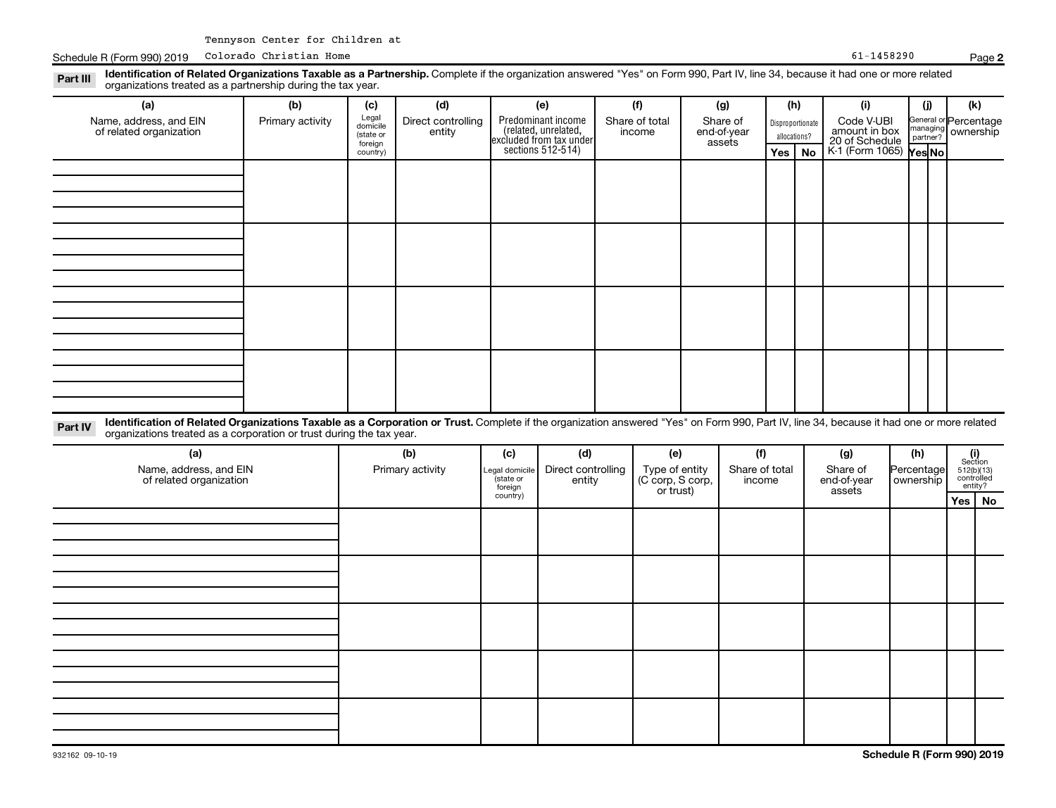Tennyson Center for Children at

Schedule R (Form 990) 2019 Colorado Christian Home 61-1458290 Page **2**

**Part III** **Identification of Related Organizations Taxable as a Partnership.** Complete if the organization answered "Yes" on Form 990, Part IV, line 34, because it had one or more related organizations treated as a partnership during the tax year.

| (a) Name, address, and EIN of related organization | (b) Primary activity | (c) Legal domicile (state or foreign country) | (d) Direct controlling entity | (e) Predominant income (related, unrelated, excluded from tax under sections 512-514) | (f) Share of total income | (g) Share of end-of-year assets | (h) Disproportionate allocations? | | (i) Code V-UBI amount in box 20 of Schedule K-1 (Form 1065) | (j) General or managing partner? | | (k) Percentage ownership |
|---|---|---|---|---|---|---|---|---|---|---|---|---|
| | | | | | | | Yes | No | | Yes | No | |
| | | | | | | | | | | | | |
| | | | | | | | | | | | | |
| | | | | | | | | | | | | |
| | | | | | | | | | | | | |

**Part IV** **Identification of Related Organizations Taxable as a Corporation or Trust.** Complete if the organization answered "Yes" on Form 990, Part IV, line 34, because it had one or more related organizations treated as a corporation or trust during the tax year.

| (a) Name, address, and EIN of related organization | (b) Primary activity | (c) Legal domicile (state or foreign country) | (d) Direct controlling entity | (e) Type of entity (C corp, S corp, or trust) | (f) Share of total income | (g) Share of end-of-year assets | (h) Percentage ownership | (i) Section 512(b)(13) controlled entity? | |
|---|---|---|---|---|---|---|---|---|---|
| | | | | | | | | Yes | No |
| | | | | | | | | | |
| | | | | | | | | | |
| | | | | | | | | | |
| | | | | | | | | | |
| | | | | | | | | | |

932162 09-10-19 **Schedule R (Form 990) 2019**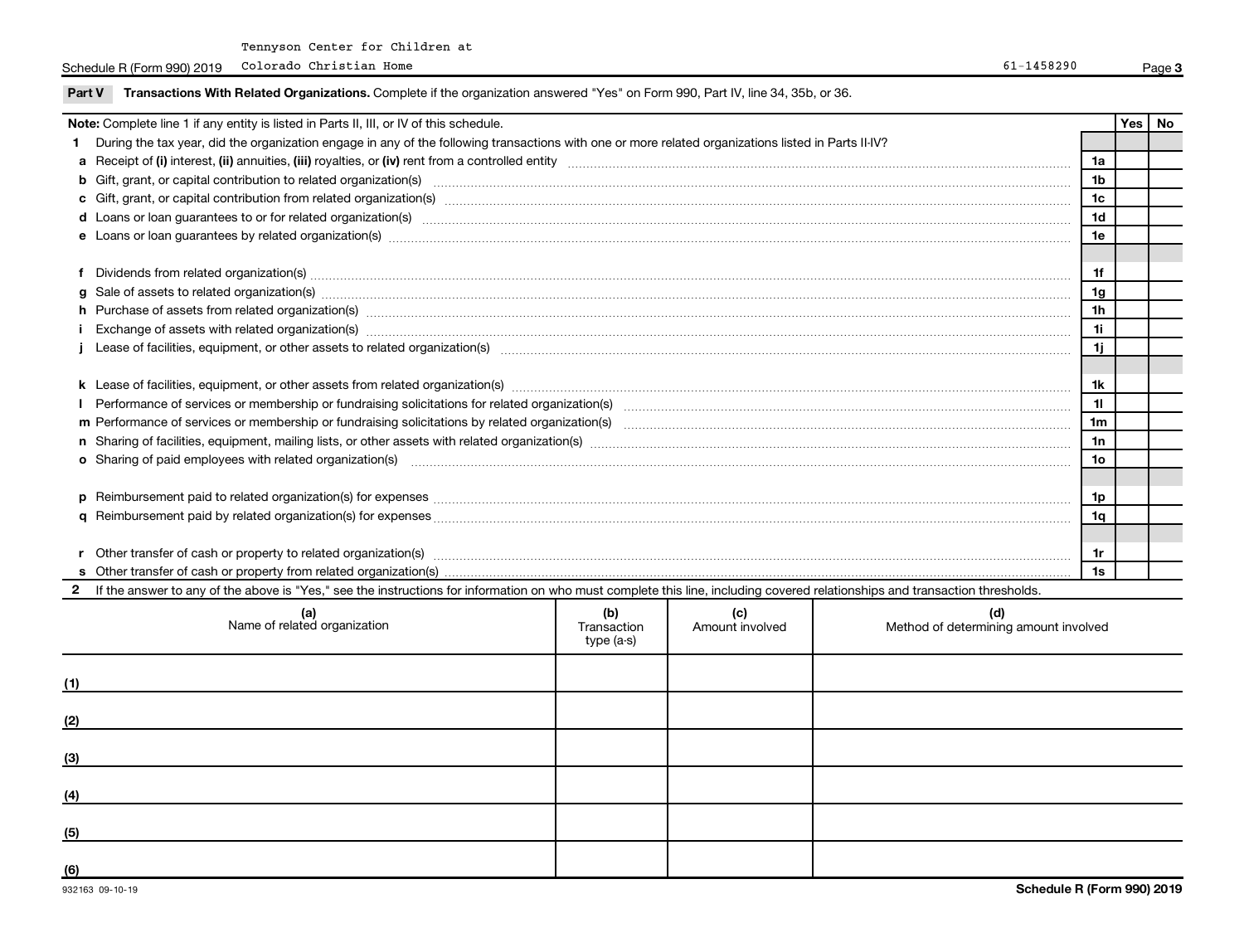Tennyson Center for Children at Colorado Christian Home — 61-1458290

## Part V Transactions With Related Organizations.

Complete if the organization answered "Yes" on Form 990, Part IV, line 34, 35b, or 36.

| **Note:** Complete line 1 if any entity is listed in Parts II, III, or IV of this schedule. | | Yes | No |
|---|---|---|---|
| **1** During the tax year, did the organization engage in any of the following transactions with one or more related organizations listed in Parts II-IV? | | | |
| **a** Receipt of **(i)** interest, **(ii)** annuities, **(iii)** royalties, or **(iv)** rent from a controlled entity | 1a | | |
| **b** Gift, grant, or capital contribution to related organization(s) | 1b | | |
| **c** Gift, grant, or capital contribution from related organization(s) | 1c | | |
| **d** Loans or loan guarantees to or for related organization(s) | 1d | | |
| **e** Loans or loan guarantees by related organization(s) | 1e | | |
| **f** Dividends from related organization(s) | 1f | | |
| **g** Sale of assets to related organization(s) | 1g | | |
| **h** Purchase of assets from related organization(s) | 1h | | |
| **i** Exchange of assets with related organization(s) | 1i | | |
| **j** Lease of facilities, equipment, or other assets to related organization(s) | 1j | | |
| **k** Lease of facilities, equipment, or other assets from related organization(s) | 1k | | |
| **l** Performance of services or membership or fundraising solicitations for related organization(s) | 1l | | |
| **m** Performance of services or membership or fundraising solicitations by related organization(s) | 1m | | |
| **n** Sharing of facilities, equipment, mailing lists, or other assets with related organization(s) | 1n | | |
| **o** Sharing of paid employees with related organization(s) | 1o | | |
| **p** Reimbursement paid to related organization(s) for expenses | 1p | | |
| **q** Reimbursement paid by related organization(s) for expenses | 1q | | |
| **r** Other transfer of cash or property to related organization(s) | 1r | | |
| **s** Other transfer of cash or property from related organization(s) | 1s | | |

**2** If the answer to any of the above is "Yes," see the instructions for information on who must complete this line, including covered relationships and transaction thresholds.

| | (a) Name of related organization | (b) Transaction type (a-s) | (c) Amount involved | (d) Method of determining amount involved |
|---|---|---|---|---|
| (1) | | | | |
| (2) | | | | |
| (3) | | | | |
| (4) | | | | |
| (5) | | | | |
| (6) | | | | |

932163 09-10-19

**Schedule R (Form 990) 2019**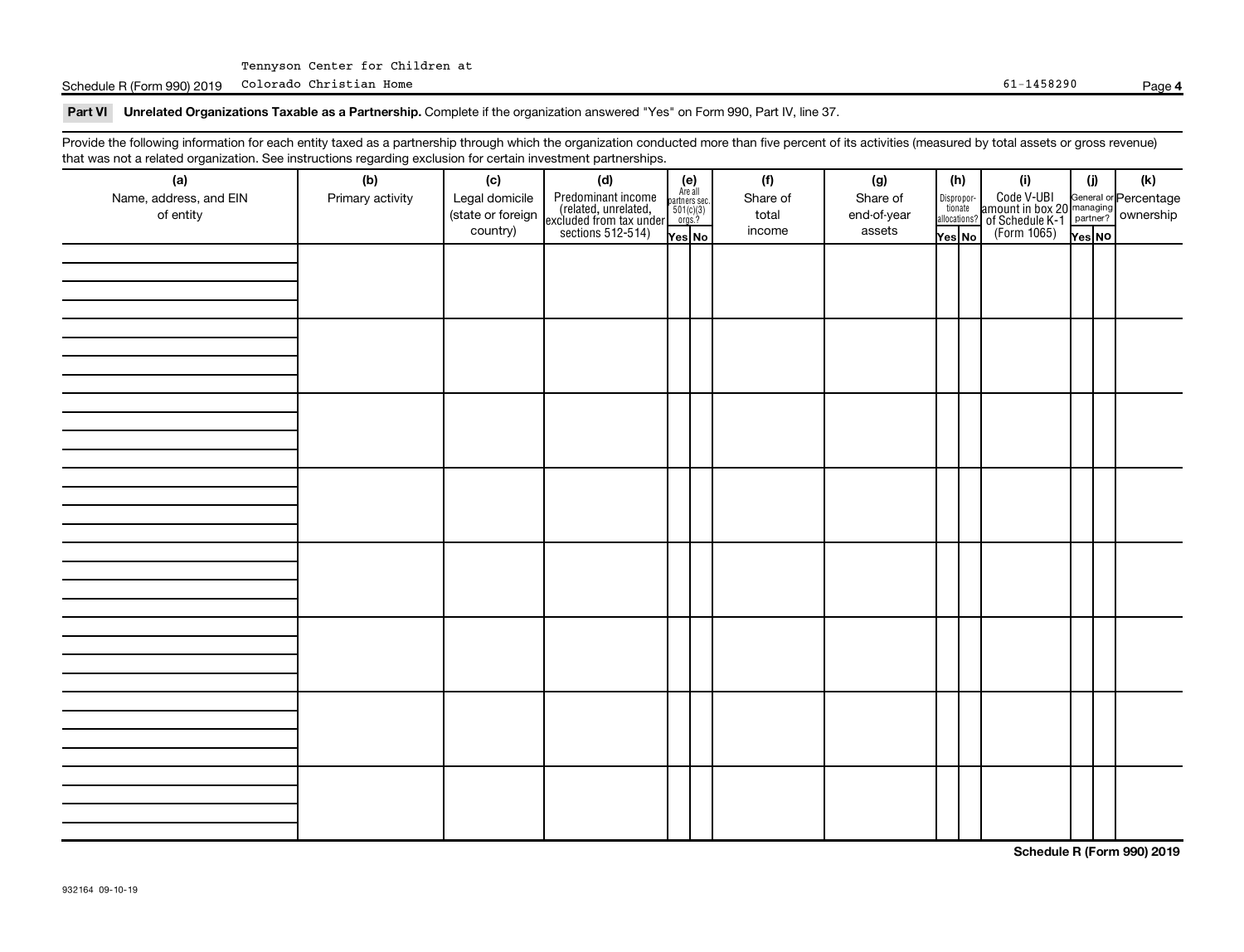Tennyson Center for Children at Colorado Christian Home 61-1458290

## Part VI Unrelated Organizations Taxable as a Partnership. Complete if the organization answered "Yes" on Form 990, Part IV, line 37.

Provide the following information for each entity taxed as a partnership through which the organization conducted more than five percent of its activities (measured by total assets or gross revenue) that was not a related organization. See instructions regarding exclusion for certain investment partnerships.

| (a) Name, address, and EIN of entity | (b) Primary activity | (c) Legal domicile (state or foreign country) | (d) Predominant income (related, unrelated, excluded from tax under sections 512-514) | (e) Are all partners sec. 501(c)(3) orgs.? | | (f) Share of total income | (g) Share of end-of-year assets | (h) Disproportionate allocations? | | (i) Code V-UBI amount in box 20 of Schedule K-1 (Form 1065) | (j) General or managing partner? | | (k) Percentage ownership |
|---|---|---|---|---|---|---|---|---|---|---|---|---|---|
| | | | | Yes | No | | | Yes | No | | Yes | No | |
| | | | | | | | | | | | | | |
| | | | | | | | | | | | | | |
| | | | | | | | | | | | | | |
| | | | | | | | | | | | | | |
| | | | | | | | | | | | | | |
| | | | | | | | | | | | | | |
| | | | | | | | | | | | | | |
| | | | | | | | | | | | | | |

932164 09-10-19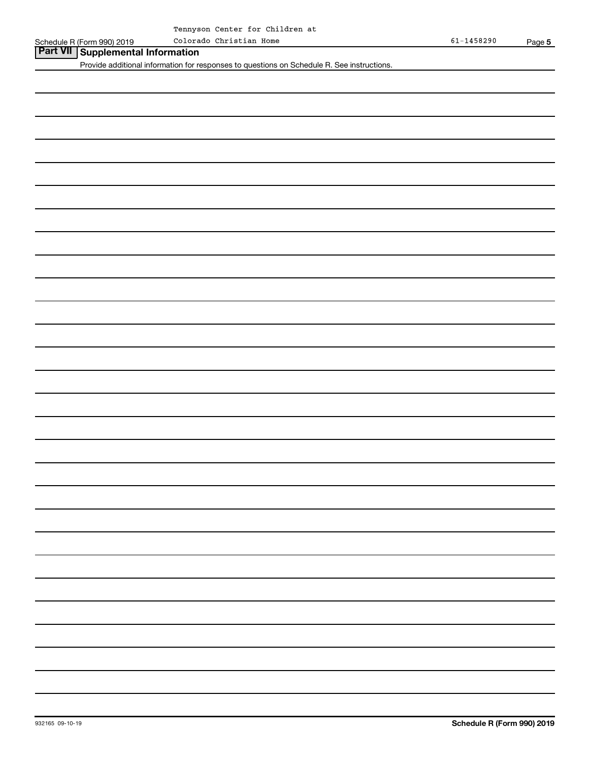Tennyson Center for Children at Colorado Christian Home

61-1458290

## Part VII Supplemental Information

Provide additional information for responses to questions on Schedule R. See instructions.

932165 09-10-19

**Schedule R (Form 990) 2019**